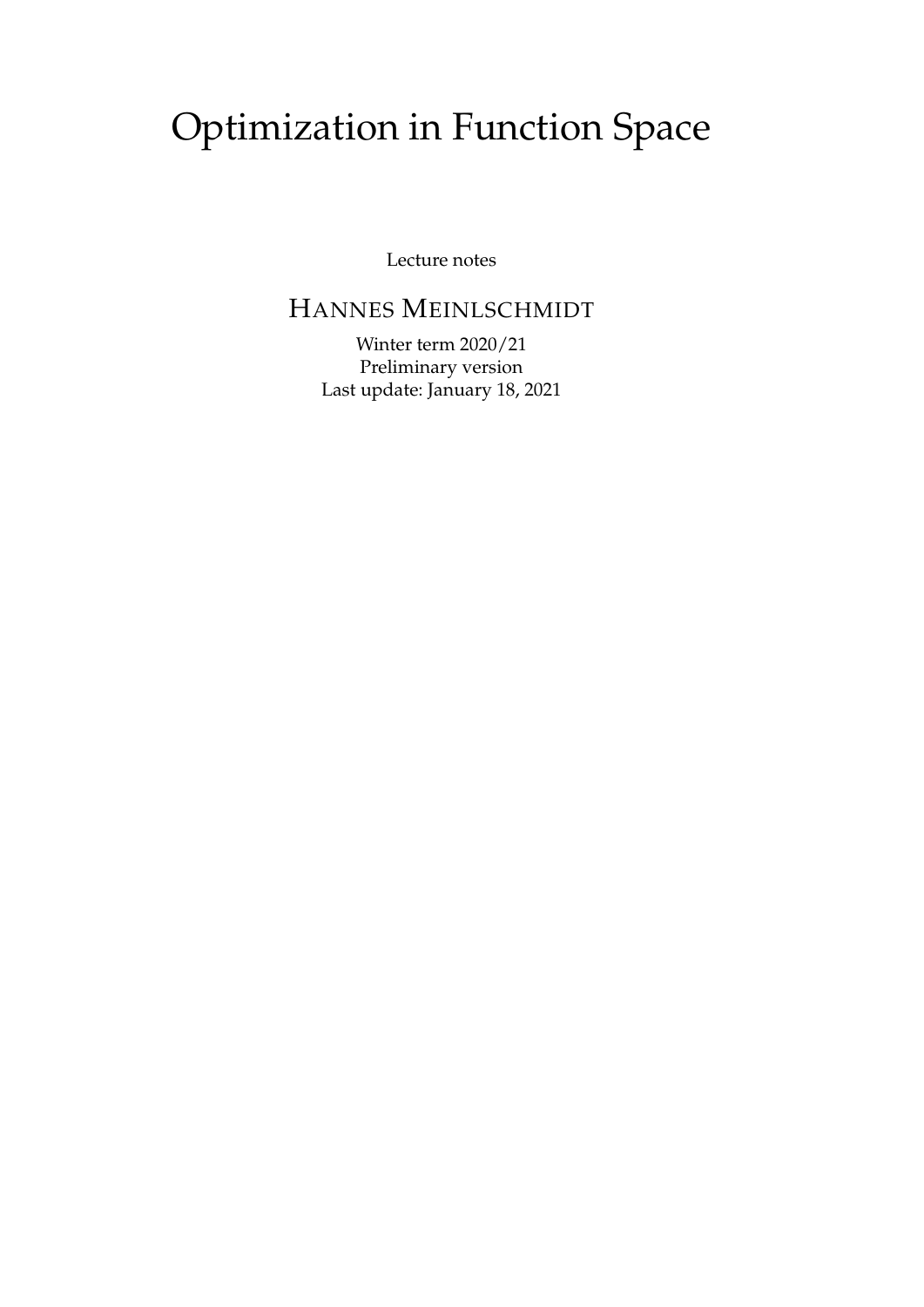# Optimization in Function Space

Lecture notes

## HANNES MEINLSCHMIDT

Winter term 2020/21
Preliminary version
Last update: January 18, 2021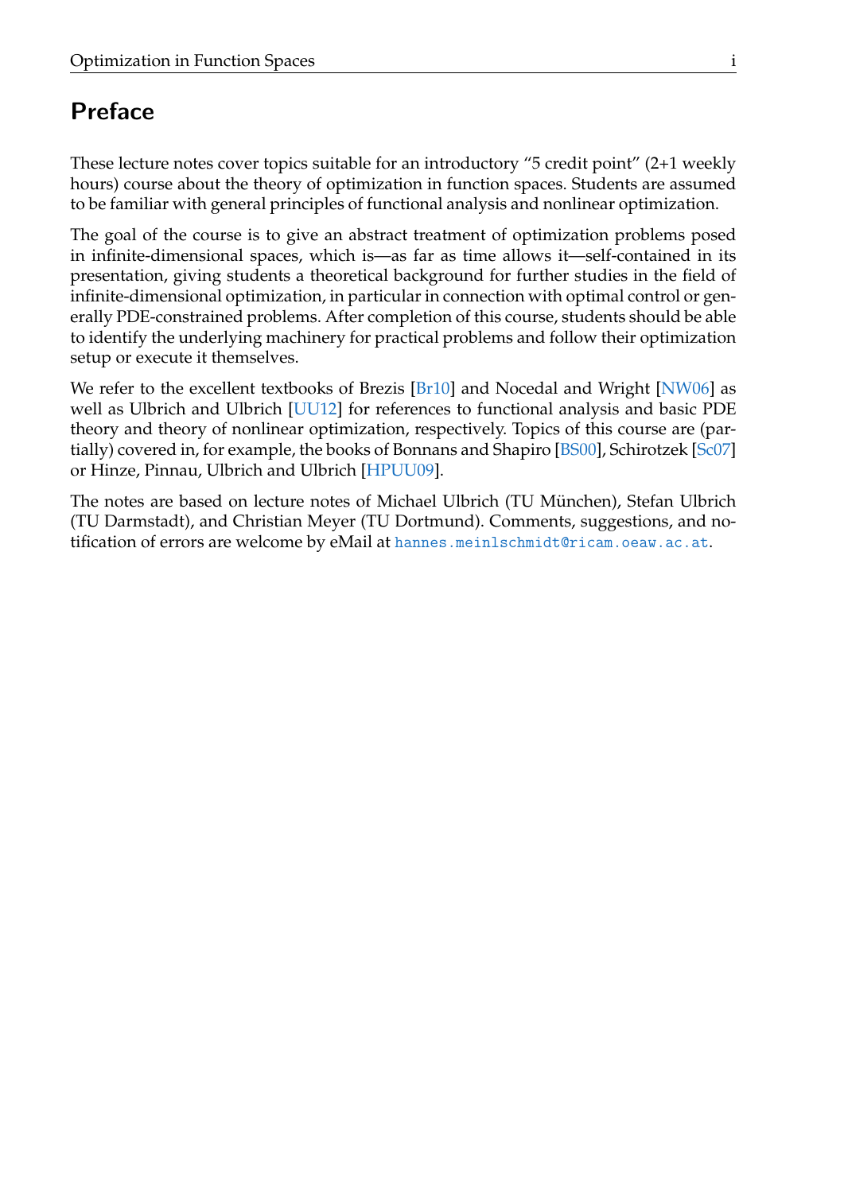# Preface

These lecture notes cover topics suitable for an introductory "5 credit point" (2+1 weekly hours) course about the theory of optimization in function spaces. Students are assumed to be familiar with general principles of functional analysis and nonlinear optimization.

The goal of the course is to give an abstract treatment of optimization problems posed in infinite-dimensional spaces, which is—as far as time allows it—self-contained in its presentation, giving students a theoretical background for further studies in the field of infinite-dimensional optimization, in particular in connection with optimal control or generally PDE-constrained problems. After completion of this course, students should be able to identify the underlying machinery for practical problems and follow their optimization setup or execute it themselves.

We refer to the excellent textbooks of Brezis [Br10] and Nocedal and Wright [NW06] as well as Ulbrich and Ulbrich [UU12] for references to functional analysis and basic PDE theory and theory of nonlinear optimization, respectively. Topics of this course are (partially) covered in, for example, the books of Bonnans and Shapiro [BS00], Schirotzek [Sc07] or Hinze, Pinnau, Ulbrich and Ulbrich [HPUU09].

The notes are based on lecture notes of Michael Ulbrich (TU München), Stefan Ulbrich (TU Darmstadt), and Christian Meyer (TU Dortmund). Comments, suggestions, and notification of errors are welcome by eMail at hannes.meinlschmidt@ricam.oeaw.ac.at.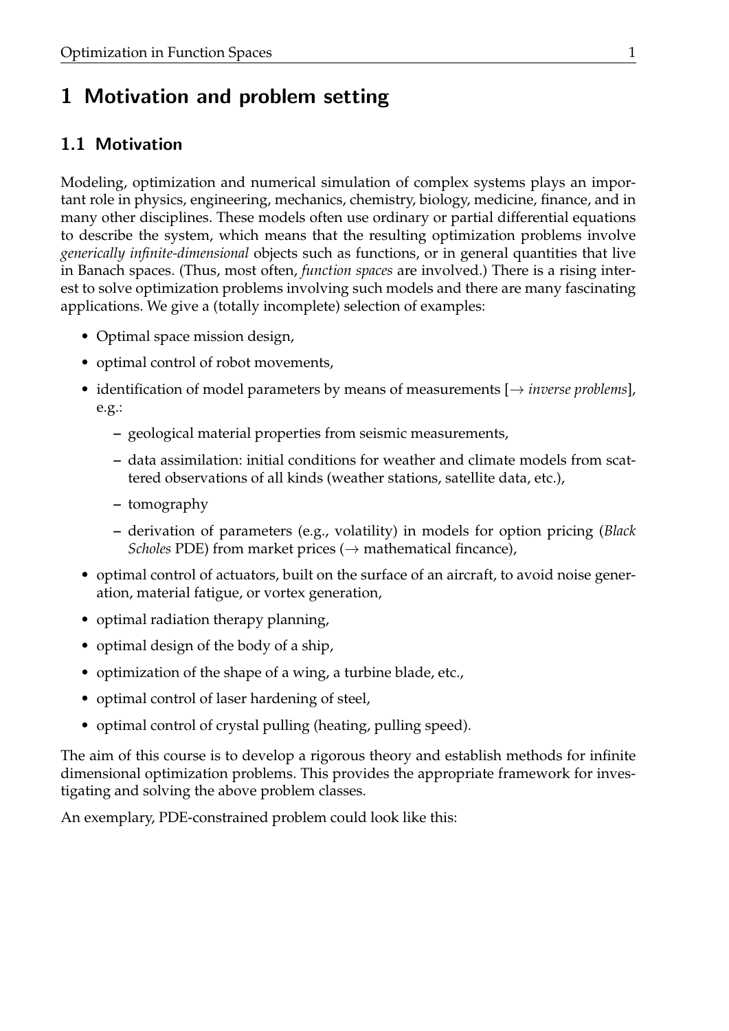# 1 Motivation and problem setting

## 1.1 Motivation

Modeling, optimization and numerical simulation of complex systems plays an important role in physics, engineering, mechanics, chemistry, biology, medicine, finance, and in many other disciplines. These models often use ordinary or partial differential equations to describe the system, which means that the resulting optimization problems involve *generically infinite-dimensional* objects such as functions, or in general quantities that live in Banach spaces. (Thus, most often, *function spaces* are involved.) There is a rising interest to solve optimization problems involving such models and there are many fascinating applications. We give a (totally incomplete) selection of examples:

- Optimal space mission design,
- optimal control of robot movements,
- identification of model parameters by means of measurements [$\rightarrow$ *inverse problems*], e.g.:
  - geological material properties from seismic measurements,
  - data assimilation: initial conditions for weather and climate models from scattered observations of all kinds (weather stations, satellite data, etc.),
  - tomography
  - derivation of parameters (e.g., volatility) in models for option pricing (*Black Scholes* PDE) from market prices ($\rightarrow$ mathematical fincance),
- optimal control of actuators, built on the surface of an aircraft, to avoid noise generation, material fatigue, or vortex generation,
- optimal radiation therapy planning,
- optimal design of the body of a ship,
- optimization of the shape of a wing, a turbine blade, etc.,
- optimal control of laser hardening of steel,
- optimal control of crystal pulling (heating, pulling speed).

The aim of this course is to develop a rigorous theory and establish methods for infinite dimensional optimization problems. This provides the appropriate framework for investigating and solving the above problem classes.

An exemplary, PDE-constrained problem could look like this: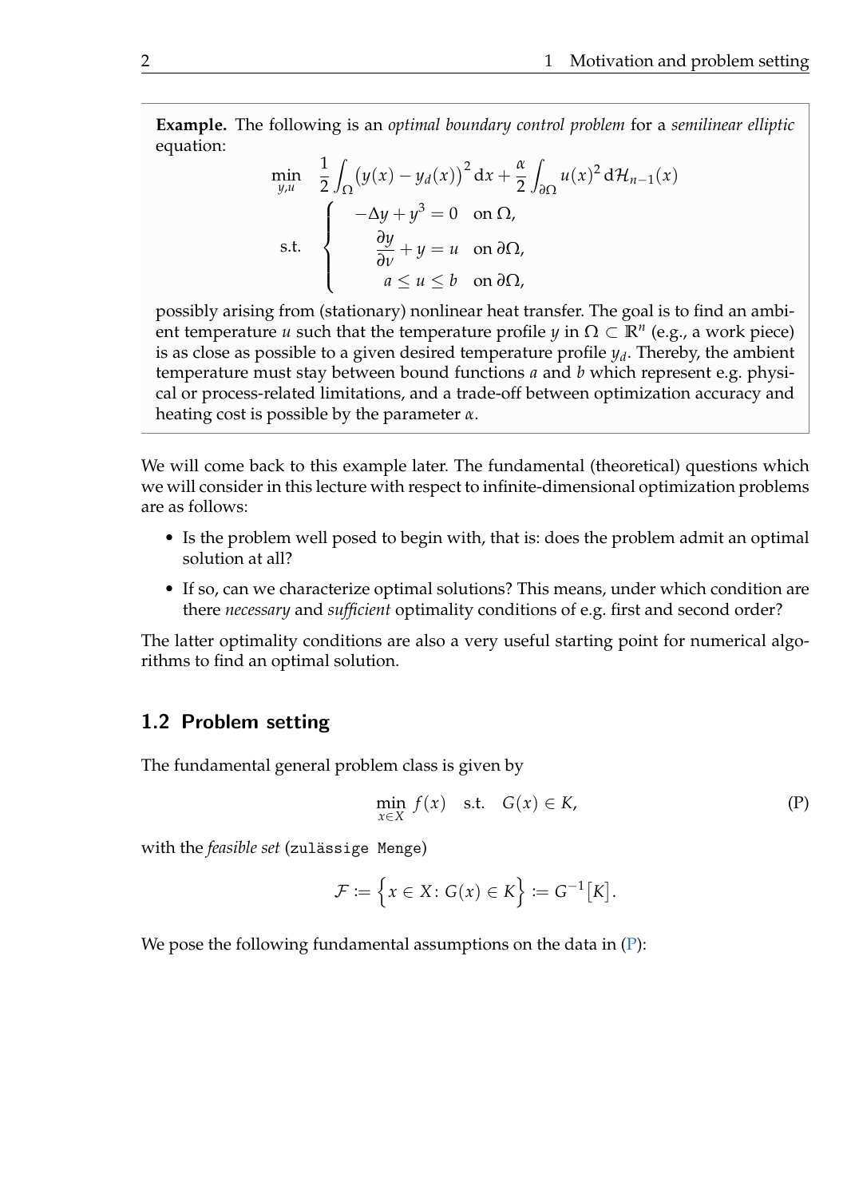**Example.** The following is an *optimal boundary control problem* for a *semilinear elliptic* equation:

$$
\begin{aligned}
\min_{y,u} \quad & \frac{1}{2}\int_\Omega \big(y(x) - y_d(x)\big)^2 \,\mathrm{d}x + \frac{\alpha}{2}\int_{\partial\Omega} u(x)^2 \,\mathrm{d}\mathcal{H}_{n-1}(x) \\
\text{s.t.} \quad & \left\{
\begin{aligned}
-\Delta y + y^3 &= 0 \quad \text{on } \Omega, \\
\frac{\partial y}{\partial \nu} + y &= u \quad \text{on } \partial\Omega, \\
a \le u &\le b \quad \text{on } \partial\Omega,
\end{aligned}
\right.
\end{aligned}
$$

possibly arising from (stationary) nonlinear heat transfer. The goal is to find an ambient temperature $u$ such that the temperature profile $y$ in $\Omega \subset \mathbb{R}^n$ (e.g., a work piece) is as close as possible to a given desired temperature profile $y_d$. Thereby, the ambient temperature must stay between bound functions $a$ and $b$ which represent e.g. physical or process-related limitations, and a trade-off between optimization accuracy and heating cost is possible by the parameter $\alpha$.

We will come back to this example later. The fundamental (theoretical) questions which we will consider in this lecture with respect to infinite-dimensional optimization problems are as follows:

- Is the problem well posed to begin with, that is: does the problem admit an optimal solution at all?
- If so, can we characterize optimal solutions? This means, under which condition are there *necessary* and *sufficient* optimality conditions of e.g. first and second order?

The latter optimality conditions are also a very useful starting point for numerical algorithms to find an optimal solution.

## 1.2 Problem setting

The fundamental general problem class is given by

$$
\min_{x \in X} \; f(x) \quad \text{s.t.} \quad G(x) \in K, \tag{P}
$$

with the *feasible set* (`zulässige Menge`)

$$
\mathcal{F} := \Big\{ x \in X \colon G(x) \in K \Big\} := G^{-1}\big[K\big].
$$

We pose the following fundamental assumptions on the data in (P):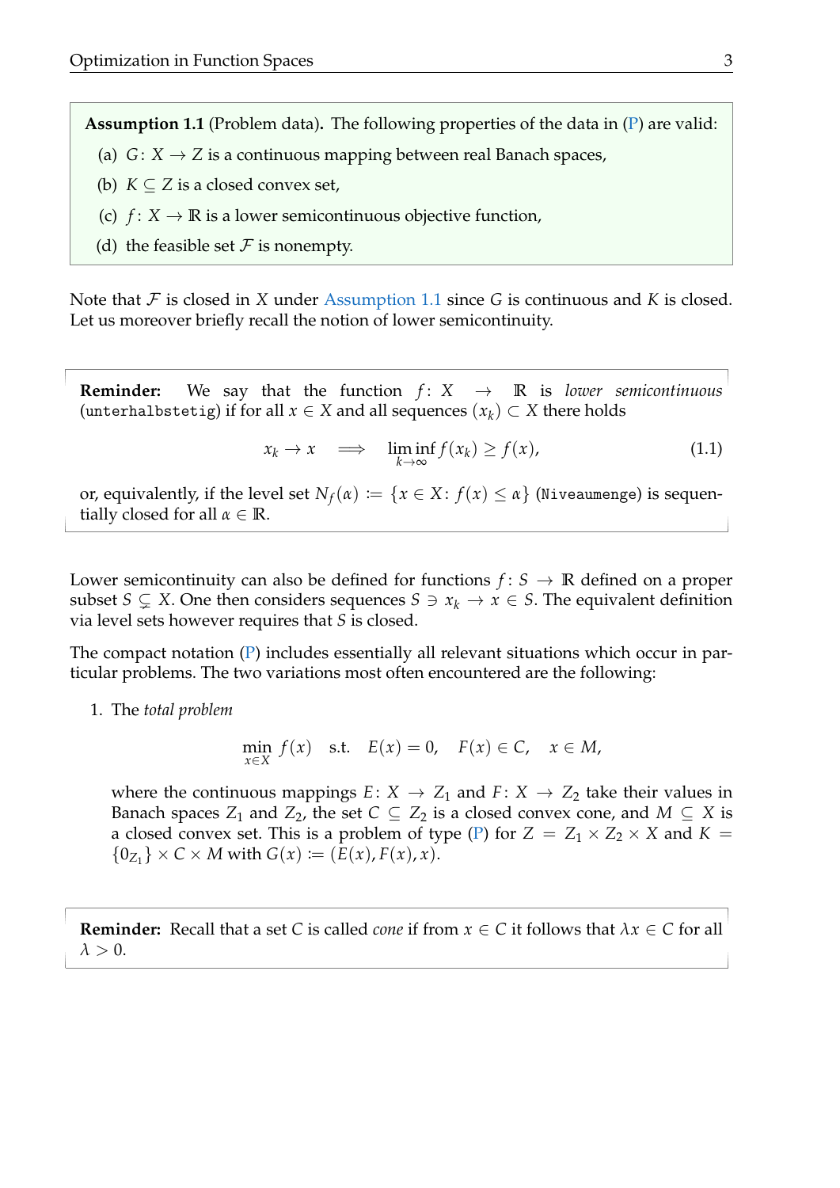**Assumption 1.1** (Problem data)**.** The following properties of the data in (P) are valid:

(a) $G\colon X \to Z$ is a continuous mapping between real Banach spaces,

(b) $K \subseteq Z$ is a closed convex set,

(c) $f\colon X \to \mathbb{R}$ is a lower semicontinuous objective function,

(d) the feasible set $\mathcal{F}$ is nonempty.

Note that $\mathcal{F}$ is closed in $X$ under Assumption 1.1 since $G$ is continuous and $K$ is closed. Let us moreover briefly recall the notion of lower semicontinuity.

**Reminder:** We say that the function $f\colon X \to \mathbb{R}$ is *lower semicontinuous* (`unterhalbstetig`) if for all $x \in X$ and all sequences $(x_k) \subset X$ there holds

$$x_k \to x \quad \Longrightarrow \quad \liminf_{k\to\infty} f(x_k) \geq f(x), \tag{1.1}$$

or, equivalently, if the level set $N_f(\alpha) \coloneqq \{x \in X\colon f(x) \leq \alpha\}$ (`Niveaumenge`) is sequentially closed for all $\alpha \in \mathbb{R}$.

Lower semicontinuity can also be defined for functions $f\colon S \to \mathbb{R}$ defined on a proper subset $S \subsetneq X$. One then considers sequences $S \ni x_k \to x \in S$. The equivalent definition via level sets however requires that $S$ is closed.

The compact notation (P) includes essentially all relevant situations which occur in particular problems. The two variations most often encountered are the following:

1. The *total problem*

$$\min_{x\in X} f(x) \quad \text{s.t.} \quad E(x) = 0, \quad F(x) \in C, \quad x \in M,$$

where the continuous mappings $E\colon X \to Z_1$ and $F\colon X \to Z_2$ take their values in Banach spaces $Z_1$ and $Z_2$, the set $C \subseteq Z_2$ is a closed convex cone, and $M \subseteq X$ is a closed convex set. This is a problem of type (P) for $Z = Z_1 \times Z_2 \times X$ and $K = \{0_{Z_1}\} \times C \times M$ with $G(x) \coloneqq (E(x), F(x), x)$.

**Reminder:** Recall that a set $C$ is called *cone* if from $x \in C$ it follows that $\lambda x \in C$ for all $\lambda > 0$.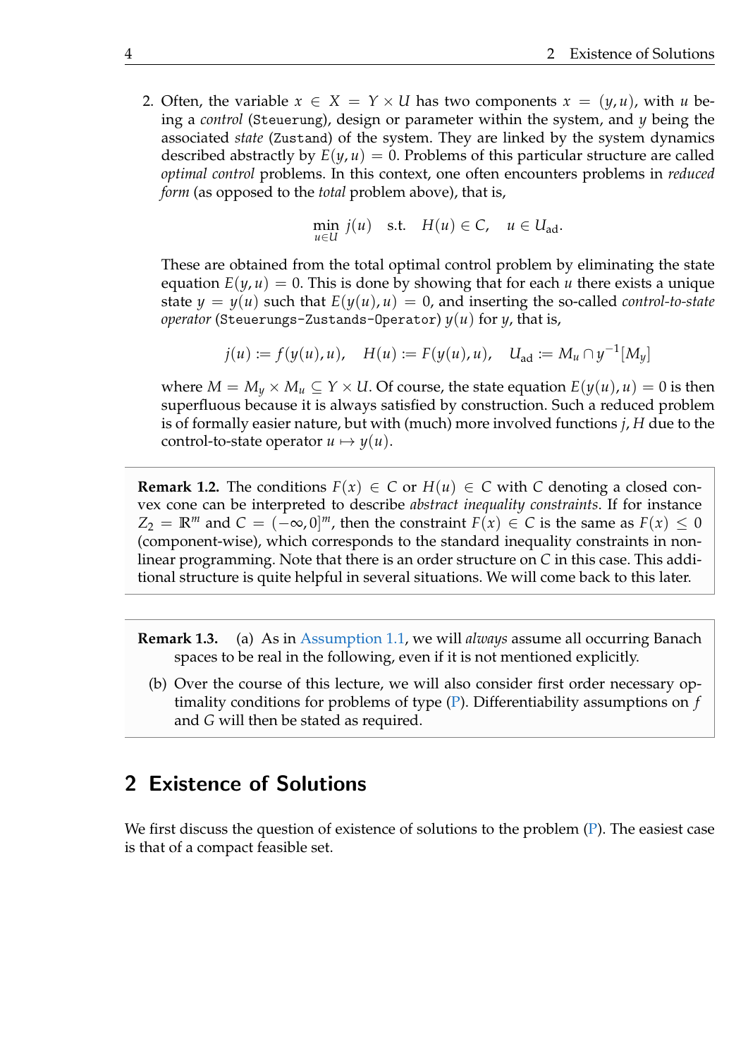2. Often, the variable $x \in X = Y \times U$ has two components $x = (y, u)$, with $u$ being a *control* (`Steuerung`), design or parameter within the system, and $y$ being the associated *state* (`Zustand`) of the system. They are linked by the system dynamics described abstractly by $E(y, u) = 0$. Problems of this particular structure are called *optimal control* problems. In this context, one often encounters problems in *reduced form* (as opposed to the *total* problem above), that is,

$$\min_{u \in U} j(u) \quad \text{s.t.} \quad H(u) \in C, \quad u \in U_{\text{ad}}.$$

These are obtained from the total optimal control problem by eliminating the state equation $E(y, u) = 0$. This is done by showing that for each $u$ there exists a unique state $y = y(u)$ such that $E(y(u), u) = 0$, and inserting the so-called *control-to-state operator* (`Steuerungs-Zustands-Operator`) $y(u)$ for $y$, that is,

$$j(u) := f(y(u), u), \quad H(u) := F(y(u), u), \quad U_{\text{ad}} := M_u \cap y^{-1}[M_y]$$

where $M = M_y \times M_u \subseteq Y \times U$. Of course, the state equation $E(y(u), u) = 0$ is then superfluous because it is always satisfied by construction. Such a reduced problem is of formally easier nature, but with (much) more involved functions $j, H$ due to the control-to-state operator $u \mapsto y(u)$.

**Remark 1.2.** The conditions $F(x) \in C$ or $H(u) \in C$ with $C$ denoting a closed convex cone can be interpreted to describe *abstract inequality constraints*. If for instance $Z_2 = \mathbb{R}^m$ and $C = (-\infty, 0]^m$, then the constraint $F(x) \in C$ is the same as $F(x) \leq 0$ (component-wise), which corresponds to the standard inequality constraints in nonlinear programming. Note that there is an order structure on $C$ in this case. This additional structure is quite helpful in several situations. We will come back to this later.

**Remark 1.3.** (a) As in Assumption 1.1, we will *always* assume all occurring Banach spaces to be real in the following, even if it is not mentioned explicitly.

(b) Over the course of this lecture, we will also consider first order necessary optimality conditions for problems of type (P). Differentiability assumptions on $f$ and $G$ will then be stated as required.

## 2 Existence of Solutions

We first discuss the question of existence of solutions to the problem (P). The easiest case is that of a compact feasible set.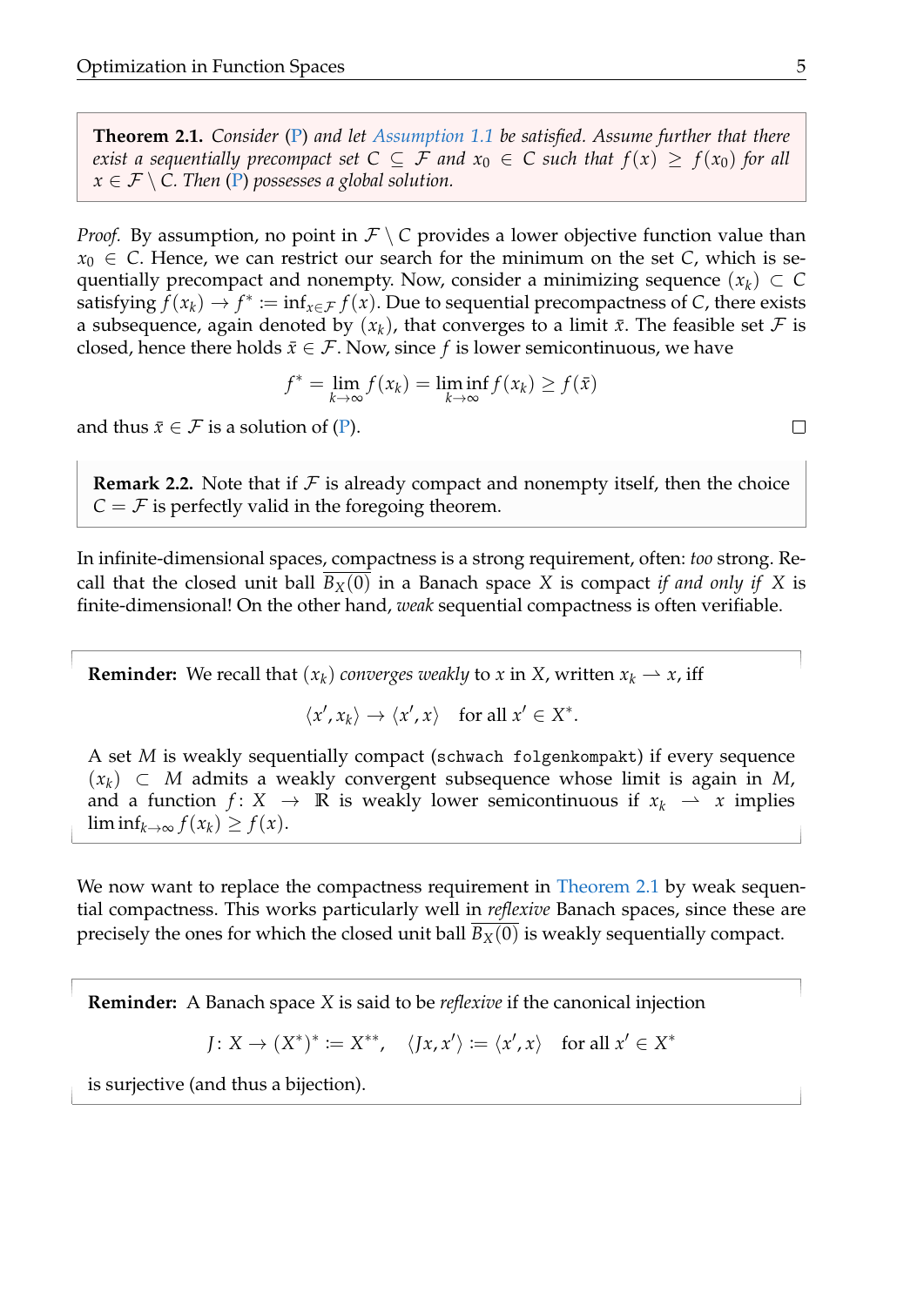**Theorem 2.1.** *Consider* (P) *and let Assumption 1.1 be satisfied. Assume further that there exist a sequentially precompact set $C \subseteq \mathcal{F}$ and $x_0 \in C$ such that $f(x) \geq f(x_0)$ for all $x \in \mathcal{F} \setminus C$. Then* (P) *possesses a global solution.*

*Proof.* By assumption, no point in $\mathcal{F} \setminus C$ provides a lower objective function value than $x_0 \in C$. Hence, we can restrict our search for the minimum on the set $C$, which is sequentially precompact and nonempty. Now, consider a minimizing sequence $(x_k) \subset C$ satisfying $f(x_k) \to f^* := \inf_{x \in \mathcal{F}} f(x)$. Due to sequential precompactness of $C$, there exists a subsequence, again denoted by $(x_k)$, that converges to a limit $\bar{x}$. The feasible set $\mathcal{F}$ is closed, hence there holds $\bar{x} \in \mathcal{F}$. Now, since $f$ is lower semicontinuous, we have

$$f^* = \lim_{k \to \infty} f(x_k) = \liminf_{k \to \infty} f(x_k) \geq f(\bar{x})$$

and thus $\bar{x} \in \mathcal{F}$ is a solution of (P). □

**Remark 2.2.** Note that if $\mathcal{F}$ is already compact and nonempty itself, then the choice $C = \mathcal{F}$ is perfectly valid in the foregoing theorem.

In infinite-dimensional spaces, compactness is a strong requirement, often: *too* strong. Recall that the closed unit ball $\overline{B_X(0)}$ in a Banach space $X$ is compact *if and only if* $X$ is finite-dimensional! On the other hand, *weak* sequential compactness is often verifiable.

**Reminder:** We recall that $(x_k)$ *converges weakly* to $x$ in $X$, written $x_k \rightharpoonup x$, iff

$$\langle x', x_k \rangle \to \langle x', x \rangle \quad \text{for all } x' \in X^*.$$

A set $M$ is weakly sequentially compact (`schwach folgenkompakt`) if every sequence $(x_k) \subset M$ admits a weakly convergent subsequence whose limit is again in $M$, and a function $f \colon X \to \mathbb{R}$ is weakly lower semicontinuous if $x_k \rightharpoonup x$ implies $\liminf_{k \to \infty} f(x_k) \geq f(x)$.

We now want to replace the compactness requirement in Theorem 2.1 by weak sequential compactness. This works particularly well in *reflexive* Banach spaces, since these are precisely the ones for which the closed unit ball $\overline{B_X(0)}$ is weakly sequentially compact.

**Reminder:** A Banach space $X$ is said to be *reflexive* if the canonical injection

$$J \colon X \to (X^*)^* := X^{**}, \quad \langle Jx, x' \rangle := \langle x', x \rangle \quad \text{for all } x' \in X^*$$

is surjective (and thus a bijection).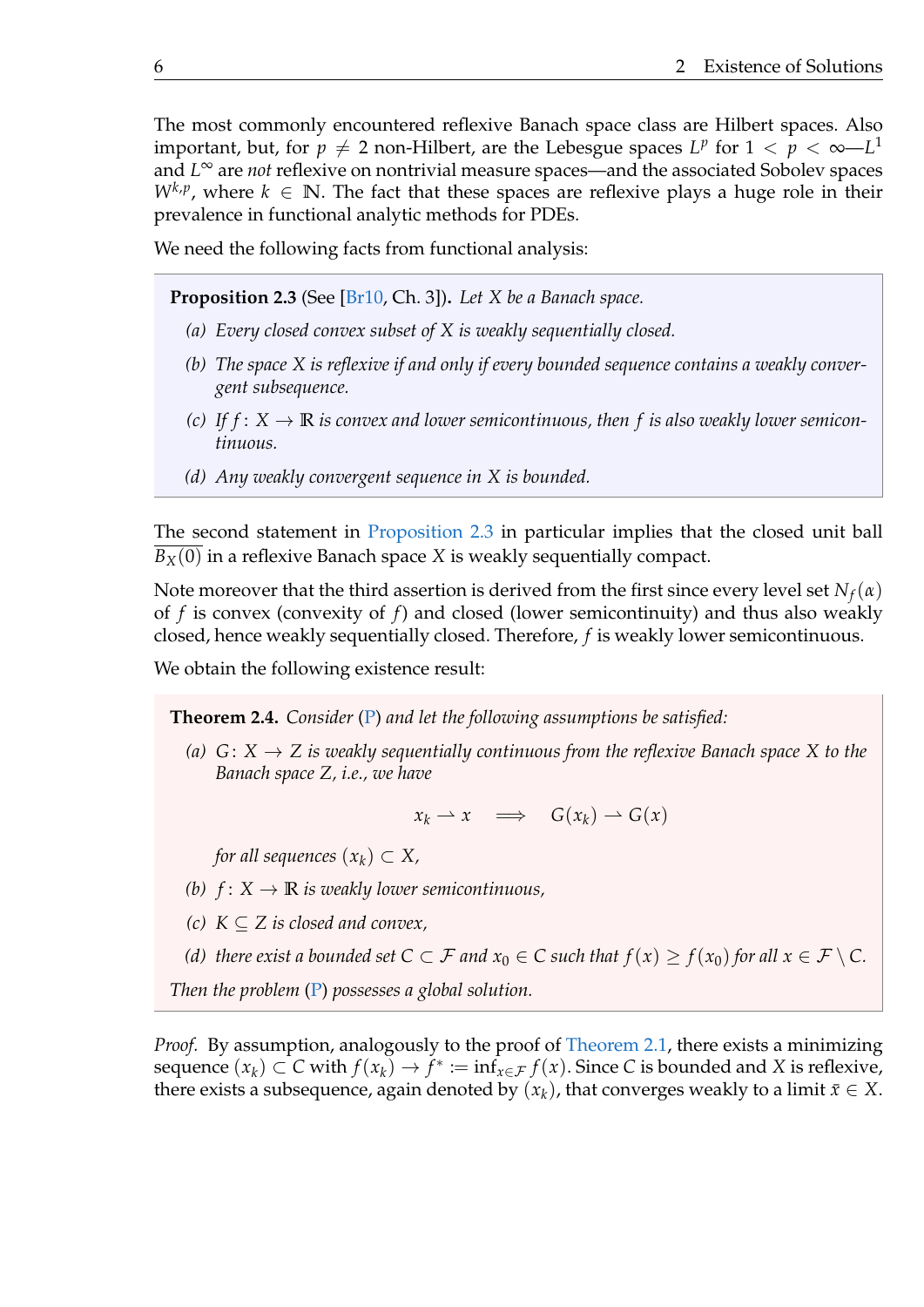The most commonly encountered reflexive Banach space class are Hilbert spaces. Also important, but, for $p \neq 2$ non-Hilbert, are the Lebesgue spaces $L^p$ for $1 < p < \infty$—$L^1$ and $L^\infty$ are *not* reflexive on nontrivial measure spaces—and the associated Sobolev spaces $W^{k,p}$, where $k \in \mathbb{N}$. The fact that these spaces are reflexive plays a huge role in their prevalence in functional analytic methods for PDEs.

We need the following facts from functional analysis:

**Proposition 2.3** (See [Br10, Ch. 3])**.** *Let $X$ be a Banach space.*

*(a) Every closed convex subset of $X$ is weakly sequentially closed.*

*(b) The space $X$ is reflexive if and only if every bounded sequence contains a weakly convergent subsequence.*

*(c) If $f\colon X \to \mathbb{R}$ is convex and lower semicontinuous, then $f$ is also weakly lower semicontinuous.*

*(d) Any weakly convergent sequence in $X$ is bounded.*

The second statement in Proposition 2.3 in particular implies that the closed unit ball $\overline{B_X(0)}$ in a reflexive Banach space $X$ is weakly sequentially compact.

Note moreover that the third assertion is derived from the first since every level set $N_f(\alpha)$ of $f$ is convex (convexity of $f$) and closed (lower semicontinuity) and thus also weakly closed, hence weakly sequentially closed. Therefore, $f$ is weakly lower semicontinuous.

We obtain the following existence result:

**Theorem 2.4.** *Consider (P) and let the following assumptions be satisfied:*

*(a) $G\colon X \to Z$ is weakly sequentially continuous from the reflexive Banach space $X$ to the Banach space $Z$, i.e., we have*

$$x_k \rightharpoonup x \quad \Longrightarrow \quad G(x_k) \rightharpoonup G(x)$$

*for all sequences $(x_k) \subset X$,*

*(b) $f\colon X \to \mathbb{R}$ is weakly lower semicontinuous,*

*(c) $K \subseteq Z$ is closed and convex,*

*(d) there exist a bounded set $C \subset \mathcal{F}$ and $x_0 \in C$ such that $f(x) \geq f(x_0)$ for all $x \in \mathcal{F} \setminus C$.*

*Then the problem (P) possesses a global solution.*

*Proof.* By assumption, analogously to the proof of Theorem 2.1, there exists a minimizing sequence $(x_k) \subset C$ with $f(x_k) \to f^* := \inf_{x \in \mathcal{F}} f(x)$. Since $C$ is bounded and $X$ is reflexive, there exists a subsequence, again denoted by $(x_k)$, that converges weakly to a limit $\bar{x} \in X$.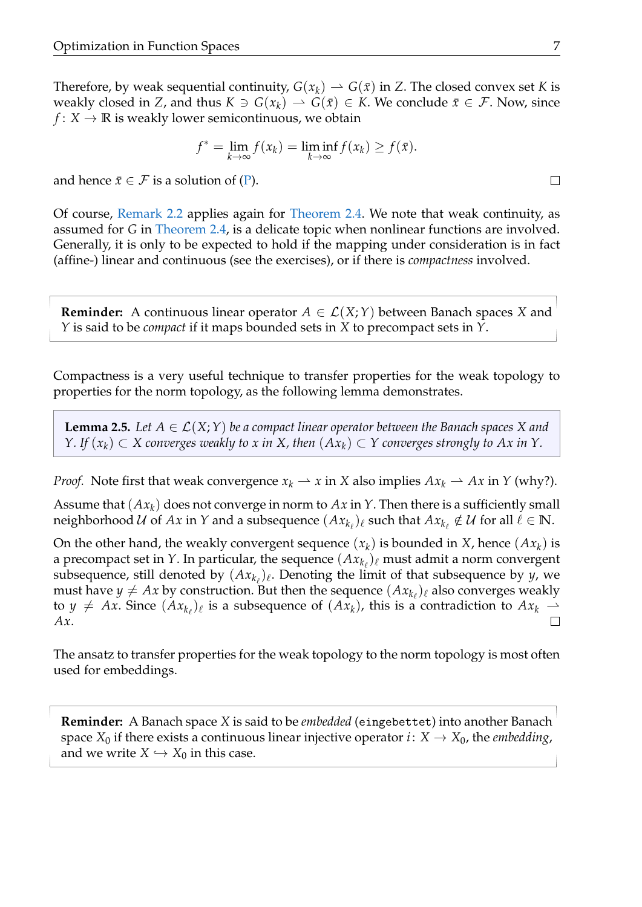Therefore, by weak sequential continuity, $G(x_k) \rightharpoonup G(\bar{x})$ in $Z$. The closed convex set $K$ is weakly closed in $Z$, and thus $K \ni G(x_k) \rightharpoonup G(\bar{x}) \in K$. We conclude $\bar{x} \in \mathcal{F}$. Now, since $f\colon X \to \mathbb{R}$ is weakly lower semicontinuous, we obtain

$$f^* = \lim_{k\to\infty} f(x_k) = \liminf_{k\to\infty} f(x_k) \geq f(\bar{x}).$$

and hence $\bar{x} \in \mathcal{F}$ is a solution of (P). $\square$

Of course, Remark 2.2 applies again for Theorem 2.4. We note that weak continuity, as assumed for $G$ in Theorem 2.4, is a delicate topic when nonlinear functions are involved. Generally, it is only to be expected to hold if the mapping under consideration is in fact (affine-) linear and continuous (see the exercises), or if there is *compactness* involved.

> **Reminder:** A continuous linear operator $A \in \mathcal{L}(X;Y)$ between Banach spaces $X$ and $Y$ is said to be *compact* if it maps bounded sets in $X$ to precompact sets in $Y$.

Compactness is a very useful technique to transfer properties for the weak topology to properties for the norm topology, as the following lemma demonstrates.

**Lemma 2.5.** *Let $A \in \mathcal{L}(X;Y)$ be a compact linear operator between the Banach spaces $X$ and $Y$. If $(x_k) \subset X$ converges weakly to $x$ in $X$, then $(Ax_k) \subset Y$ converges strongly to $Ax$ in $Y$.*

*Proof.* Note first that weak convergence $x_k \rightharpoonup x$ in $X$ also implies $Ax_k \rightharpoonup Ax$ in $Y$ (why?).

Assume that $(Ax_k)$ does not converge in norm to $Ax$ in $Y$. Then there is a sufficiently small neighborhood $\mathcal{U}$ of $Ax$ in $Y$ and a subsequence $(Ax_{k_\ell})_\ell$ such that $Ax_{k_\ell} \notin \mathcal{U}$ for all $\ell \in \mathbb{N}$.

On the other hand, the weakly convergent sequence $(x_k)$ is bounded in $X$, hence $(Ax_k)$ is a precompact set in $Y$. In particular, the sequence $(Ax_{k_\ell})_\ell$ must admit a norm convergent subsequence, still denoted by $(Ax_{k_\ell})_\ell$. Denoting the limit of that subsequence by $y$, we must have $y \neq Ax$ by construction. But then the sequence $(Ax_{k_\ell})_\ell$ also converges weakly to $y \neq Ax$. Since $(Ax_{k_\ell})_\ell$ is a subsequence of $(Ax_k)$, this is a contradiction to $Ax_k \rightharpoonup Ax$. $\square$

The ansatz to transfer properties for the weak topology to the norm topology is most often used for embeddings.

> **Reminder:** A Banach space $X$ is said to be *embedded* (`eingebettet`) into another Banach space $X_0$ if there exists a continuous linear injective operator $i\colon X \to X_0$, the *embedding*, and we write $X \hookrightarrow X_0$ in this case.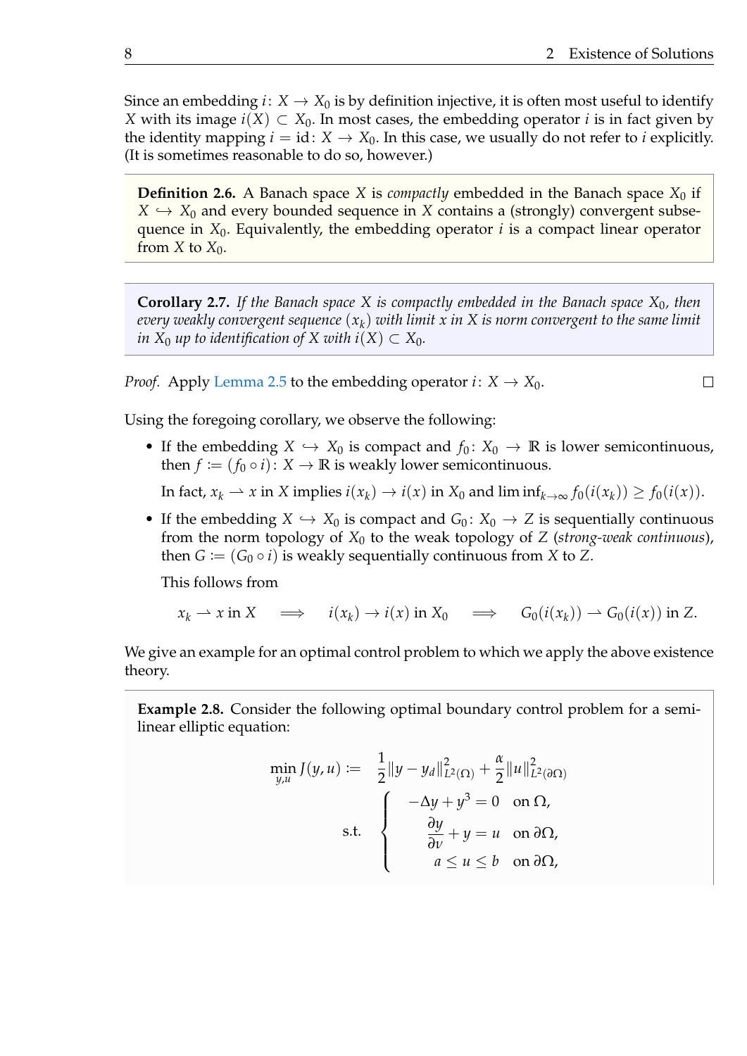Since an embedding $i\colon X \to X_0$ is by definition injective, it is often most useful to identify $X$ with its image $i(X) \subset X_0$. In most cases, the embedding operator $i$ is in fact given by the identity mapping $i = \mathrm{id}\colon X \to X_0$. In this case, we usually do not refer to $i$ explicitly. (It is sometimes reasonable to do so, however.)

**Definition 2.6.** A Banach space $X$ is *compactly* embedded in the Banach space $X_0$ if $X \hookrightarrow X_0$ and every bounded sequence in $X$ contains a (strongly) convergent subsequence in $X_0$. Equivalently, the embedding operator $i$ is a compact linear operator from $X$ to $X_0$.

**Corollary 2.7.** *If the Banach space $X$ is compactly embedded in the Banach space $X_0$, then every weakly convergent sequence $(x_k)$ with limit $x$ in $X$ is norm convergent to the same limit in $X_0$ up to identification of $X$ with $i(X) \subset X_0$.*

*Proof.* Apply Lemma 2.5 to the embedding operator $i\colon X \to X_0$. □

Using the foregoing corollary, we observe the following:

- If the embedding $X \hookrightarrow X_0$ is compact and $f_0\colon X_0 \to \mathbb{R}$ is lower semicontinuous, then $f := (f_0 \circ i)\colon X \to \mathbb{R}$ is weakly lower semicontinuous.

  In fact, $x_k \rightharpoonup x$ in $X$ implies $i(x_k) \to i(x)$ in $X_0$ and $\liminf_{k\to\infty} f_0(i(x_k)) \geq f_0(i(x))$.

- If the embedding $X \hookrightarrow X_0$ is compact and $G_0\colon X_0 \to Z$ is sequentially continuous from the norm topology of $X_0$ to the weak topology of $Z$ (*strong-weak continuous*), then $G := (G_0 \circ i)$ is weakly sequentially continuous from $X$ to $Z$.

  This follows from

$$x_k \rightharpoonup x \text{ in } X \quad \Longrightarrow \quad i(x_k) \to i(x) \text{ in } X_0 \quad \Longrightarrow \quad G_0(i(x_k)) \rightharpoonup G_0(i(x)) \text{ in } Z.$$

We give an example for an optimal control problem to which we apply the above existence theory.

**Example 2.8.** Consider the following optimal boundary control problem for a semilinear elliptic equation:

$$\begin{aligned}
\min_{y,u} J(y,u) := \quad & \frac{1}{2}\|y - y_d\|^2_{L^2(\Omega)} + \frac{\alpha}{2}\|u\|^2_{L^2(\partial\Omega)} \\
\text{s.t.} \quad & \left\{ \begin{aligned} -\Delta y + y^3 &= 0 \quad \text{on } \Omega, \\ \frac{\partial y}{\partial \nu} + y &= u \quad \text{on } \partial\Omega, \\ a \leq u &\leq b \quad \text{on } \partial\Omega, \end{aligned} \right.
\end{aligned}$$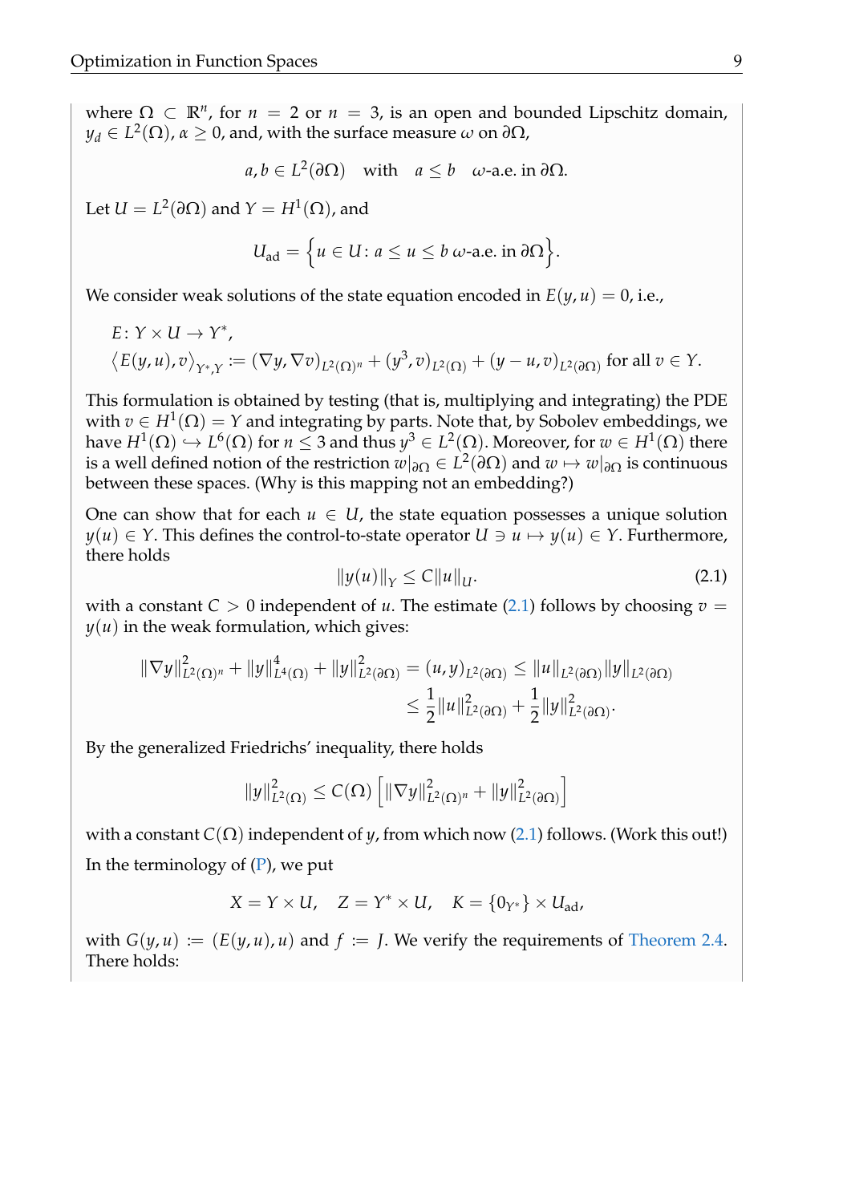where $\Omega \subset \mathbb{R}^n$, for $n = 2$ or $n = 3$, is an open and bounded Lipschitz domain, $y_d \in L^2(\Omega)$, $\alpha \geq 0$, and, with the surface measure $\omega$ on $\partial\Omega$,

$$a, b \in L^2(\partial\Omega) \quad \text{with} \quad a \leq b \quad \omega\text{-a.e. in } \partial\Omega.$$

Let $U = L^2(\partial\Omega)$ and $Y = H^1(\Omega)$, and

$$U_{\text{ad}} = \Big\{ u \in U \colon a \leq u \leq b \ \omega\text{-a.e. in } \partial\Omega \Big\}.$$

We consider weak solutions of the state equation encoded in $E(y, u) = 0$, i.e.,

$$E \colon Y \times U \to Y^*,$$
$$\big\langle E(y, u), v \big\rangle_{Y^*,Y} := (\nabla y, \nabla v)_{L^2(\Omega)^n} + (y^3, v)_{L^2(\Omega)} + (y - u, v)_{L^2(\partial\Omega)} \text{ for all } v \in Y.$$

This formulation is obtained by testing (that is, multiplying and integrating) the PDE with $v \in H^1(\Omega) = Y$ and integrating by parts. Note that, by Sobolev embeddings, we have $H^1(\Omega) \hookrightarrow L^6(\Omega)$ for $n \leq 3$ and thus $y^3 \in L^2(\Omega)$. Moreover, for $w \in H^1(\Omega)$ there is a well defined notion of the restriction $w|_{\partial\Omega} \in L^2(\partial\Omega)$ and $w \mapsto w|_{\partial\Omega}$ is continuous between these spaces. (Why is this mapping not an embedding?)

One can show that for each $u \in U$, the state equation possesses a unique solution $y(u) \in Y$. This defines the control-to-state operator $U \ni u \mapsto y(u) \in Y$. Furthermore, there holds

$$\|y(u)\|_Y \leq C \|u\|_U. \tag{2.1}$$

with a constant $C > 0$ independent of $u$. The estimate (2.1) follows by choosing $v = y(u)$ in the weak formulation, which gives:

$$\begin{aligned}
\|\nabla y\|^2_{L^2(\Omega)^n} + \|y\|^4_{L^4(\Omega)} + \|y\|^2_{L^2(\partial\Omega)} = (u, y)_{L^2(\partial\Omega)} &\leq \|u\|_{L^2(\partial\Omega)} \|y\|_{L^2(\partial\Omega)} \\
&\leq \frac{1}{2}\|u\|^2_{L^2(\partial\Omega)} + \frac{1}{2}\|y\|^2_{L^2(\partial\Omega)}.
\end{aligned}$$

By the generalized Friedrichs' inequality, there holds

$$\|y\|^2_{L^2(\Omega)} \leq C(\Omega) \left[ \|\nabla y\|^2_{L^2(\Omega)^n} + \|y\|^2_{L^2(\partial\Omega)} \right]$$

with a constant $C(\Omega)$ independent of $y$, from which now (2.1) follows. (Work this out!)

In the terminology of (P), we put

$$X = Y \times U, \quad Z = Y^* \times U, \quad K = \{0_{Y^*}\} \times U_{\text{ad}},$$

with $G(y, u) := (E(y, u), u)$ and $f := J$. We verify the requirements of Theorem 2.4. There holds: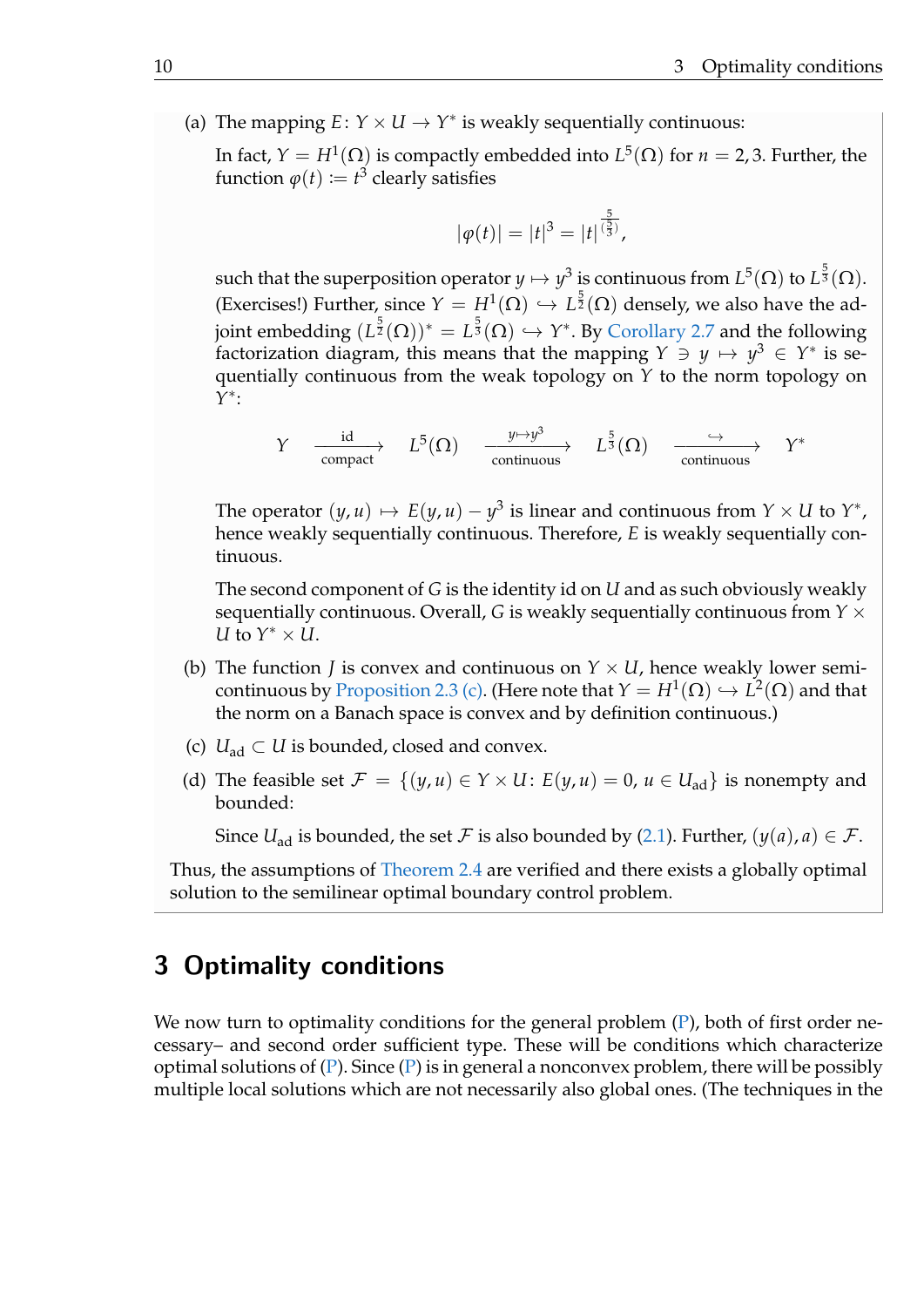(a) The mapping $E\colon Y \times U \to Y^*$ is weakly sequentially continuous:

In fact, $Y = H^1(\Omega)$ is compactly embedded into $L^5(\Omega)$ for $n = 2, 3$. Further, the function $\varphi(t) := t^3$ clearly satisfies

$$|\varphi(t)| = |t|^3 = |t|^{\frac{5}{(\frac{5}{3})}},$$

such that the superposition operator $y \mapsto y^3$ is continuous from $L^5(\Omega)$ to $L^{\frac{5}{3}}(\Omega)$. (Exercises!) Further, since $Y = H^1(\Omega) \hookrightarrow L^{\frac{5}{2}}(\Omega)$ densely, we also have the adjoint embedding $(L^{\frac{5}{2}}(\Omega))^* = L^{\frac{5}{3}}(\Omega) \hookrightarrow Y^*$. By Corollary 2.7 and the following factorization diagram, this means that the mapping $Y \ni y \mapsto y^3 \in Y^*$ is sequentially continuous from the weak topology on $Y$ to the norm topology on $Y^*$:

$$Y \xrightarrow[\text{compact}]{\text{id}} L^5(\Omega) \xrightarrow[\text{continuous}]{y \mapsto y^3} L^{\frac{5}{3}}(\Omega) \xrightarrow[\text{continuous}]{\hookrightarrow} Y^*$$

The operator $(y, u) \mapsto E(y, u) - y^3$ is linear and continuous from $Y \times U$ to $Y^*$, hence weakly sequentially continuous. Therefore, $E$ is weakly sequentially continuous.

The second component of $G$ is the identity id on $U$ and as such obviously weakly sequentially continuous. Overall, $G$ is weakly sequentially continuous from $Y \times U$ to $Y^* \times U$.

(b) The function $J$ is convex and continuous on $Y \times U$, hence weakly lower semicontinuous by Proposition 2.3 (c). (Here note that $Y = H^1(\Omega) \hookrightarrow L^2(\Omega)$ and that the norm on a Banach space is convex and by definition continuous.)

(c) $U_{\text{ad}} \subset U$ is bounded, closed and convex.

(d) The feasible set $\mathcal{F} = \{(y, u) \in Y \times U\colon E(y, u) = 0,\ u \in U_{\text{ad}}\}$ is nonempty and bounded:

Since $U_{\text{ad}}$ is bounded, the set $\mathcal{F}$ is also bounded by (2.1). Further, $(y(a), a) \in \mathcal{F}$.

Thus, the assumptions of Theorem 2.4 are verified and there exists a globally optimal solution to the semilinear optimal boundary control problem.

# 3 Optimality conditions

We now turn to optimality conditions for the general problem (P), both of first order necessary– and second order sufficient type. These will be conditions which characterize optimal solutions of (P). Since (P) is in general a nonconvex problem, there will be possibly multiple local solutions which are not necessarily also global ones. (The techniques in the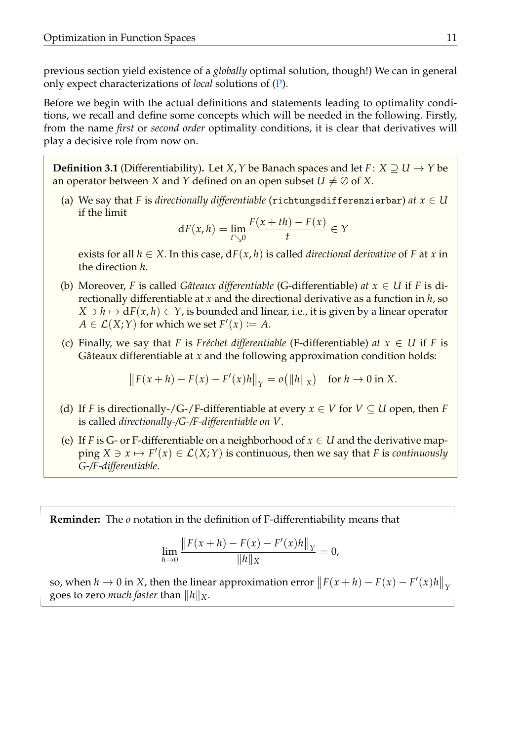previous section yield existence of a *globally* optimal solution, though!) We can in general only expect characterizations of *local* solutions of (P).

Before we begin with the actual definitions and statements leading to optimality conditions, we recall and define some concepts which will be needed in the following. Firstly, from the name *first* or *second order* optimality conditions, it is clear that derivatives will play a decisive role from now on.

**Definition 3.1** (Differentiability)**.** Let $X, Y$ be Banach spaces and let $F\colon X \supseteq U \to Y$ be an operator between $X$ and $Y$ defined on an open subset $U \neq \emptyset$ of $X$.

(a) We say that $F$ is *directionally differentiable* (`richtungsdifferenzierbar`) *at* $x \in U$ if the limit

$$\mathrm{d}F(x, h) = \lim_{t \searrow 0} \frac{F(x + th) - F(x)}{t} \in Y$$

exists for all $h \in X$. In this case, $\mathrm{d}F(x, h)$ is called *directional derivative* of $F$ at $x$ in the direction $h$.

(b) Moreover, $F$ is called *Gâteaux differentiable* (G-differentiable) *at* $x \in U$ if $F$ is directionally differentiable at $x$ and the directional derivative as a function in $h$, so $X \ni h \mapsto \mathrm{d}F(x, h) \in Y$, is bounded and linear, i.e., it is given by a linear operator $A \in \mathcal{L}(X; Y)$ for which we set $F'(x) := A$.

(c) Finally, we say that $F$ is *Fréchet differentiable* (F-differentiable) *at* $x \in U$ if $F$ is Gâteaux differentiable at $x$ and the following approximation condition holds:

$$\left\|F(x + h) - F(x) - F'(x)h\right\|_Y = o\big(\|h\|_X\big) \quad \text{for } h \to 0 \text{ in } X.$$

(d) If $F$ is directionally-/G-/F-differentiable at every $x \in V$ for $V \subseteq U$ open, then $F$ is called *directionally-/G-/F-differentiable on $V$*.

(e) If $F$ is G- or F-differentiable on a neighborhood of $x \in U$ and the derivative mapping $X \ni x \mapsto F'(x) \in \mathcal{L}(X; Y)$ is continuous, then we say that $F$ is *continuously G-/F-differentiable*.

**Reminder:** The $o$ notation in the definition of F-differentiability means that

$$\lim_{h \to 0} \frac{\left\|F(x + h) - F(x) - F'(x)h\right\|_Y}{\|h\|_X} = 0,$$

so, when $h \to 0$ in $X$, then the linear approximation error $\left\|F(x + h) - F(x) - F'(x)h\right\|_Y$ goes to zero *much faster* than $\|h\|_X$.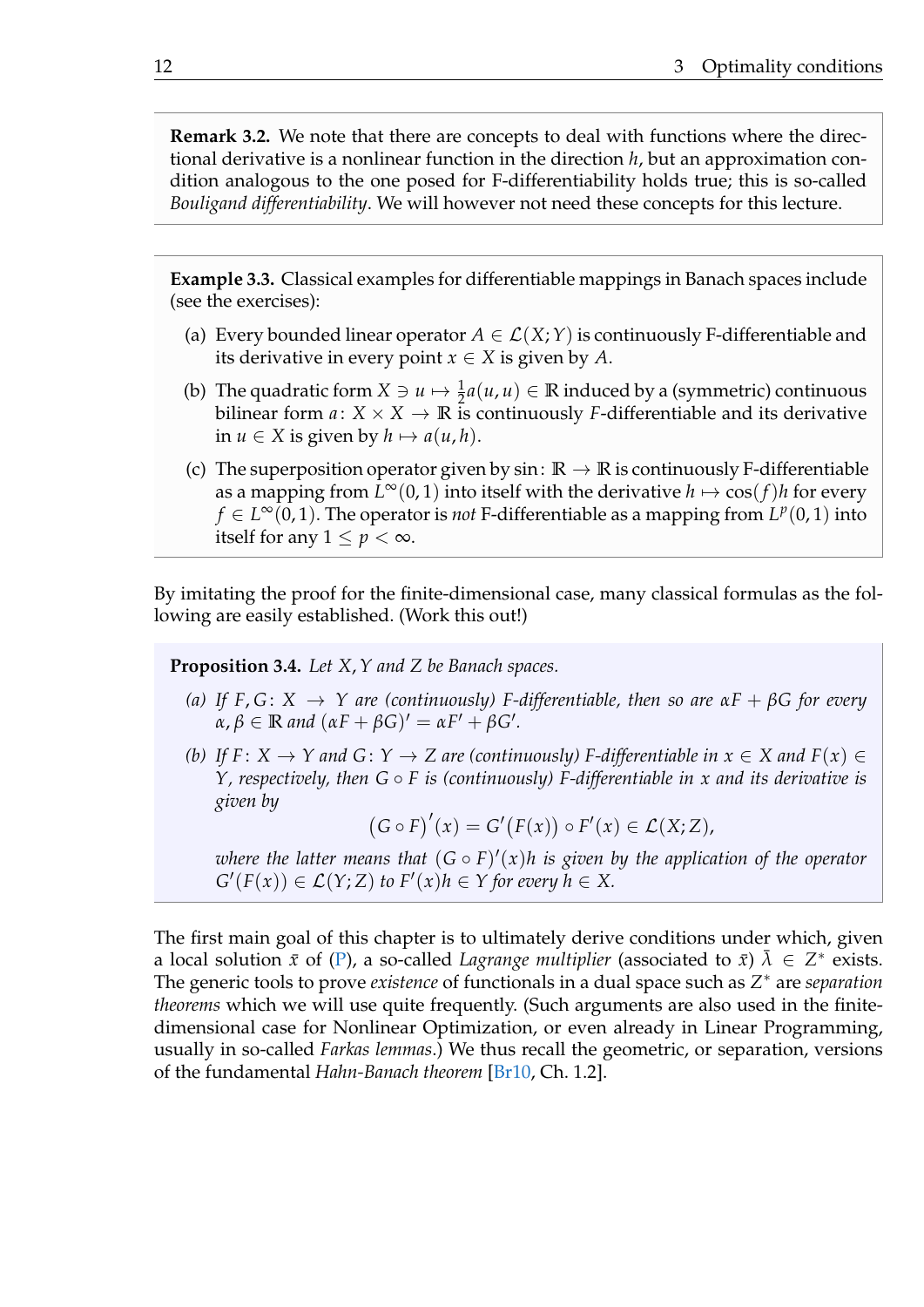**Remark 3.2.** We note that there are concepts to deal with functions where the directional derivative is a nonlinear function in the direction $h$, but an approximation condition analogous to the one posed for F-differentiability holds true; this is so-called *Bouligand differentiability*. We will however not need these concepts for this lecture.

**Example 3.3.** Classical examples for differentiable mappings in Banach spaces include (see the exercises):

(a) Every bounded linear operator $A \in \mathcal{L}(X;Y)$ is continuously F-differentiable and its derivative in every point $x \in X$ is given by $A$.

(b) The quadratic form $X \ni u \mapsto \frac{1}{2}a(u,u) \in \mathbb{R}$ induced by a (symmetric) continuous bilinear form $a\colon X \times X \to \mathbb{R}$ is continuously $F$-differentiable and its derivative in $u \in X$ is given by $h \mapsto a(u,h)$.

(c) The superposition operator given by $\sin\colon \mathbb{R} \to \mathbb{R}$ is continuously F-differentiable as a mapping from $L^\infty(0,1)$ into itself with the derivative $h \mapsto \cos(f)h$ for every $f \in L^\infty(0,1)$. The operator is *not* F-differentiable as a mapping from $L^p(0,1)$ into itself for any $1 \le p < \infty$.

By imitating the proof for the finite-dimensional case, many classical formulas as the following are easily established. (Work this out!)

**Proposition 3.4.** *Let $X, Y$ and $Z$ be Banach spaces.*

*(a) If $F, G\colon X \to Y$ are (continuously) F-differentiable, then so are $\alpha F + \beta G$ for every $\alpha, \beta \in \mathbb{R}$ and $(\alpha F + \beta G)' = \alpha F' + \beta G'$.*

*(b) If $F\colon X \to Y$ and $G\colon Y \to Z$ are (continuously) F-differentiable in $x \in X$ and $F(x) \in Y$, respectively, then $G \circ F$ is (continuously) F-differentiable in $x$ and its derivative is given by*

$$\big(G \circ F\big)'(x) = G'\big(F(x)\big) \circ F'(x) \in \mathcal{L}(X;Z),$$

*where the latter means that $(G \circ F)'(x)h$ is given by the application of the operator $G'(F(x)) \in \mathcal{L}(Y;Z)$ to $F'(x)h \in Y$ for every $h \in X$.*

The first main goal of this chapter is to ultimately derive conditions under which, given a local solution $\bar{x}$ of (P), a so-called *Lagrange multiplier* (associated to $\bar{x}$) $\bar{\lambda} \in Z^*$ exists. The generic tools to prove *existence* of functionals in a dual space such as $Z^*$ are *separation theorems* which we will use quite frequently. (Such arguments are also used in the finite-dimensional case for Nonlinear Optimization, or even already in Linear Programming, usually in so-called *Farkas lemmas*.) We thus recall the geometric, or separation, versions of the fundamental *Hahn-Banach theorem* [Br10, Ch. 1.2].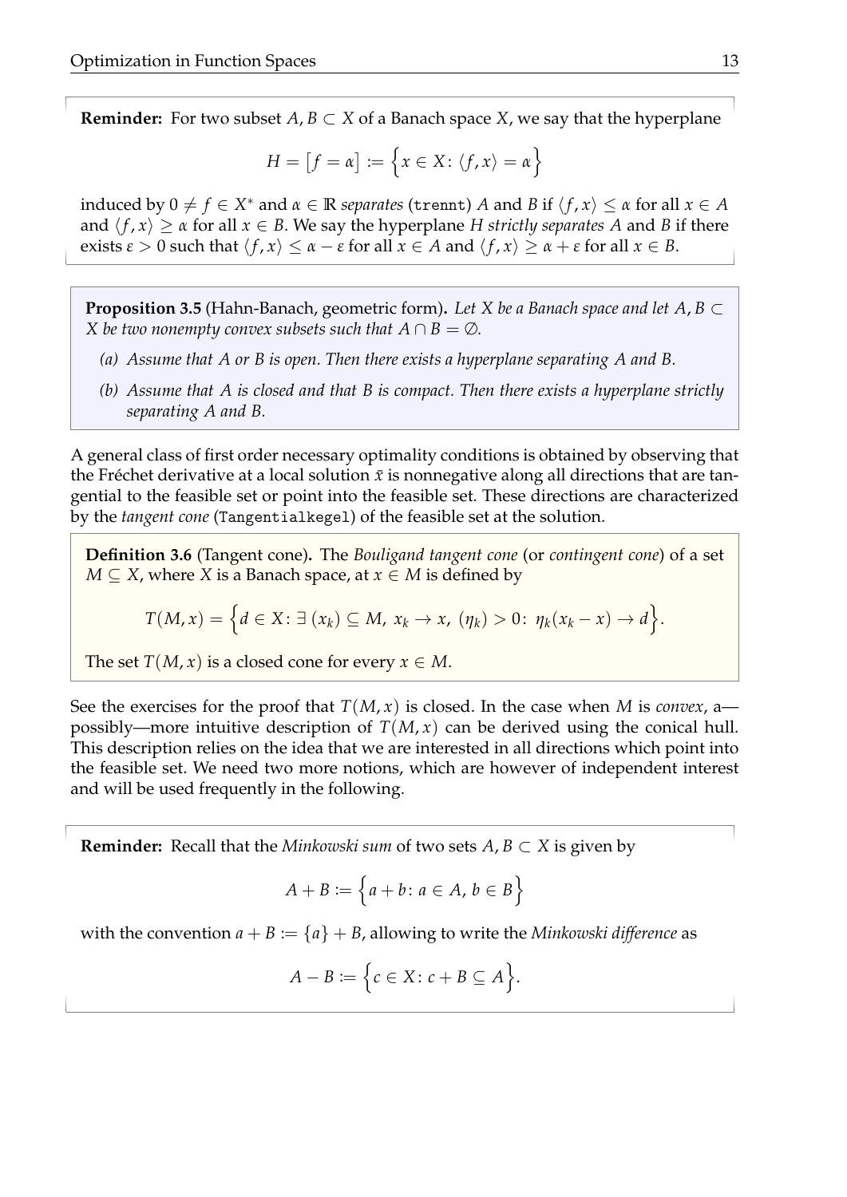**Reminder:** For two subset $A, B \subset X$ of a Banach space $X$, we say that the hyperplane

$$H = [f = \alpha] := \Big\{x \in X \colon \langle f, x \rangle = \alpha\Big\}$$

induced by $0 \neq f \in X^*$ and $\alpha \in \mathbb{R}$ *separates* (`trennt`) $A$ and $B$ if $\langle f, x \rangle \leq \alpha$ for all $x \in A$ and $\langle f, x \rangle \geq \alpha$ for all $x \in B$. We say the hyperplane $H$ *strictly separates* $A$ and $B$ if there exists $\varepsilon > 0$ such that $\langle f, x \rangle \leq \alpha - \varepsilon$ for all $x \in A$ and $\langle f, x \rangle \geq \alpha + \varepsilon$ for all $x \in B$.

**Proposition 3.5** (Hahn-Banach, geometric form)**.** *Let $X$ be a Banach space and let $A, B \subset X$ be two nonempty convex subsets such that $A \cap B = \emptyset$.*

*(a) Assume that $A$ or $B$ is open. Then there exists a hyperplane separating $A$ and $B$.*

*(b) Assume that $A$ is closed and that $B$ is compact. Then there exists a hyperplane strictly separating $A$ and $B$.*

A general class of first order necessary optimality conditions is obtained by observing that the Fréchet derivative at a local solution $\bar{x}$ is nonnegative along all directions that are tangential to the feasible set or point into the feasible set. These directions are characterized by the *tangent cone* (`Tangentialkegel`) of the feasible set at the solution.

**Definition 3.6** (Tangent cone)**.** The *Bouligand tangent cone* (or *contingent cone*) of a set $M \subseteq X$, where $X$ is a Banach space, at $x \in M$ is defined by

$$T(M, x) = \Big\{d \in X \colon \exists\, (x_k) \subseteq M,\; x_k \to x,\; (\eta_k) > 0 \colon\; \eta_k(x_k - x) \to d\Big\}.$$

The set $T(M, x)$ is a closed cone for every $x \in M$.

See the exercises for the proof that $T(M, x)$ is closed. In the case when $M$ is *convex*, a—possibly—more intuitive description of $T(M, x)$ can be derived using the conical hull. This description relies on the idea that we are interested in all directions which point into the feasible set. We need two more notions, which are however of independent interest and will be used frequently in the following.

**Reminder:** Recall that the *Minkowski sum* of two sets $A, B \subset X$ is given by

$$A + B := \Big\{a + b \colon a \in A,\, b \in B\Big\}$$

with the convention $a + B := \{a\} + B$, allowing to write the *Minkowski difference* as

$$A - B := \Big\{c \in X \colon c + B \subseteq A\Big\}.$$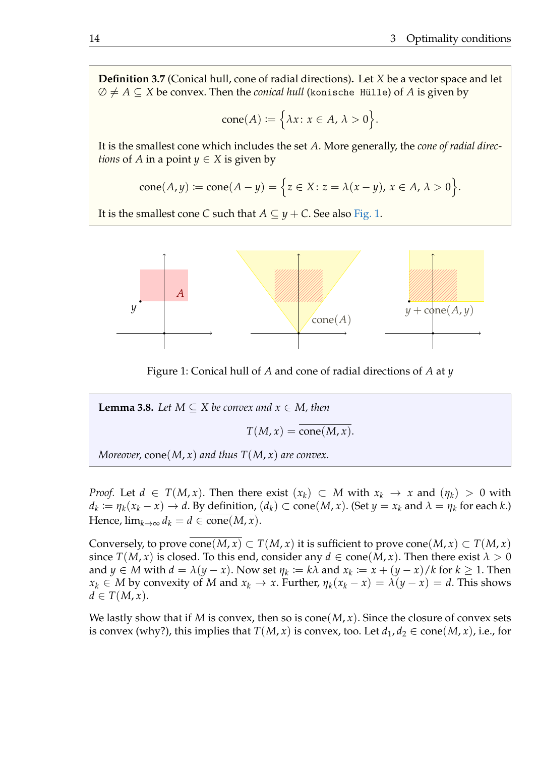**Definition 3.7** (Conical hull, cone of radial directions)**.** Let $X$ be a vector space and let $\emptyset \neq A \subseteq X$ be convex. Then the *conical hull* (`konische Hülle`) of $A$ is given by

$$\operatorname{cone}(A) := \Big\{\lambda x \colon x \in A,\, \lambda > 0\Big\}.$$

It is the smallest cone which includes the set $A$. More generally, the *cone of radial directions* of $A$ in a point $y \in X$ is given by

$$\operatorname{cone}(A, y) := \operatorname{cone}(A - y) = \Big\{z \in X \colon z = \lambda(x - y),\, x \in A,\, \lambda > 0\Big\}.$$

It is the smallest cone $C$ such that $A \subseteq y + C$. See also Fig. 1.

Figure 1: Conical hull of $A$ and cone of radial directions of $A$ at $y$

**Lemma 3.8.** *Let $M \subseteq X$ be convex and $x \in M$, then*

$$T(M, x) = \overline{\operatorname{cone}(M, x)}.$$

*Moreover,* $\operatorname{cone}(M, x)$ *and thus* $T(M, x)$ *are convex.*

*Proof.* Let $d \in T(M, x)$. Then there exist $(x_k) \subset M$ with $x_k \to x$ and $(\eta_k) > 0$ with $d_k := \eta_k(x_k - x) \to d$. By definition, $(d_k) \subset \operatorname{cone}(M, x)$. (Set $y = x_k$ and $\lambda = \eta_k$ for each $k$.) Hence, $\lim_{k\to\infty} d_k = d \in \overline{\operatorname{cone}(M, x)}$.

Conversely, to prove $\overline{\operatorname{cone}(M, x)} \subset T(M, x)$ it is sufficient to prove $\operatorname{cone}(M, x) \subset T(M, x)$ since $T(M, x)$ is closed. To this end, consider any $d \in \operatorname{cone}(M, x)$. Then there exist $\lambda > 0$ and $y \in M$ with $d = \lambda(y - x)$. Now set $\eta_k := k\lambda$ and $x_k := x + (y - x)/k$ for $k \geq 1$. Then $x_k \in M$ by convexity of $M$ and $x_k \to x$. Further, $\eta_k(x_k - x) = \lambda(y - x) = d$. This shows $d \in T(M, x)$.

We lastly show that if $M$ is convex, then so is $\operatorname{cone}(M, x)$. Since the closure of convex sets is convex (why?), this implies that $T(M, x)$ is convex, too. Let $d_1, d_2 \in \operatorname{cone}(M, x)$, i.e., for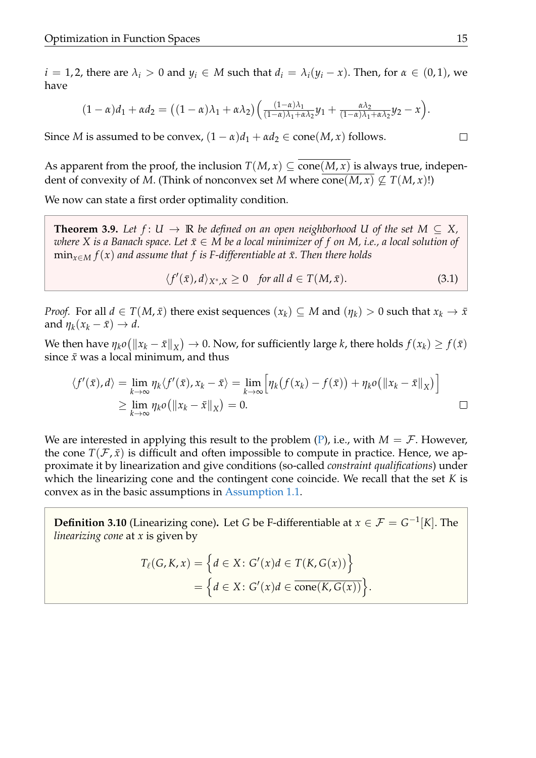$i = 1, 2$, there are $\lambda_i > 0$ and $y_i \in M$ such that $d_i = \lambda_i(y_i - x)$. Then, for $\alpha \in (0, 1)$, we have

$$(1-\alpha)d_1 + \alpha d_2 = \big((1-\alpha)\lambda_1 + \alpha\lambda_2\big)\Big(\tfrac{(1-\alpha)\lambda_1}{(1-\alpha)\lambda_1+\alpha\lambda_2} y_1 + \tfrac{\alpha\lambda_2}{(1-\alpha)\lambda_1+\alpha\lambda_2} y_2 - x\Big).$$

Since $M$ is assumed to be convex, $(1-\alpha)d_1 + \alpha d_2 \in \operatorname{cone}(M, x)$ follows. $\square$

As apparent from the proof, the inclusion $T(M, x) \subseteq \overline{\operatorname{cone}(M, x)}$ is always true, independent of convexity of $M$. (Think of nonconvex set $M$ where $\overline{\operatorname{cone}(M, x)} \not\subseteq T(M, x)$!)

We now can state a first order optimality condition.

**Theorem 3.9.** *Let $f \colon U \to \mathbb{R}$ be defined on an open neighborhood $U$ of the set $M \subseteq X$, where $X$ is a Banach space. Let $\bar{x} \in M$ be a local minimizer of $f$ on $M$, i.e., a local solution of $\min_{x \in M} f(x)$ and assume that $f$ is F-differentiable at $\bar{x}$. Then there holds*

$$\langle f'(\bar{x}), d\rangle_{X^*,X} \geq 0 \quad \textit{for all } d \in T(M, \bar{x}). \tag{3.1}$$

*Proof.* For all $d \in T(M, \bar{x})$ there exist sequences $(x_k) \subseteq M$ and $(\eta_k) > 0$ such that $x_k \to \bar{x}$ and $\eta_k(x_k - \bar{x}) \to d$.

We then have $\eta_k o(\|x_k - \bar{x}\|_X) \to 0$. Now, for sufficiently large $k$, there holds $f(x_k) \geq f(\bar{x})$ since $\bar{x}$ was a local minimum, and thus

$$\begin{aligned}
\langle f'(\bar{x}), d\rangle &= \lim_{k\to\infty} \eta_k \langle f'(\bar{x}), x_k - \bar{x}\rangle = \lim_{k\to\infty} \Big[\eta_k\big(f(x_k) - f(\bar{x})\big) + \eta_k o\big(\|x_k - \bar{x}\|_X\big)\Big] \\
&\geq \lim_{k\to\infty} \eta_k o\big(\|x_k - \bar{x}\|_X\big) = 0.
\end{aligned}$$

$\square$

We are interested in applying this result to the problem (P), i.e., with $M = \mathcal{F}$. However, the cone $T(\mathcal{F}, \bar{x})$ is difficult and often impossible to compute in practice. Hence, we approximate it by linearization and give conditions (so-called *constraint qualifications*) under which the linearizing cone and the contingent cone coincide. We recall that the set $K$ is convex as in the basic assumptions in Assumption 1.1.

**Definition 3.10** (Linearizing cone)**.** Let $G$ be F-differentiable at $x \in \mathcal{F} = G^{-1}[K]$. The *linearizing cone* at $x$ is given by

$$\begin{aligned}
T_\ell(G, K, x) &= \Big\{d \in X \colon G'(x)d \in T(K, G(x))\Big\} \\
&= \Big\{d \in X \colon G'(x)d \in \overline{\operatorname{cone}(K, G(x))}\Big\}.
\end{aligned}$$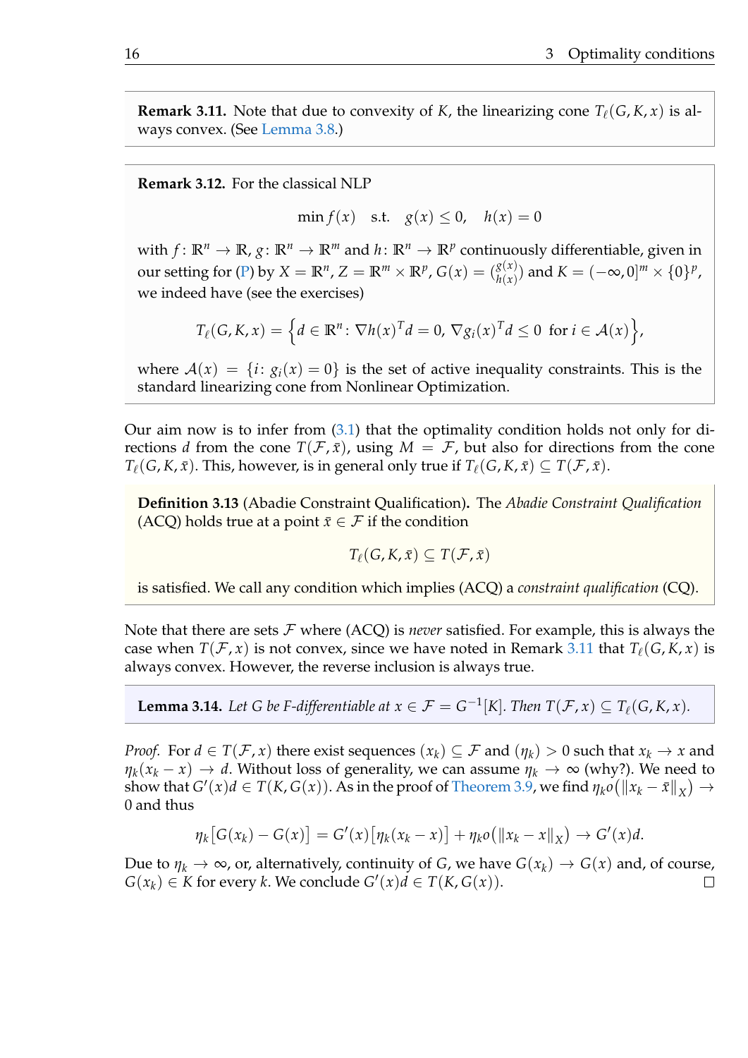**Remark 3.11.** Note that due to convexity of $K$, the linearizing cone $T_\ell(G, K, x)$ is always convex. (See Lemma 3.8.)

**Remark 3.12.** For the classical NLP

$$\min f(x) \quad \text{s.t.} \quad g(x) \le 0, \quad h(x) = 0$$

with $f\colon \mathbb{R}^n \to \mathbb{R}$, $g\colon \mathbb{R}^n \to \mathbb{R}^m$ and $h\colon \mathbb{R}^n \to \mathbb{R}^p$ continuously differentiable, given in our setting for (P) by $X = \mathbb{R}^n$, $Z = \mathbb{R}^m \times \mathbb{R}^p$, $G(x) = \binom{g(x)}{h(x)}$ and $K = (-\infty, 0]^m \times \{0\}^p$, we indeed have (see the exercises)

$$T_\ell(G, K, x) = \Big\{ d \in \mathbb{R}^n \colon \nabla h(x)^T d = 0,\ \nabla g_i(x)^T d \le 0 \ \text{ for } i \in \mathcal{A}(x) \Big\},$$

where $\mathcal{A}(x) = \{i \colon g_i(x) = 0\}$ is the set of active inequality constraints. This is the standard linearizing cone from Nonlinear Optimization.

Our aim now is to infer from (3.1) that the optimality condition holds not only for directions $d$ from the cone $T(\mathcal{F}, \bar{x})$, using $M = \mathcal{F}$, but also for directions from the cone $T_\ell(G, K, \bar{x})$. This, however, is in general only true if $T_\ell(G, K, \bar{x}) \subseteq T(\mathcal{F}, \bar{x})$.

**Definition 3.13** (Abadie Constraint Qualification)**.** The *Abadie Constraint Qualification* (ACQ) holds true at a point $\bar{x} \in \mathcal{F}$ if the condition

$$T_\ell(G, K, \bar{x}) \subseteq T(\mathcal{F}, \bar{x})$$

is satisfied. We call any condition which implies (ACQ) a *constraint qualification* (CQ).

Note that there are sets $\mathcal{F}$ where (ACQ) is *never* satisfied. For example, this is always the case when $T(\mathcal{F}, x)$ is not convex, since we have noted in Remark 3.11 that $T_\ell(G, K, x)$ is always convex. However, the reverse inclusion is always true.

**Lemma 3.14.** *Let $G$ be F-differentiable at $x \in \mathcal{F} = G^{-1}[K]$. Then $T(\mathcal{F}, x) \subseteq T_\ell(G, K, x)$.*

*Proof.* For $d \in T(\mathcal{F}, x)$ there exist sequences $(x_k) \subseteq \mathcal{F}$ and $(\eta_k) > 0$ such that $x_k \to x$ and $\eta_k(x_k - x) \to d$. Without loss of generality, we can assume $\eta_k \to \infty$ (why?). We need to show that $G'(x)d \in T(K, G(x))$. As in the proof of Theorem 3.9, we find $\eta_k o(\|x_k - \bar{x}\|_X) \to 0$ and thus

$$\eta_k\big[G(x_k) - G(x)\big] = G'(x)\big[\eta_k(x_k - x)\big] + \eta_k o\big(\|x_k - x\|_X\big) \to G'(x)d.$$

Due to $\eta_k \to \infty$, or, alternatively, continuity of $G$, we have $G(x_k) \to G(x)$ and, of course, $G(x_k) \in K$ for every $k$. We conclude $G'(x)d \in T(K, G(x))$. $\square$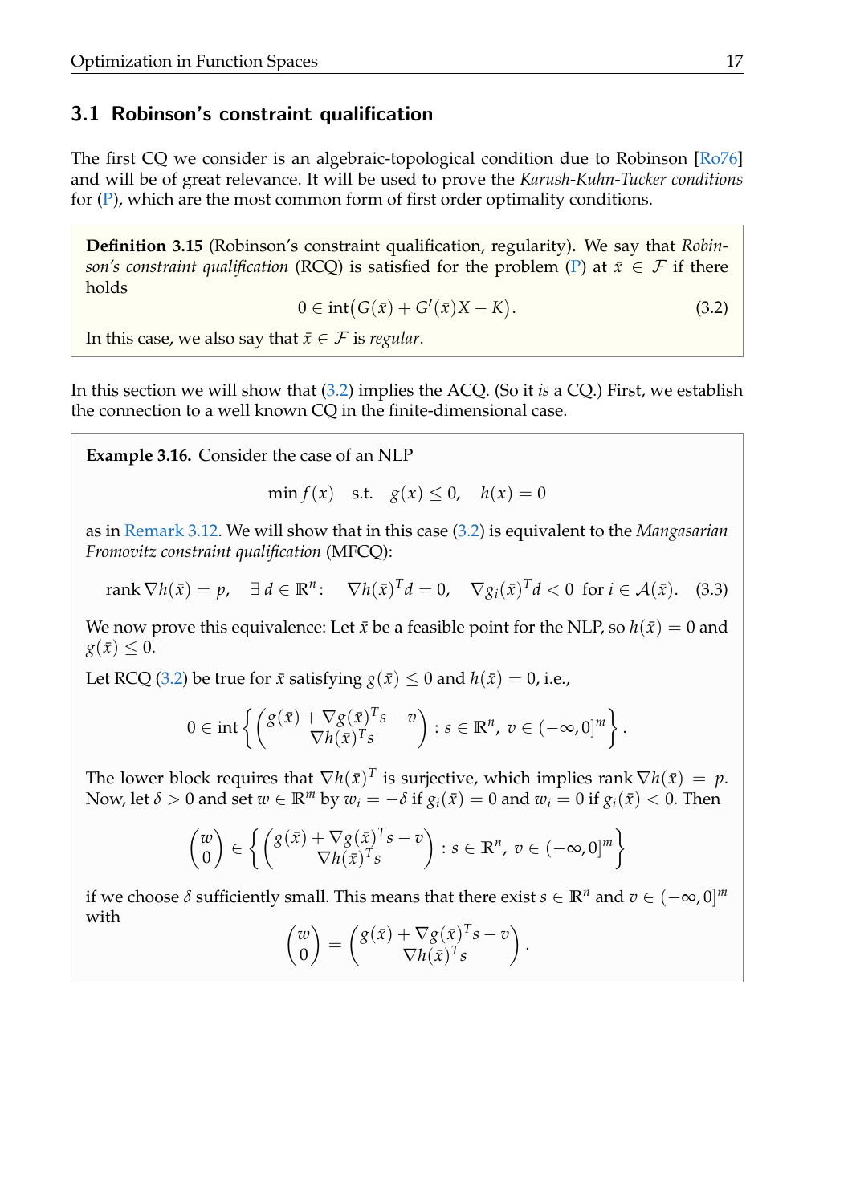## 3.1 Robinson's constraint qualification

The first CQ we consider is an algebraic-topological condition due to Robinson [Ro76] and will be of great relevance. It will be used to prove the *Karush-Kuhn-Tucker conditions* for (P), which are the most common form of first order optimality conditions.

**Definition 3.15** (Robinson's constraint qualification, regularity)**.** We say that *Robinson's constraint qualification* (RCQ) is satisfied for the problem (P) at $\bar{x} \in \mathcal{F}$ if there holds

$$0 \in \operatorname{int}\big(G(\bar{x}) + G'(\bar{x})X - K\big). \tag{3.2}$$

In this case, we also say that $\bar{x} \in \mathcal{F}$ is *regular*.

In this section we will show that (3.2) implies the ACQ. (So it *is* a CQ.) First, we establish the connection to a well known CQ in the finite-dimensional case.

**Example 3.16.** Consider the case of an NLP

$$\min f(x) \quad \text{s.t.} \quad g(x) \le 0, \quad h(x) = 0$$

as in Remark 3.12. We will show that in this case (3.2) is equivalent to the *Mangasarian Fromovitz constraint qualification* (MFCQ):

$$\operatorname{rank} \nabla h(\bar{x}) = p, \quad \exists\, d \in \mathbb{R}^n: \quad \nabla h(\bar{x})^T d = 0, \quad \nabla g_i(\bar{x})^T d < 0 \;\text{ for } i \in \mathcal{A}(\bar{x}). \tag{3.3}$$

We now prove this equivalence: Let $\bar{x}$ be a feasible point for the NLP, so $h(\bar{x}) = 0$ and $g(\bar{x}) \le 0$.

Let RCQ (3.2) be true for $\bar{x}$ satisfying $g(\bar{x}) \le 0$ and $h(\bar{x}) = 0$, i.e.,

$$0 \in \operatorname{int}\left\{ \begin{pmatrix} g(\bar{x}) + \nabla g(\bar{x})^T s - v \\ \nabla h(\bar{x})^T s \end{pmatrix} : s \in \mathbb{R}^n,\; v \in (-\infty, 0]^m \right\}.$$

The lower block requires that $\nabla h(\bar{x})^T$ is surjective, which implies $\operatorname{rank} \nabla h(\bar{x}) = p$. Now, let $\delta > 0$ and set $w \in \mathbb{R}^m$ by $w_i = -\delta$ if $g_i(\bar{x}) = 0$ and $w_i = 0$ if $g_i(\bar{x}) < 0$. Then

$$\begin{pmatrix} w \\ 0 \end{pmatrix} \in \left\{ \begin{pmatrix} g(\bar{x}) + \nabla g(\bar{x})^T s - v \\ \nabla h(\bar{x})^T s \end{pmatrix} : s \in \mathbb{R}^n,\; v \in (-\infty, 0]^m \right\}$$

if we choose $\delta$ sufficiently small. This means that there exist $s \in \mathbb{R}^n$ and $v \in (-\infty, 0]^m$ with

$$\begin{pmatrix} w \\ 0 \end{pmatrix} = \begin{pmatrix} g(\bar{x}) + \nabla g(\bar{x})^T s - v \\ \nabla h(\bar{x})^T s \end{pmatrix}.$$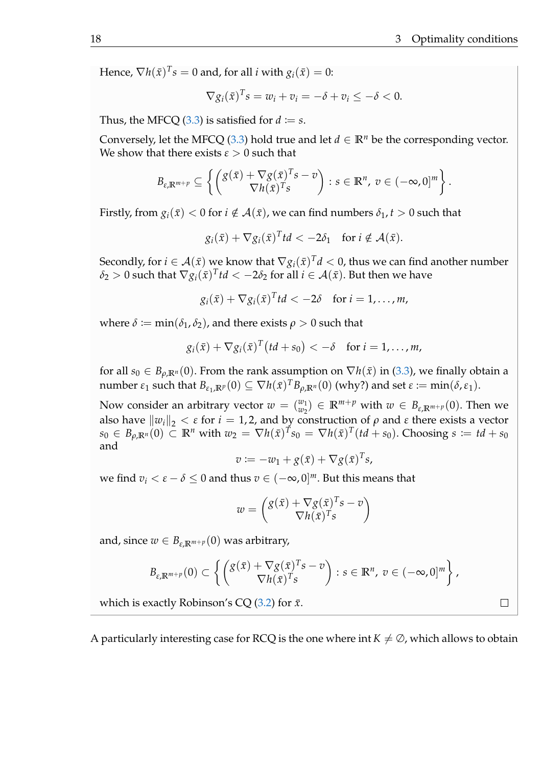Hence, $\nabla h(\bar{x})^T s = 0$ and, for all $i$ with $g_i(\bar{x}) = 0$:

$$\nabla g_i(\bar{x})^T s = w_i + v_i = -\delta + v_i \leq -\delta < 0.$$

Thus, the MFCQ (3.3) is satisfied for $d := s$.

Conversely, let the MFCQ (3.3) hold true and let $d \in \mathbb{R}^n$ be the corresponding vector. We show that there exists $\varepsilon > 0$ such that

$$B_{\varepsilon,\mathbb{R}^{m+p}} \subseteq \left\{ \begin{pmatrix} g(\bar{x}) + \nabla g(\bar{x})^T s - v \\ \nabla h(\bar{x})^T s \end{pmatrix} : s \in \mathbb{R}^n,\ v \in (-\infty, 0]^m \right\}.$$

Firstly, from $g_i(\bar{x}) < 0$ for $i \notin \mathcal{A}(\bar{x})$, we can find numbers $\delta_1, t > 0$ such that

$$g_i(\bar{x}) + \nabla g_i(\bar{x})^T t d < -2\delta_1 \quad \text{for } i \notin \mathcal{A}(\bar{x}).$$

Secondly, for $i \in \mathcal{A}(\bar{x})$ we know that $\nabla g_i(\bar{x})^T d < 0$, thus we can find another number $\delta_2 > 0$ such that $\nabla g_i(\bar{x})^T t d < -2\delta_2$ for all $i \in \mathcal{A}(\bar{x})$. But then we have

$$g_i(\bar{x}) + \nabla g_i(\bar{x})^T t d < -2\delta \quad \text{for } i = 1, \ldots, m,$$

where $\delta := \min(\delta_1, \delta_2)$, and there exists $\rho > 0$ such that

$$g_i(\bar{x}) + \nabla g_i(\bar{x})^T (t d + s_0) < -\delta \quad \text{for } i = 1, \ldots, m,$$

for all $s_0 \in B_{\rho,\mathbb{R}^n}(0)$. From the rank assumption on $\nabla h(\bar{x})$ in (3.3), we finally obtain a number $\varepsilon_1$ such that $B_{\varepsilon_1,\mathbb{R}^p}(0) \subseteq \nabla h(\bar{x})^T B_{\rho,\mathbb{R}^n}(0)$ (why?) and set $\varepsilon := \min(\delta, \varepsilon_1)$.

Now consider an arbitrary vector $w = \binom{w_1}{w_2} \in \mathbb{R}^{m+p}$ with $w \in B_{\varepsilon,\mathbb{R}^{m+p}}(0)$. Then we also have $\|w_i\|_2 < \varepsilon$ for $i = 1, 2$, and by construction of $\rho$ and $\varepsilon$ there exists a vector $s_0 \in B_{\rho,\mathbb{R}^n}(0) \subset \mathbb{R}^n$ with $w_2 = \nabla h(\bar{x})^T s_0 = \nabla h(\bar{x})^T (t d + s_0)$. Choosing $s := t d + s_0$ and

$$v := -w_1 + g(\bar{x}) + \nabla g(\bar{x})^T s,$$

we find $v_i < \varepsilon - \delta \leq 0$ and thus $v \in (-\infty, 0]^m$. But this means that

$$w = \begin{pmatrix} g(\bar{x}) + \nabla g(\bar{x})^T s - v \\ \nabla h(\bar{x})^T s \end{pmatrix}$$

and, since $w \in B_{\varepsilon,\mathbb{R}^{m+p}}(0)$ was arbitrary,

$$B_{\varepsilon,\mathbb{R}^{m+p}}(0) \subset \left\{ \begin{pmatrix} g(\bar{x}) + \nabla g(\bar{x})^T s - v \\ \nabla h(\bar{x})^T s \end{pmatrix} : s \in \mathbb{R}^n,\ v \in (-\infty, 0]^m \right\},$$

which is exactly Robinson's CQ (3.2) for $\bar{x}$. □

A particularly interesting case for RCQ is the one where $\operatorname{int} K \neq \emptyset$, which allows to obtain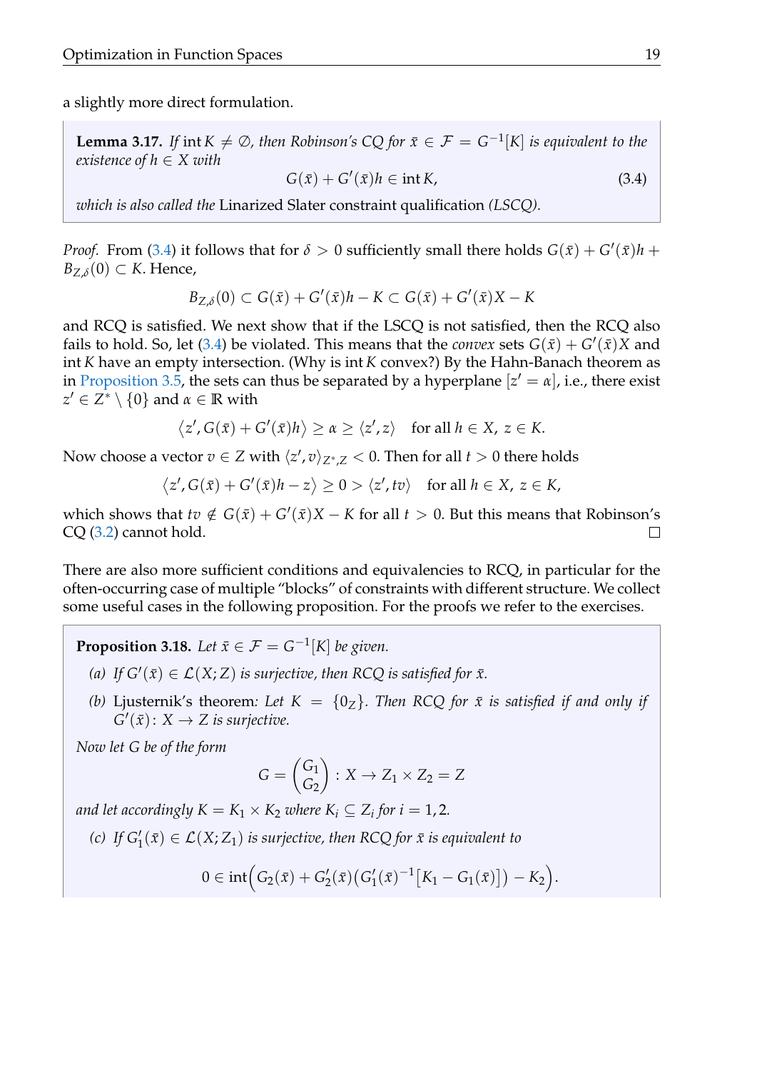a slightly more direct formulation.

**Lemma 3.17.** *If* $\operatorname{int} K \neq \emptyset$*, then Robinson's CQ for* $\bar{x} \in \mathcal{F} = G^{-1}[K]$ *is equivalent to the existence of* $h \in X$ *with*

$$G(\bar{x}) + G'(\bar{x})h \in \operatorname{int} K, \tag{3.4}$$

*which is also called the* Linarized Slater constraint qualification *(LSCQ).*

*Proof.* From (3.4) it follows that for $\delta > 0$ sufficiently small there holds $G(\bar{x}) + G'(\bar{x})h + B_{Z,\delta}(0) \subset K$. Hence,

$$B_{Z,\delta}(0) \subset G(\bar{x}) + G'(\bar{x})h - K \subset G(\bar{x}) + G'(\bar{x})X - K$$

and RCQ is satisfied. We next show that if the LSCQ is not satisfied, then the RCQ also fails to hold. So, let (3.4) be violated. This means that the *convex* sets $G(\bar{x}) + G'(\bar{x})X$ and $\operatorname{int} K$ have an empty intersection. (Why is $\operatorname{int} K$ convex?) By the Hahn-Banach theorem as in Proposition 3.5, the sets can thus be separated by a hyperplane $[z' = \alpha]$, i.e., there exist $z' \in Z^* \setminus \{0\}$ and $\alpha \in \mathbb{R}$ with

$$\langle z', G(\bar{x}) + G'(\bar{x})h \rangle \geq \alpha \geq \langle z', z \rangle \quad \text{for all } h \in X,\ z \in K.$$

Now choose a vector $v \in Z$ with $\langle z', v \rangle_{Z^*,Z} < 0$. Then for all $t > 0$ there holds

$$\langle z', G(\bar{x}) + G'(\bar{x})h - z \rangle \geq 0 > \langle z', tv \rangle \quad \text{for all } h \in X,\ z \in K,$$

which shows that $tv \notin G(\bar{x}) + G'(\bar{x})X - K$ for all $t > 0$. But this means that Robinson's CQ (3.2) cannot hold. $\square$

There are also more sufficient conditions and equivalencies to RCQ, in particular for the often-occurring case of multiple "blocks" of constraints with different structure. We collect some useful cases in the following proposition. For the proofs we refer to the exercises.

**Proposition 3.18.** *Let* $\bar{x} \in \mathcal{F} = G^{-1}[K]$ *be given.*

*(a) If* $G'(\bar{x}) \in \mathcal{L}(X; Z)$ *is surjective, then RCQ is satisfied for* $\bar{x}$*.*

*(b)* Ljusternik's theorem*: Let* $K = \{0_Z\}$*. Then RCQ for* $\bar{x}$ *is satisfied if and only if* $G'(\bar{x}) \colon X \to Z$ *is surjective.*

*Now let G be of the form*

$$G = \begin{pmatrix} G_1 \\ G_2 \end{pmatrix} : X \to Z_1 \times Z_2 = Z$$

*and let accordingly* $K = K_1 \times K_2$ *where* $K_i \subseteq Z_i$ *for* $i = 1, 2$*.*

*(c) If* $G_1'(\bar{x}) \in \mathcal{L}(X; Z_1)$ *is surjective, then RCQ for* $\bar{x}$ *is equivalent to*

$$0 \in \operatorname{int}\Big(G_2(\bar{x}) + G_2'(\bar{x})\big(G_1'(\bar{x})^{-1}\big[K_1 - G_1(\bar{x})\big]\big) - K_2\Big).$$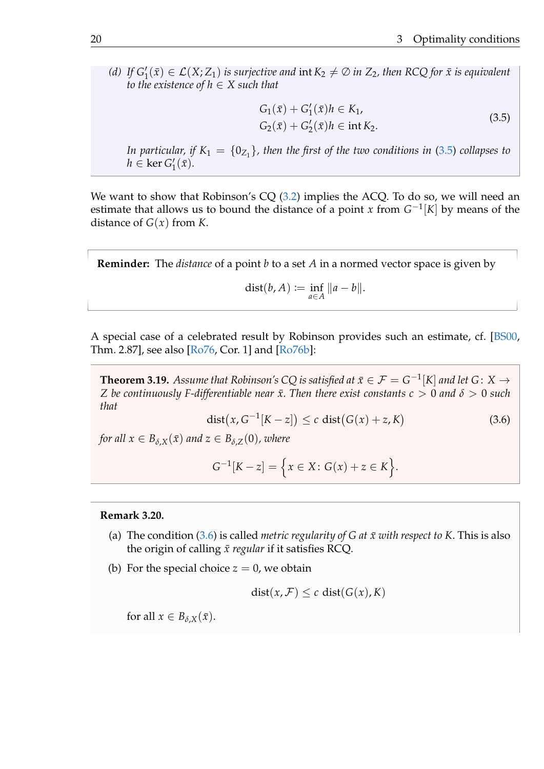*(d) If $G_1'(\bar{x}) \in \mathcal{L}(X; Z_1)$ is surjective and $\operatorname{int} K_2 \neq \emptyset$ in $Z_2$, then RCQ for $\bar{x}$ is equivalent to the existence of $h \in X$ such that*

$$
\begin{aligned}
G_1(\bar{x}) + G_1'(\bar{x})h &\in K_1, \\
G_2(\bar{x}) + G_2'(\bar{x})h &\in \operatorname{int} K_2.
\end{aligned}
\tag{3.5}
$$

*In particular, if $K_1 = \{0_{Z_1}\}$, then the first of the two conditions in (3.5) collapses to $h \in \ker G_1'(\bar{x})$.*

We want to show that Robinson's CQ (3.2) implies the ACQ. To do so, we will need an estimate that allows us to bound the distance of a point $x$ from $G^{-1}[K]$ by means of the distance of $G(x)$ from $K$.

**Reminder:** The *distance* of a point $b$ to a set $A$ in a normed vector space is given by

$$\operatorname{dist}(b, A) := \inf_{a \in A} \|a - b\|.$$

A special case of a celebrated result by Robinson provides such an estimate, cf. [BS00, Thm. 2.87], see also [Ro76, Cor. 1] and [Ro76b]:

**Theorem 3.19.** *Assume that Robinson's CQ is satisfied at $\bar{x} \in \mathcal{F} = G^{-1}[K]$ and let $G\colon X \to Z$ be continuously F-differentiable near $\bar{x}$. Then there exist constants $c > 0$ and $\delta > 0$ such that*

$$\operatorname{dist}\big(x, G^{-1}[K - z]\big) \le c \operatorname{dist}\big(G(x) + z, K\big) \tag{3.6}$$

*for all $x \in B_{\delta,X}(\bar{x})$ and $z \in B_{\delta,Z}(0)$, where*

$$G^{-1}[K - z] = \Big\{x \in X\colon G(x) + z \in K\Big\}.$$

**Remark 3.20.**

(a) The condition (3.6) is called *metric regularity of $G$ at $\bar{x}$ with respect to $K$*. This is also the origin of calling $\bar{x}$ *regular* if it satisfies RCQ.

(b) For the special choice $z = 0$, we obtain

$$\operatorname{dist}(x, \mathcal{F}) \le c \operatorname{dist}(G(x), K)$$

for all $x \in B_{\delta,X}(\bar{x})$.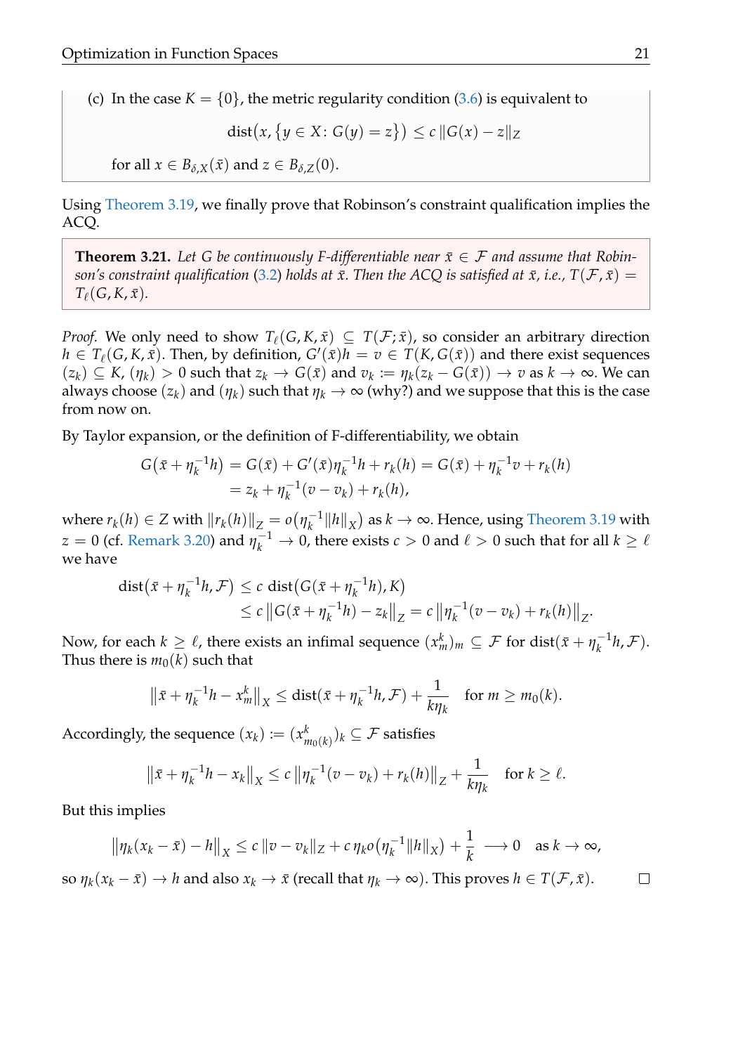(c) In the case $K = \{0\}$, the metric regularity condition (3.6) is equivalent to

$$\operatorname{dist}\big(x, \{y \in X \colon G(y) = z\}\big) \le c\, \|G(x) - z\|_Z$$

for all $x \in B_{\delta,X}(\bar{x})$ and $z \in B_{\delta,Z}(0)$.

Using Theorem 3.19, we finally prove that Robinson's constraint qualification implies the ACQ.

**Theorem 3.21.** *Let $G$ be continuously F-differentiable near $\bar{x} \in \mathcal{F}$ and assume that Robinson's constraint qualification (3.2) holds at $\bar{x}$. Then the ACQ is satisfied at $\bar{x}$, i.e., $T(\mathcal{F}, \bar{x}) = T_\ell(G, K, \bar{x})$.*

*Proof.* We only need to show $T_\ell(G, K, \bar{x}) \subseteq T(\mathcal{F}; \bar{x})$, so consider an arbitrary direction $h \in T_\ell(G, K, \bar{x})$. Then, by definition, $G'(\bar{x})h = v \in T(K, G(\bar{x}))$ and there exist sequences $(z_k) \subseteq K$, $(\eta_k) > 0$ such that $z_k \to G(\bar{x})$ and $v_k := \eta_k(z_k - G(\bar{x})) \to v$ as $k \to \infty$. We can always choose $(z_k)$ and $(\eta_k)$ such that $\eta_k \to \infty$ (why?) and we suppose that this is the case from now on.

By Taylor expansion, or the definition of F-differentiability, we obtain

$$\begin{aligned} G(\bar{x} + \eta_k^{-1} h) &= G(\bar{x}) + G'(\bar{x})\eta_k^{-1} h + r_k(h) = G(\bar{x}) + \eta_k^{-1} v + r_k(h) \\ &= z_k + \eta_k^{-1}(v - v_k) + r_k(h), \end{aligned}$$

where $r_k(h) \in Z$ with $\|r_k(h)\|_Z = o\big(\eta_k^{-1}\|h\|_X\big)$ as $k \to \infty$. Hence, using Theorem 3.19 with $z = 0$ (cf. Remark 3.20) and $\eta_k^{-1} \to 0$, there exists $c > 0$ and $\ell > 0$ such that for all $k \ge \ell$ we have

$$\begin{aligned} \operatorname{dist}\big(\bar{x} + \eta_k^{-1} h, \mathcal{F}\big) &\le c\, \operatorname{dist}\big(G(\bar{x} + \eta_k^{-1} h), K\big) \\ &\le c\, \big\|G(\bar{x} + \eta_k^{-1} h) - z_k\big\|_Z = c\, \big\|\eta_k^{-1}(v - v_k) + r_k(h)\big\|_Z. \end{aligned}$$

Now, for each $k \ge \ell$, there exists an infimal sequence $(x_m^k)_m \subseteq \mathcal{F}$ for $\operatorname{dist}(\bar{x} + \eta_k^{-1} h, \mathcal{F})$. Thus there is $m_0(k)$ such that

$$\big\|\bar{x} + \eta_k^{-1} h - x_m^k\big\|_X \le \operatorname{dist}(\bar{x} + \eta_k^{-1} h, \mathcal{F}) + \frac{1}{k\eta_k} \quad \text{for } m \ge m_0(k).$$

Accordingly, the sequence $(x_k) := (x_{m_0(k)}^k)_k \subseteq \mathcal{F}$ satisfies

$$\big\|\bar{x} + \eta_k^{-1} h - x_k\big\|_X \le c\, \big\|\eta_k^{-1}(v - v_k) + r_k(h)\big\|_Z + \frac{1}{k\eta_k} \quad \text{for } k \ge \ell.$$

But this implies

$$\big\|\eta_k(x_k - \bar{x}) - h\big\|_X \le c\, \|v - v_k\|_Z + c\, \eta_k o\big(\eta_k^{-1}\|h\|_X\big) + \frac{1}{k} \longrightarrow 0 \quad \text{as } k \to \infty,$$

so $\eta_k(x_k - \bar{x}) \to h$ and also $x_k \to \bar{x}$ (recall that $\eta_k \to \infty$). This proves $h \in T(\mathcal{F}, \bar{x})$. $\square$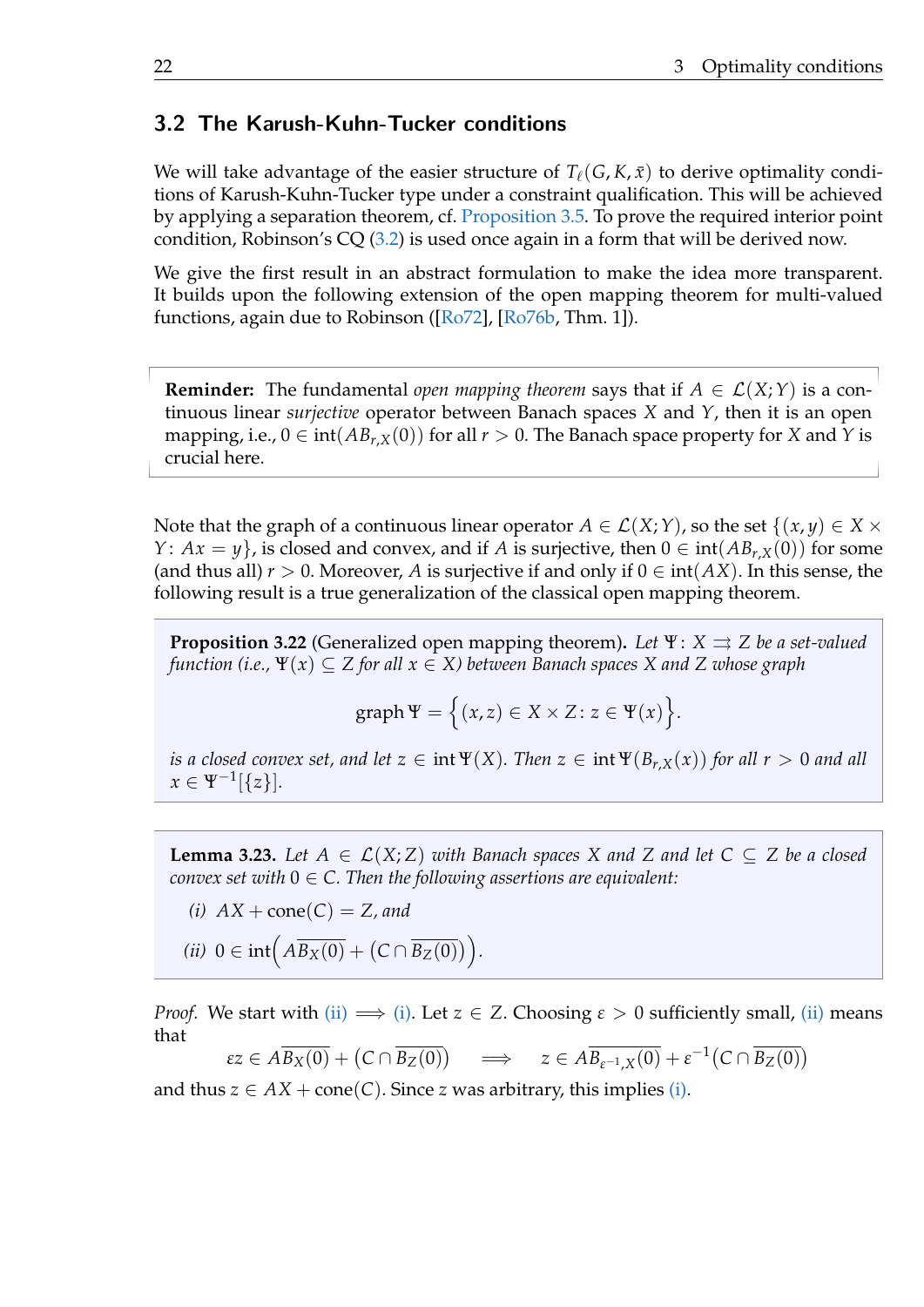## 3.2 The Karush-Kuhn-Tucker conditions

We will take advantage of the easier structure of $T_\ell(G, K, \bar{x})$ to derive optimality conditions of Karush-Kuhn-Tucker type under a constraint qualification. This will be achieved by applying a separation theorem, cf. Proposition 3.5. To prove the required interior point condition, Robinson's CQ (3.2) is used once again in a form that will be derived now.

We give the first result in an abstract formulation to make the idea more transparent. It builds upon the following extension of the open mapping theorem for multi-valued functions, again due to Robinson ([Ro72], [Ro76b, Thm. 1]).

**Reminder:** The fundamental *open mapping theorem* says that if $A \in \mathcal{L}(X; Y)$ is a continuous linear *surjective* operator between Banach spaces $X$ and $Y$, then it is an open mapping, i.e., $0 \in \operatorname{int}(AB_{r,X}(0))$ for all $r > 0$. The Banach space property for $X$ and $Y$ is crucial here.

Note that the graph of a continuous linear operator $A \in \mathcal{L}(X; Y)$, so the set $\{(x, y) \in X \times Y : Ax = y\}$, is closed and convex, and if $A$ is surjective, then $0 \in \operatorname{int}(AB_{r,X}(0))$ for some (and thus all) $r > 0$. Moreover, $A$ is surjective if and only if $0 \in \operatorname{int}(AX)$. In this sense, the following result is a true generalization of the classical open mapping theorem.

**Proposition 3.22** (Generalized open mapping theorem). *Let $\Psi : X \rightrightarrows Z$ be a set-valued function (i.e., $\Psi(x) \subseteq Z$ for all $x \in X$) between Banach spaces $X$ and $Z$ whose graph*

$$\operatorname{graph} \Psi = \Big\{(x, z) \in X \times Z : z \in \Psi(x)\Big\}.$$

*is a closed convex set, and let $z \in \operatorname{int} \Psi(X)$. Then $z \in \operatorname{int} \Psi(B_{r,X}(x))$ for all $r > 0$ and all $x \in \Psi^{-1}[\{z\}]$.*

**Lemma 3.23.** *Let $A \in \mathcal{L}(X; Z)$ with Banach spaces $X$ and $Z$ and let $C \subseteq Z$ be a closed convex set with $0 \in C$. Then the following assertions are equivalent:*

*(i)* $AX + \operatorname{cone}(C) = Z$, *and*

*(ii)* $0 \in \operatorname{int}\Big(A\overline{B_X(0)} + \big(C \cap \overline{B_Z(0)}\big)\Big)$.

*Proof.* We start with (ii) $\Longrightarrow$ (i). Let $z \in Z$. Choosing $\varepsilon > 0$ sufficiently small, (ii) means that

$$\varepsilon z \in A\overline{B_X(0)} + \big(C \cap \overline{B_Z(0)}\big) \quad \Longrightarrow \quad z \in A\overline{B_{\varepsilon^{-1},X}(0)} + \varepsilon^{-1}\big(C \cap \overline{B_Z(0)}\big)$$

and thus $z \in AX + \operatorname{cone}(C)$. Since $z$ was arbitrary, this implies (i).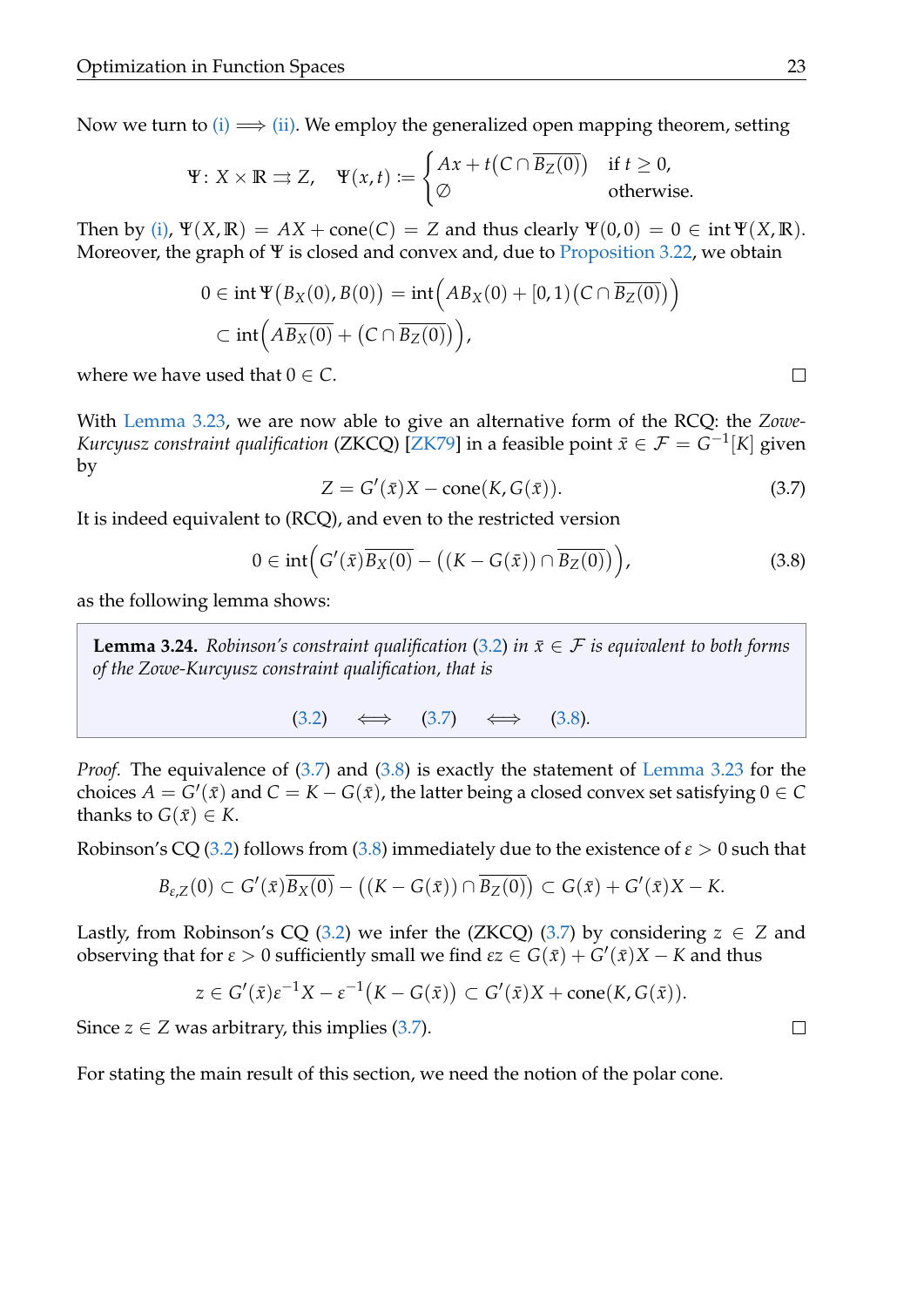Now we turn to (i) $\implies$ (ii). We employ the generalized open mapping theorem, setting

$$\Psi\colon X \times \mathbb{R} \rightrightarrows Z, \quad \Psi(x,t) := \begin{cases} Ax + t\big(C \cap \overline{B_Z(0)}\big) & \text{if } t \geq 0, \\ \emptyset & \text{otherwise.} \end{cases}$$

Then by (i), $\Psi(X,\mathbb{R}) = AX + \operatorname{cone}(C) = Z$ and thus clearly $\Psi(0,0) = 0 \in \operatorname{int} \Psi(X,\mathbb{R})$. Moreover, the graph of $\Psi$ is closed and convex and, due to Proposition 3.22, we obtain

$$\begin{aligned} 0 \in \operatorname{int} \Psi\big(B_X(0), B(0)\big) &= \operatorname{int}\Big(AB_X(0) + [0,1)\big(C \cap \overline{B_Z(0)}\big)\Big) \\ &\subset \operatorname{int}\Big(A\overline{B_X(0)} + \big(C \cap \overline{B_Z(0)}\big)\Big), \end{aligned}$$

where we have used that $0 \in C$. $\square$

With Lemma 3.23, we are now able to give an alternative form of the RCQ: the *Zowe-Kurcyusz constraint qualification* (ZKCQ) [ZK79] in a feasible point $\bar{x} \in \mathcal{F} = G^{-1}[K]$ given by

$$Z = G'(\bar{x})X - \operatorname{cone}(K, G(\bar{x})). \tag{3.7}$$

It is indeed equivalent to (RCQ), and even to the restricted version

$$0 \in \operatorname{int}\Big(G'(\bar{x})\overline{B_X(0)} - \big((K - G(\bar{x})) \cap \overline{B_Z(0)}\big)\Big), \tag{3.8}$$

as the following lemma shows:

**Lemma 3.24.** *Robinson's constraint qualification (3.2) in $\bar{x} \in \mathcal{F}$ is equivalent to both forms of the Zowe-Kurcyusz constraint qualification, that is*

$$(3.2) \iff (3.7) \iff (3.8).$$

*Proof.* The equivalence of (3.7) and (3.8) is exactly the statement of Lemma 3.23 for the choices $A = G'(\bar{x})$ and $C = K - G(\bar{x})$, the latter being a closed convex set satisfying $0 \in C$ thanks to $G(\bar{x}) \in K$.

Robinson's CQ (3.2) follows from (3.8) immediately due to the existence of $\varepsilon > 0$ such that

$$B_{\varepsilon,Z}(0) \subset G'(\bar{x})\overline{B_X(0)} - \big((K - G(\bar{x})) \cap \overline{B_Z(0)}\big) \subset G(\bar{x}) + G'(\bar{x})X - K.$$

Lastly, from Robinson's CQ (3.2) we infer the (ZKCQ) (3.7) by considering $z \in Z$ and observing that for $\varepsilon > 0$ sufficiently small we find $\varepsilon z \in G(\bar{x}) + G'(\bar{x})X - K$ and thus

$$z \in G'(\bar{x})\varepsilon^{-1}X - \varepsilon^{-1}\big(K - G(\bar{x})\big) \subset G'(\bar{x})X + \operatorname{cone}(K, G(\bar{x})).$$

Since $z \in Z$ was arbitrary, this implies (3.7). $\square$

For stating the main result of this section, we need the notion of the polar cone.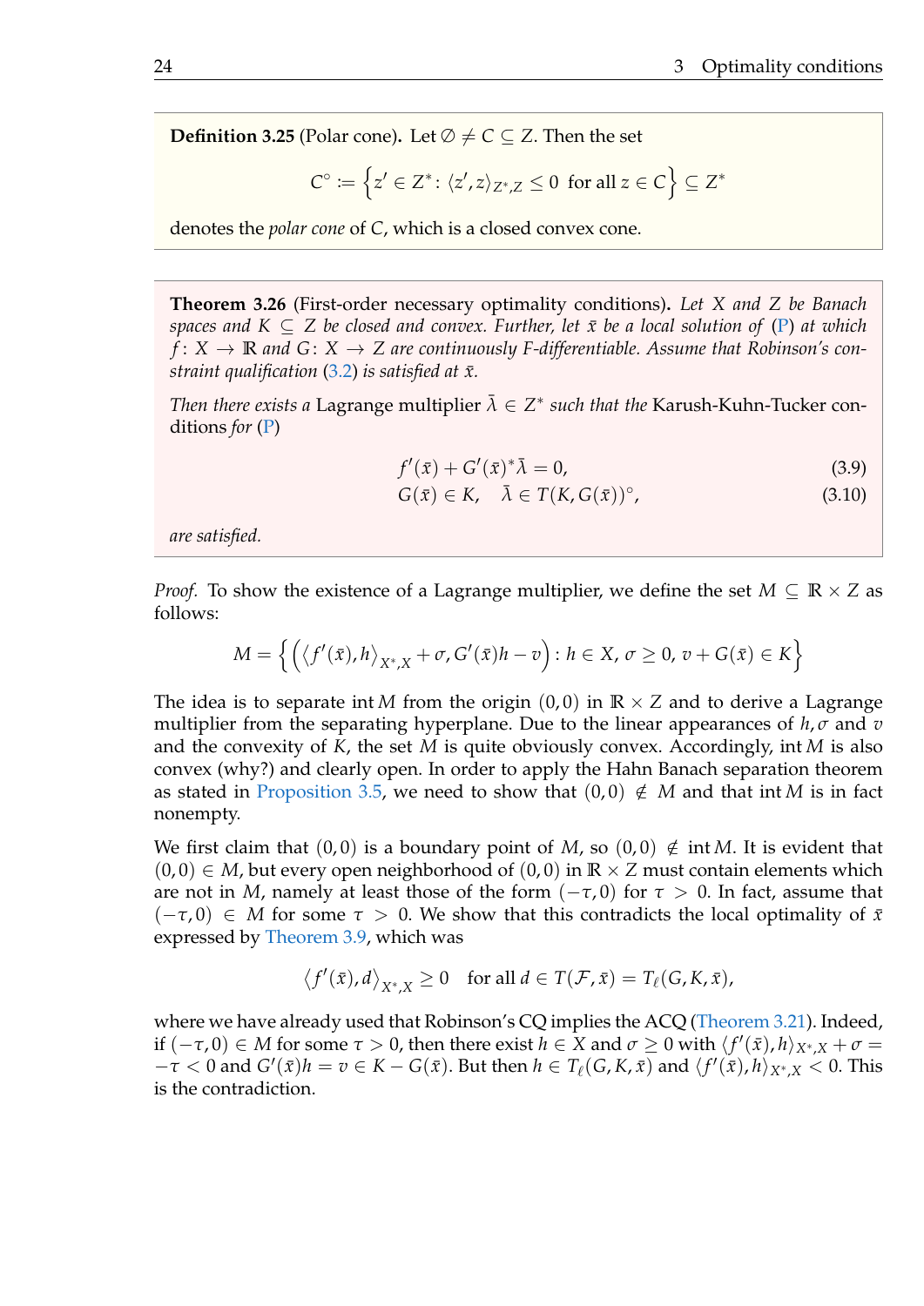**Definition 3.25** (Polar cone)**.** Let $\emptyset \neq C \subseteq Z$. Then the set

$$C^\circ := \left\{ z' \in Z^* \colon \langle z', z \rangle_{Z^*,Z} \leq 0 \ \text{ for all } z \in C \right\} \subseteq Z^*$$

denotes the *polar cone* of $C$, which is a closed convex cone.

**Theorem 3.26** (First-order necessary optimality conditions)**.** *Let $X$ and $Z$ be Banach spaces and $K \subseteq Z$ be closed and convex. Further, let $\bar{x}$ be a local solution of (P) at which $f \colon X \to \mathbb{R}$ and $G \colon X \to Z$ are continuously F-differentiable. Assume that Robinson's constraint qualification (3.2) is satisfied at $\bar{x}$.*

*Then there exists a* Lagrange multiplier $\bar{\lambda} \in Z^*$ *such that the* Karush-Kuhn-Tucker conditions *for* (P)

$$f'(\bar{x}) + G'(\bar{x})^* \bar{\lambda} = 0, \tag{3.9}$$

$$G(\bar{x}) \in K, \quad \bar{\lambda} \in T(K, G(\bar{x}))^\circ, \tag{3.10}$$

*are satisfied.*

*Proof.* To show the existence of a Lagrange multiplier, we define the set $M \subseteq \mathbb{R} \times Z$ as follows:

$$M = \left\{ \left( \langle f'(\bar{x}), h \rangle_{X^*,X} + \sigma, G'(\bar{x})h - v \right) \colon h \in X,\ \sigma \geq 0,\ v + G(\bar{x}) \in K \right\}$$

The idea is to separate $\operatorname{int} M$ from the origin $(0,0)$ in $\mathbb{R} \times Z$ and to derive a Lagrange multiplier from the separating hyperplane. Due to the linear appearances of $h, \sigma$ and $v$ and the convexity of $K$, the set $M$ is quite obviously convex. Accordingly, $\operatorname{int} M$ is also convex (why?) and clearly open. In order to apply the Hahn Banach separation theorem as stated in Proposition 3.5, we need to show that $(0,0) \notin M$ and that $\operatorname{int} M$ is in fact nonempty.

We first claim that $(0,0)$ is a boundary point of $M$, so $(0,0) \notin \operatorname{int} M$. It is evident that $(0,0) \in M$, but every open neighborhood of $(0,0)$ in $\mathbb{R} \times Z$ must contain elements which are not in $M$, namely at least those of the form $(-\tau, 0)$ for $\tau > 0$. In fact, assume that $(-\tau, 0) \in M$ for some $\tau > 0$. We show that this contradicts the local optimality of $\bar{x}$ expressed by Theorem 3.9, which was

$$\langle f'(\bar{x}), d \rangle_{X^*,X} \geq 0 \quad \text{for all } d \in T(\mathcal{F}, \bar{x}) = T_\ell(G, K, \bar{x}),$$

where we have already used that Robinson's CQ implies the ACQ (Theorem 3.21). Indeed, if $(-\tau, 0) \in M$ for some $\tau > 0$, then there exist $h \in X$ and $\sigma \geq 0$ with $\langle f'(\bar{x}), h \rangle_{X^*,X} + \sigma = -\tau < 0$ and $G'(\bar{x})h = v \in K - G(\bar{x})$. But then $h \in T_\ell(G, K, \bar{x})$ and $\langle f'(\bar{x}), h \rangle_{X^*,X} < 0$. This is the contradiction.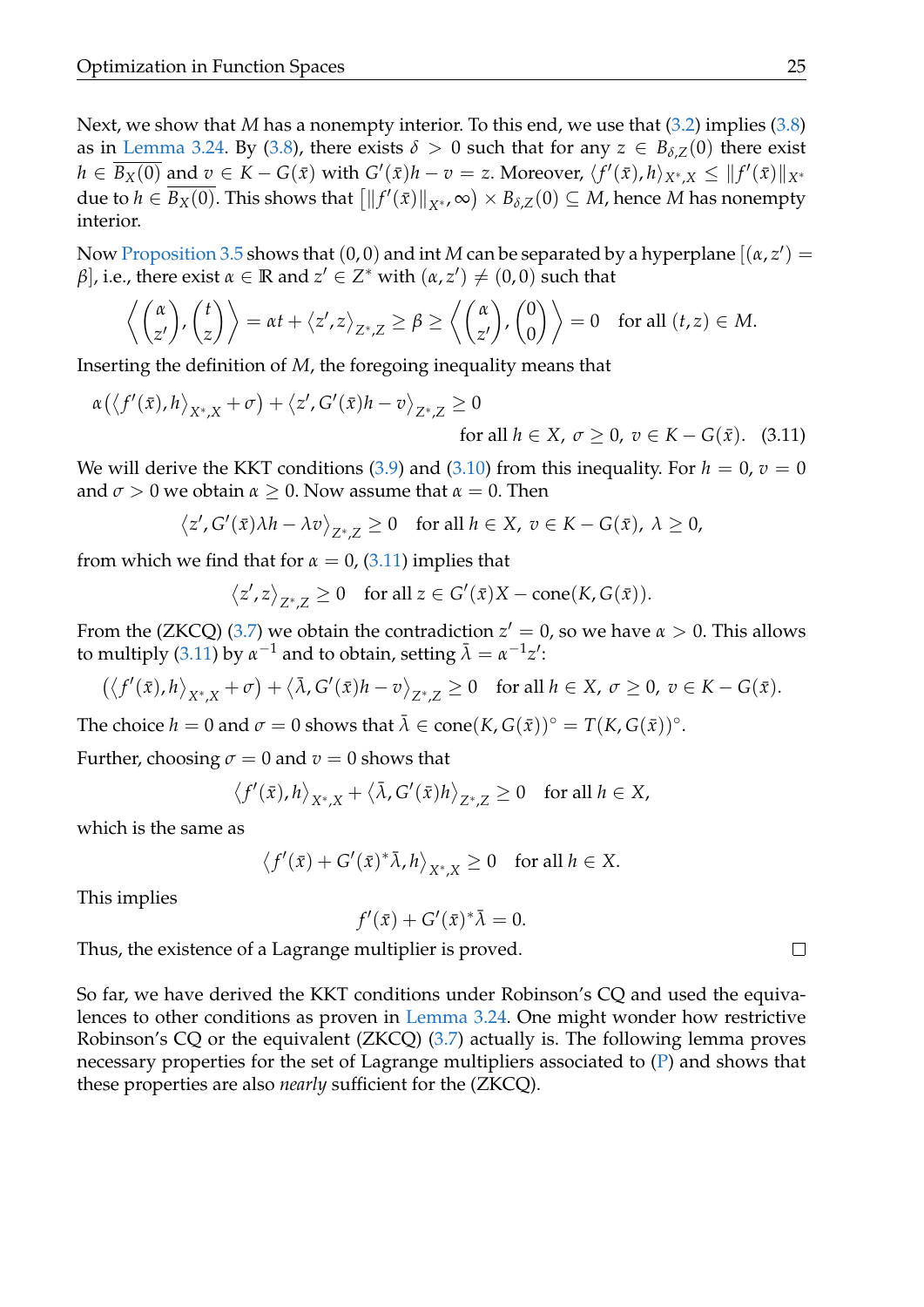Next, we show that $M$ has a nonempty interior. To this end, we use that (3.2) implies (3.8) as in Lemma 3.24. By (3.8), there exists $\delta > 0$ such that for any $z \in B_{\delta,Z}(0)$ there exist $h \in \overline{B_X(0)}$ and $v \in K - G(\bar{x})$ with $G'(\bar{x})h - v = z$. Moreover, $\langle f'(\bar{x}), h\rangle_{X^*,X} \leq \|f'(\bar{x})\|_{X^*}$ due to $h \in \overline{B_X(0)}$. This shows that $\left[\|f'(\bar{x})\|_{X^*}, \infty\right) \times B_{\delta,Z}(0) \subseteq M$, hence $M$ has nonempty interior.

Now Proposition 3.5 shows that $(0,0)$ and $\operatorname{int} M$ can be separated by a hyperplane $[(\alpha, z') = \beta]$, i.e., there exist $\alpha \in \mathbb{R}$ and $z' \in Z^*$ with $(\alpha, z') \neq (0,0)$ such that

$$\left\langle \begin{pmatrix} \alpha \\ z' \end{pmatrix}, \begin{pmatrix} t \\ z \end{pmatrix} \right\rangle = \alpha t + \langle z', z\rangle_{Z^*,Z} \geq \beta \geq \left\langle \begin{pmatrix} \alpha \\ z' \end{pmatrix}, \begin{pmatrix} 0 \\ 0 \end{pmatrix} \right\rangle = 0 \quad \text{for all } (t,z) \in M.$$

Inserting the definition of $M$, the foregoing inequality means that

$$\alpha\left(\langle f'(\bar{x}), h\rangle_{X^*,X} + \sigma\right) + \langle z', G'(\bar{x})h - v\rangle_{Z^*,Z} \geq 0 \qquad \text{for all } h \in X,\ \sigma \geq 0,\ v \in K - G(\bar{x}). \tag{3.11}$$

We will derive the KKT conditions (3.9) and (3.10) from this inequality. For $h = 0$, $v = 0$ and $\sigma > 0$ we obtain $\alpha \geq 0$. Now assume that $\alpha = 0$. Then

$$\langle z', G'(\bar{x})\lambda h - \lambda v\rangle_{Z^*,Z} \geq 0 \quad \text{for all } h \in X,\ v \in K - G(\bar{x}),\ \lambda \geq 0,$$

from which we find that for $\alpha = 0$, (3.11) implies that

$$\langle z', z\rangle_{Z^*,Z} \geq 0 \quad \text{for all } z \in G'(\bar{x})X - \operatorname{cone}(K, G(\bar{x})).$$

From the (ZKCQ) (3.7) we obtain the contradiction $z' = 0$, so we have $\alpha > 0$. This allows to multiply (3.11) by $\alpha^{-1}$ and to obtain, setting $\bar{\lambda} = \alpha^{-1} z'$:

$$\left(\langle f'(\bar{x}), h\rangle_{X^*,X} + \sigma\right) + \langle \bar{\lambda}, G'(\bar{x})h - v\rangle_{Z^*,Z} \geq 0 \quad \text{for all } h \in X,\ \sigma \geq 0,\ v \in K - G(\bar{x}).$$

The choice $h = 0$ and $\sigma = 0$ shows that $\bar{\lambda} \in \operatorname{cone}(K, G(\bar{x}))^\circ = T(K, G(\bar{x}))^\circ$.

Further, choosing $\sigma = 0$ and $v = 0$ shows that

$$\langle f'(\bar{x}), h\rangle_{X^*,X} + \langle \bar{\lambda}, G'(\bar{x})h\rangle_{Z^*,Z} \geq 0 \quad \text{for all } h \in X,$$

which is the same as

$$\langle f'(\bar{x}) + G'(\bar{x})^*\bar{\lambda}, h\rangle_{X^*,X} \geq 0 \quad \text{for all } h \in X.$$

This implies

$$f'(\bar{x}) + G'(\bar{x})^*\bar{\lambda} = 0.$$

Thus, the existence of a Lagrange multiplier is proved. □

So far, we have derived the KKT conditions under Robinson's CQ and used the equivalences to other conditions as proven in Lemma 3.24. One might wonder how restrictive Robinson's CQ or the equivalent (ZKCQ) (3.7) actually is. The following lemma proves necessary properties for the set of Lagrange multipliers associated to (P) and shows that these properties are also *nearly* sufficient for the (ZKCQ).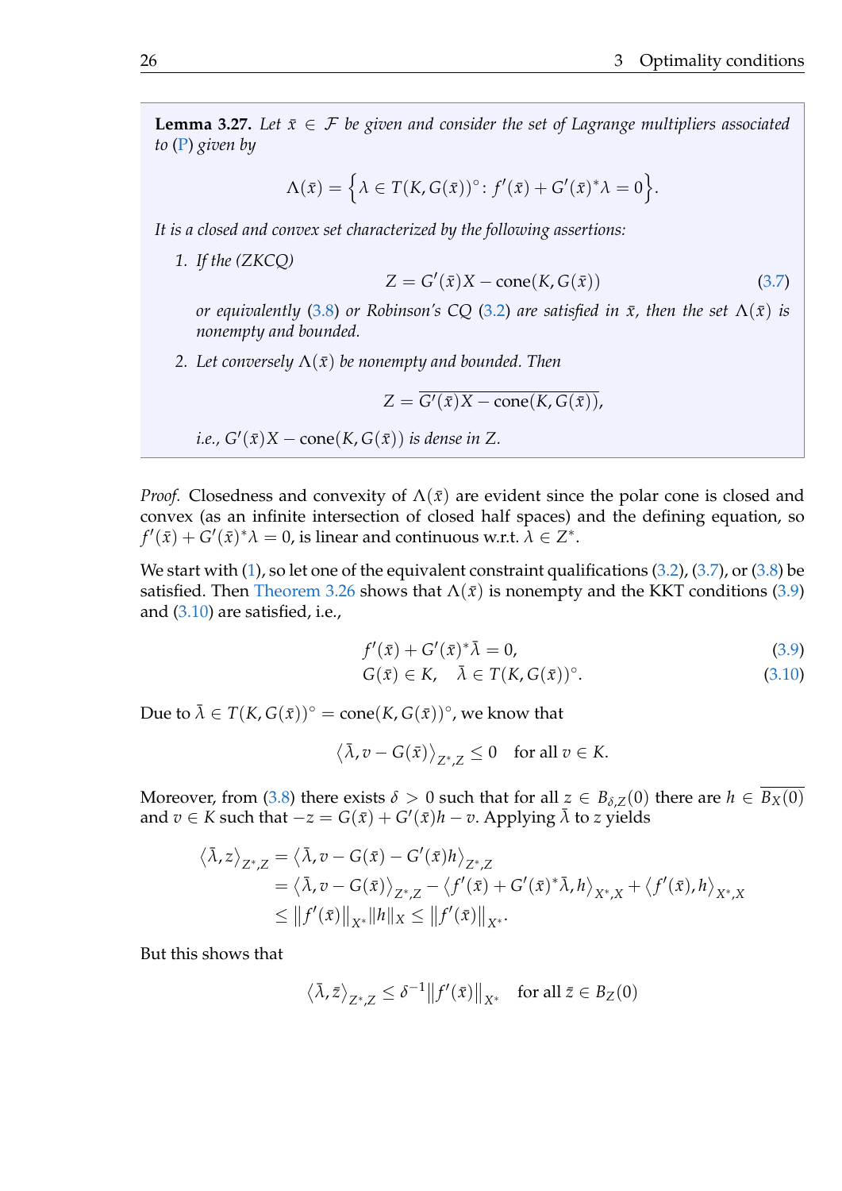**Lemma 3.27.** *Let $\bar{x} \in \mathcal{F}$ be given and consider the set of Lagrange multipliers associated to (P) given by*

$$\Lambda(\bar{x}) = \Big\{\lambda \in T(K, G(\bar{x}))^\circ \colon f'(\bar{x}) + G'(\bar{x})^*\lambda = 0\Big\}.$$

*It is a closed and convex set characterized by the following assertions:*

1. *If the (ZKCQ)*
$$Z = G'(\bar{x})X - \operatorname{cone}(K, G(\bar{x})) \tag{3.7}$$
*or equivalently (3.8) or Robinson's CQ (3.2) are satisfied in $\bar{x}$, then the set $\Lambda(\bar{x})$ is nonempty and bounded.*
2. *Let conversely $\Lambda(\bar{x})$ be nonempty and bounded. Then*
$$Z = \overline{G'(\bar{x})X - \operatorname{cone}(K, G(\bar{x}))},$$
*i.e., $G'(\bar{x})X - \operatorname{cone}(K, G(\bar{x}))$ is dense in $Z$.*

*Proof.* Closedness and convexity of $\Lambda(\bar{x})$ are evident since the polar cone is closed and convex (as an infinite intersection of closed half spaces) and the defining equation, so $f'(\bar{x}) + G'(\bar{x})^*\lambda = 0$, is linear and continuous w.r.t. $\lambda \in Z^*$.

We start with (1), so let one of the equivalent constraint qualifications (3.2), (3.7), or (3.8) be satisfied. Then Theorem 3.26 shows that $\Lambda(\bar{x})$ is nonempty and the KKT conditions (3.9) and (3.10) are satisfied, i.e.,

$$f'(\bar{x}) + G'(\bar{x})^*\bar{\lambda} = 0, \tag{3.9}$$
$$G(\bar{x}) \in K, \quad \bar{\lambda} \in T(K, G(\bar{x}))^\circ. \tag{3.10}$$

Due to $\bar{\lambda} \in T(K, G(\bar{x}))^\circ = \operatorname{cone}(K, G(\bar{x}))^\circ$, we know that

$$\langle \bar{\lambda}, v - G(\bar{x}) \rangle_{Z^*,Z} \le 0 \quad \text{for all } v \in K.$$

Moreover, from (3.8) there exists $\delta > 0$ such that for all $z \in B_{\delta,Z}(0)$ there are $h \in \overline{B_X(0)}$ and $v \in K$ such that $-z = G(\bar{x}) + G'(\bar{x})h - v$. Applying $\bar{\lambda}$ to $z$ yields

$$\begin{aligned}
\langle \bar{\lambda}, z \rangle_{Z^*,Z} &= \langle \bar{\lambda}, v - G(\bar{x}) - G'(\bar{x})h \rangle_{Z^*,Z} \\
&= \langle \bar{\lambda}, v - G(\bar{x}) \rangle_{Z^*,Z} - \langle f'(\bar{x}) + G'(\bar{x})^*\bar{\lambda}, h \rangle_{X^*,X} + \langle f'(\bar{x}), h \rangle_{X^*,X} \\
&\le \|f'(\bar{x})\|_{X^*} \|h\|_X \le \|f'(\bar{x})\|_{X^*}.
\end{aligned}$$

But this shows that

$$\langle \bar{\lambda}, \bar{z} \rangle_{Z^*,Z} \le \delta^{-1} \|f'(\bar{x})\|_{X^*} \quad \text{for all } \bar{z} \in B_Z(0)$$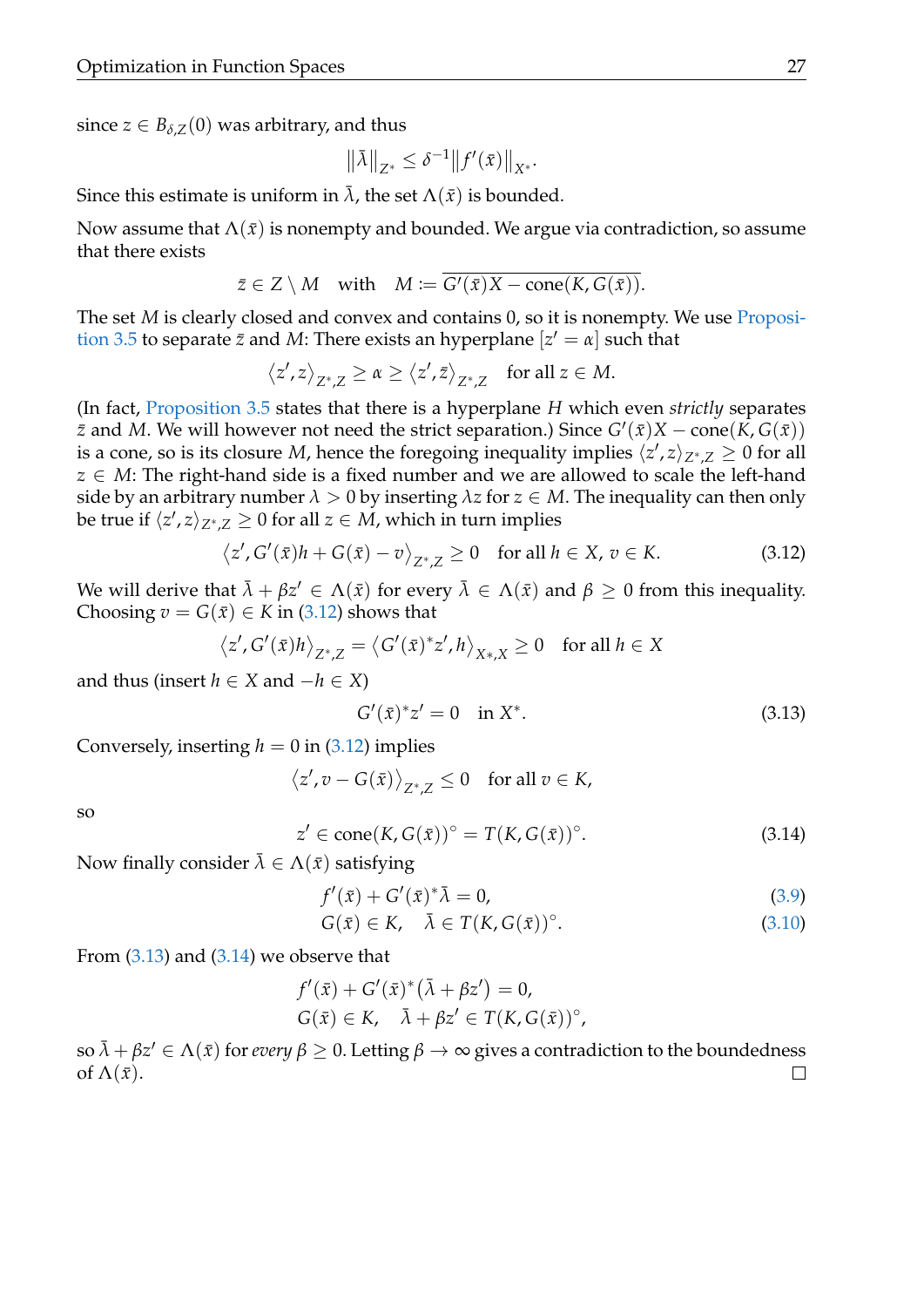since $z \in B_{\delta,Z}(0)$ was arbitrary, and thus

$$\|\bar{\lambda}\|_{Z^*} \leq \delta^{-1}\|f'(\bar{x})\|_{X^*}.$$

Since this estimate is uniform in $\bar{\lambda}$, the set $\Lambda(\bar{x})$ is bounded.

Now assume that $\Lambda(\bar{x})$ is nonempty and bounded. We argue via contradiction, so assume that there exists

$$\bar{z} \in Z \setminus M \quad \text{with} \quad M := \overline{G'(\bar{x})X - \operatorname{cone}(K, G(\bar{x}))}.$$

The set $M$ is clearly closed and convex and contains 0, so it is nonempty. We use Proposition 3.5 to separate $\bar{z}$ and $M$: There exists an hyperplane $[z' = \alpha]$ such that

$$\langle z', z \rangle_{Z^*,Z} \geq \alpha \geq \langle z', \bar{z} \rangle_{Z^*,Z} \quad \text{for all } z \in M.$$

(In fact, Proposition 3.5 states that there is a hyperplane $H$ which even *strictly* separates $\bar{z}$ and $M$. We will however not need the strict separation.) Since $G'(\bar{x})X - \operatorname{cone}(K, G(\bar{x}))$ is a cone, so is its closure $M$, hence the foregoing inequality implies $\langle z', z \rangle_{Z^*,Z} \geq 0$ for all $z \in M$: The right-hand side is a fixed number and we are allowed to scale the left-hand side by an arbitrary number $\lambda > 0$ by inserting $\lambda z$ for $z \in M$. The inequality can then only be true if $\langle z', z \rangle_{Z^*,Z} \geq 0$ for all $z \in M$, which in turn implies

$$\langle z', G'(\bar{x})h + G(\bar{x}) - v \rangle_{Z^*,Z} \geq 0 \quad \text{for all } h \in X,\ v \in K. \tag{3.12}$$

We will derive that $\bar{\lambda} + \beta z' \in \Lambda(\bar{x})$ for every $\bar{\lambda} \in \Lambda(\bar{x})$ and $\beta \geq 0$ from this inequality. Choosing $v = G(\bar{x}) \in K$ in (3.12) shows that

$$\langle z', G'(\bar{x})h \rangle_{Z^*,Z} = \langle G'(\bar{x})^* z', h \rangle_{X*,X} \geq 0 \quad \text{for all } h \in X$$

and thus (insert $h \in X$ and $-h \in X$)

$$G'(\bar{x})^* z' = 0 \quad \text{in } X^*. \tag{3.13}$$

Conversely, inserting $h = 0$ in (3.12) implies

$$\langle z', v - G(\bar{x}) \rangle_{Z^*,Z} \leq 0 \quad \text{for all } v \in K,$$

so

$$z' \in \operatorname{cone}(K, G(\bar{x}))^\circ = T(K, G(\bar{x}))^\circ. \tag{3.14}$$

Now finally consider $\bar{\lambda} \in \Lambda(\bar{x})$ satisfying

$$f'(\bar{x}) + G'(\bar{x})^* \bar{\lambda} = 0, \tag{3.9}$$

$$G(\bar{x}) \in K, \quad \bar{\lambda} \in T(K, G(\bar{x}))^\circ. \tag{3.10}$$

From (3.13) and (3.14) we observe that

$$f'(\bar{x}) + G'(\bar{x})^*(\bar{\lambda} + \beta z') = 0,$$

$$G(\bar{x}) \in K, \quad \bar{\lambda} + \beta z' \in T(K, G(\bar{x}))^\circ,$$

so $\bar{\lambda} + \beta z' \in \Lambda(\bar{x})$ for *every* $\beta \geq 0$. Letting $\beta \to \infty$ gives a contradiction to the boundedness of $\Lambda(\bar{x})$. □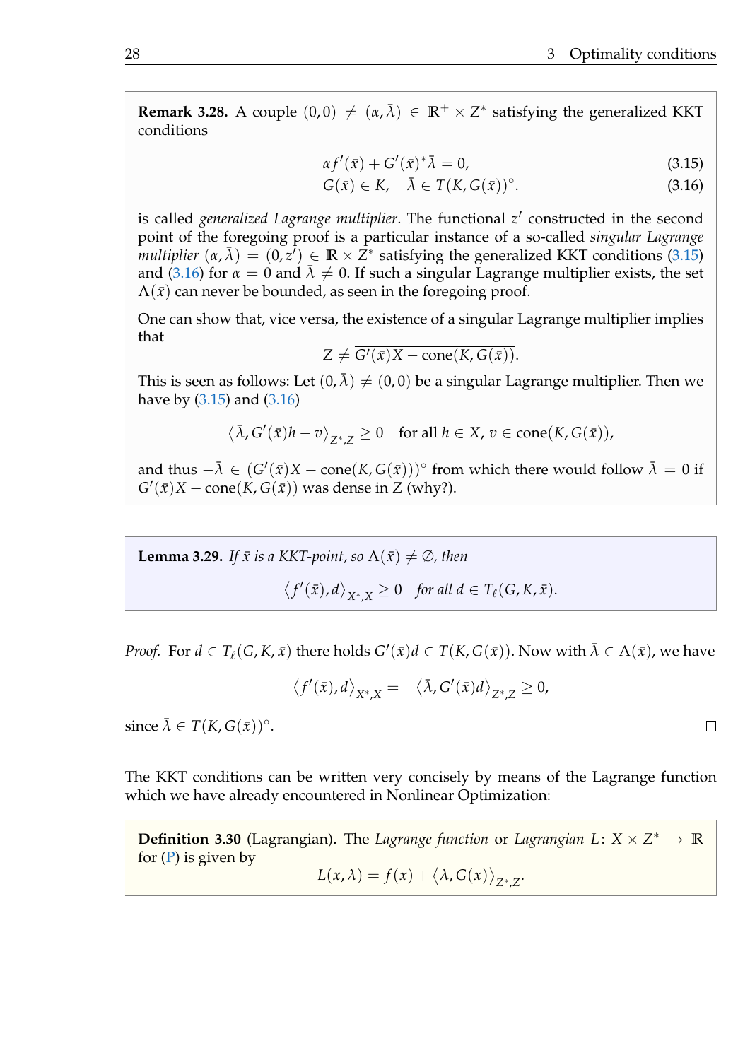**Remark 3.28.** A couple $(0,0) \neq (\alpha, \bar{\lambda}) \in \mathbb{R}^+ \times Z^*$ satisfying the generalized KKT conditions

$$\alpha f'(\bar{x}) + G'(\bar{x})^* \bar{\lambda} = 0, \tag{3.15}$$

$$G(\bar{x}) \in K, \quad \bar{\lambda} \in T(K, G(\bar{x}))^\circ. \tag{3.16}$$

is called *generalized Lagrange multiplier*. The functional $z'$ constructed in the second point of the foregoing proof is a particular instance of a so-called *singular Lagrange multiplier* $(\alpha, \bar{\lambda}) = (0, z') \in \mathbb{R} \times Z^*$ satisfying the generalized KKT conditions (3.15) and (3.16) for $\alpha = 0$ and $\bar{\lambda} \neq 0$. If such a singular Lagrange multiplier exists, the set $\Lambda(\bar{x})$ can never be bounded, as seen in the foregoing proof.

One can show that, vice versa, the existence of a singular Lagrange multiplier implies that

$$Z \neq \overline{G'(\bar{x})X - \operatorname{cone}(K, G(\bar{x}))}.$$

This is seen as follows: Let $(0, \bar{\lambda}) \neq (0,0)$ be a singular Lagrange multiplier. Then we have by (3.15) and (3.16)

$$\langle \bar{\lambda}, G'(\bar{x})h - v \rangle_{Z^*,Z} \geq 0 \quad \text{for all } h \in X,\, v \in \operatorname{cone}(K, G(\bar{x})),$$

and thus $-\bar{\lambda} \in (G'(\bar{x})X - \operatorname{cone}(K, G(\bar{x})))^\circ$ from which there would follow $\bar{\lambda} = 0$ if $G'(\bar{x})X - \operatorname{cone}(K, G(\bar{x}))$ was dense in $Z$ (why?).

**Lemma 3.29.** *If $\bar{x}$ is a KKT-point, so $\Lambda(\bar{x}) \neq \emptyset$, then*

$$\langle f'(\bar{x}), d \rangle_{X^*,X} \geq 0 \quad \textit{for all } d \in T_\ell(G, K, \bar{x}).$$

*Proof.* For $d \in T_\ell(G, K, \bar{x})$ there holds $G'(\bar{x})d \in T(K, G(\bar{x}))$. Now with $\bar{\lambda} \in \Lambda(\bar{x})$, we have

$$\langle f'(\bar{x}), d \rangle_{X^*,X} = -\langle \bar{\lambda}, G'(\bar{x})d \rangle_{Z^*,Z} \geq 0,$$

since $\bar{\lambda} \in T(K, G(\bar{x}))^\circ$. □

The KKT conditions can be written very concisely by means of the Lagrange function which we have already encountered in Nonlinear Optimization:

**Definition 3.30** (Lagrangian)**.** The *Lagrange function* or *Lagrangian* $L\colon X \times Z^* \to \mathbb{R}$ for (P) is given by

$$L(x, \lambda) = f(x) + \langle \lambda, G(x) \rangle_{Z^*,Z}.$$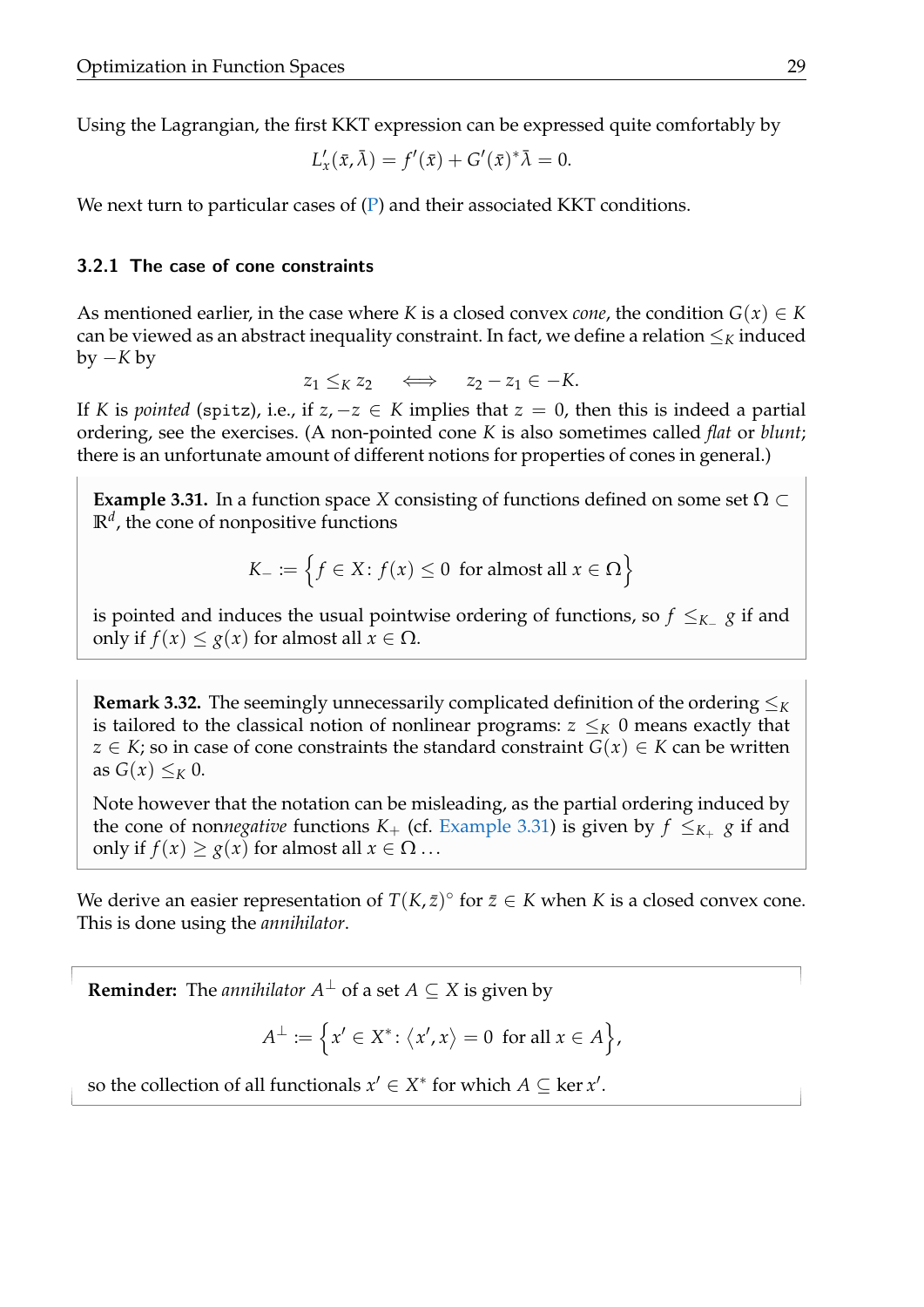Using the Lagrangian, the first KKT expression can be expressed quite comfortably by

$$L'_x(\bar{x}, \bar{\lambda}) = f'(\bar{x}) + G'(\bar{x})^* \bar{\lambda} = 0.$$

We next turn to particular cases of (P) and their associated KKT conditions.

### 3.2.1 The case of cone constraints

As mentioned earlier, in the case where $K$ is a closed convex *cone*, the condition $G(x) \in K$ can be viewed as an abstract inequality constraint. In fact, we define a relation $\leq_K$ induced by $-K$ by

$$z_1 \leq_K z_2 \qquad \Longleftrightarrow \qquad z_2 - z_1 \in -K.$$

If $K$ is *pointed* (spitz), i.e., if $z, -z \in K$ implies that $z = 0$, then this is indeed a partial ordering, see the exercises. (A non-pointed cone $K$ is also sometimes called *flat* or *blunt*; there is an unfortunate amount of different notions for properties of cones in general.)

**Example 3.31.** In a function space $X$ consisting of functions defined on some set $\Omega \subset \mathbb{R}^d$, the cone of nonpositive functions

$$K_- := \Big\{ f \in X \colon f(x) \leq 0 \;\text{ for almost all } x \in \Omega \Big\}$$

is pointed and induces the usual pointwise ordering of functions, so $f \leq_{K_-} g$ if and only if $f(x) \leq g(x)$ for almost all $x \in \Omega$.

**Remark 3.32.** The seemingly unnecessarily complicated definition of the ordering $\leq_K$ is tailored to the classical notion of nonlinear programs: $z \leq_K 0$ means exactly that $z \in K$; so in case of cone constraints the standard constraint $G(x) \in K$ can be written as $G(x) \leq_K 0$.

Note however that the notation can be misleading, as the partial ordering induced by the cone of non*negative* functions $K_+$ (cf. Example 3.31) is given by $f \leq_{K_+} g$ if and only if $f(x) \geq g(x)$ for almost all $x \in \Omega$ ...

We derive an easier representation of $T(K, \bar{z})^\circ$ for $\bar{z} \in K$ when $K$ is a closed convex cone. This is done using the *annihilator*.

**Reminder:** The *annihilator* $A^\perp$ of a set $A \subseteq X$ is given by

$$A^\perp := \Big\{ x' \in X^* \colon \langle x', x \rangle = 0 \;\text{ for all } x \in A \Big\},$$

so the collection of all functionals $x' \in X^*$ for which $A \subseteq \ker x'$.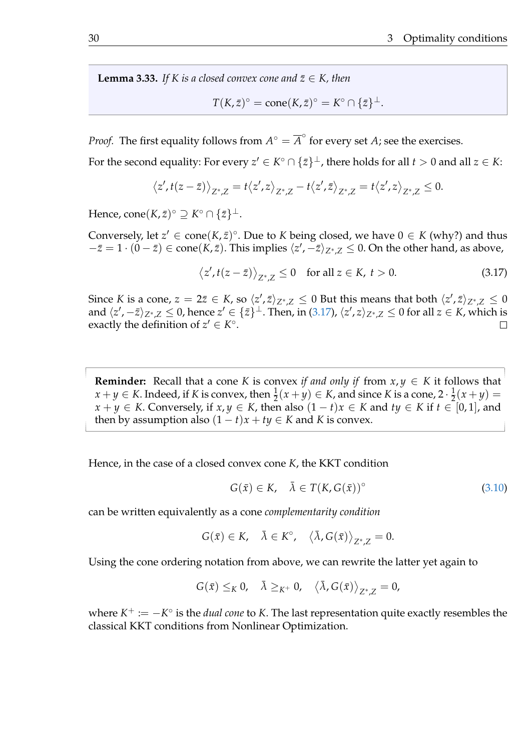**Lemma 3.33.** *If $K$ is a closed convex cone and $\bar{z} \in K$, then*

$$T(K, \bar{z})^\circ = \operatorname{cone}(K, \bar{z})^\circ = K^\circ \cap \{\bar{z}\}^\perp.$$

*Proof.* The first equality follows from $A^\circ = \overline{A}^\circ$ for every set $A$; see the exercises.

For the second equality: For every $z' \in K^\circ \cap \{\bar{z}\}^\perp$, there holds for all $t > 0$ and all $z \in K$:

$$\langle z', t(z - \bar{z}) \rangle_{Z^*,Z} = t\langle z', z \rangle_{Z^*,Z} - t\langle z', \bar{z} \rangle_{Z^*,Z} = t\langle z', z \rangle_{Z^*,Z} \leq 0.$$

Hence, $\operatorname{cone}(K, \bar{z})^\circ \supseteq K^\circ \cap \{\bar{z}\}^\perp$.

Conversely, let $z' \in \operatorname{cone}(K, \bar{z})^\circ$. Due to $K$ being closed, we have $0 \in K$ (why?) and thus $-\bar{z} = 1 \cdot (0 - \bar{z}) \in \operatorname{cone}(K, \bar{z})$. This implies $\langle z', -\bar{z} \rangle_{Z^*,Z} \leq 0$. On the other hand, as above,

$$\langle z', t(z - \bar{z}) \rangle_{Z^*,Z} \leq 0 \quad \text{for all } z \in K,\ t > 0. \tag{3.17}$$

Since $K$ is a cone, $z = 2\bar{z} \in K$, so $\langle z', \bar{z} \rangle_{Z^*,Z} \leq 0$ But this means that both $\langle z', \bar{z} \rangle_{Z^*,Z} \leq 0$ and $\langle z', -\bar{z} \rangle_{Z^*,Z} \leq 0$, hence $z' \in \{\bar{z}\}^\perp$. Then, in (3.17), $\langle z', z \rangle_{Z^*,Z} \leq 0$ for all $z \in K$, which is exactly the definition of $z' \in K^\circ$. □

**Reminder:** Recall that a cone $K$ is convex *if and only if* from $x, y \in K$ it follows that $x + y \in K$. Indeed, if $K$ is convex, then $\frac{1}{2}(x + y) \in K$, and since $K$ is a cone, $2 \cdot \frac{1}{2}(x + y) = x + y \in K$. Conversely, if $x, y \in K$, then also $(1 - t)x \in K$ and $ty \in K$ if $t \in [0, 1]$, and then by assumption also $(1 - t)x + ty \in K$ and $K$ is convex.

Hence, in the case of a closed convex cone $K$, the KKT condition

$$G(\bar{x}) \in K, \quad \bar{\lambda} \in T(K, G(\bar{x}))^\circ \tag{3.10}$$

can be written equivalently as a cone *complementarity condition*

$$G(\bar{x}) \in K, \quad \bar{\lambda} \in K^\circ, \quad \langle \bar{\lambda}, G(\bar{x}) \rangle_{Z^*,Z} = 0.$$

Using the cone ordering notation from above, we can rewrite the latter yet again to

$$G(\bar{x}) \leq_K 0, \quad \bar{\lambda} \geq_{K^+} 0, \quad \langle \bar{\lambda}, G(\bar{x}) \rangle_{Z^*,Z} = 0,$$

where $K^+ := -K^\circ$ is the *dual cone* to $K$. The last representation quite exactly resembles the classical KKT conditions from Nonlinear Optimization.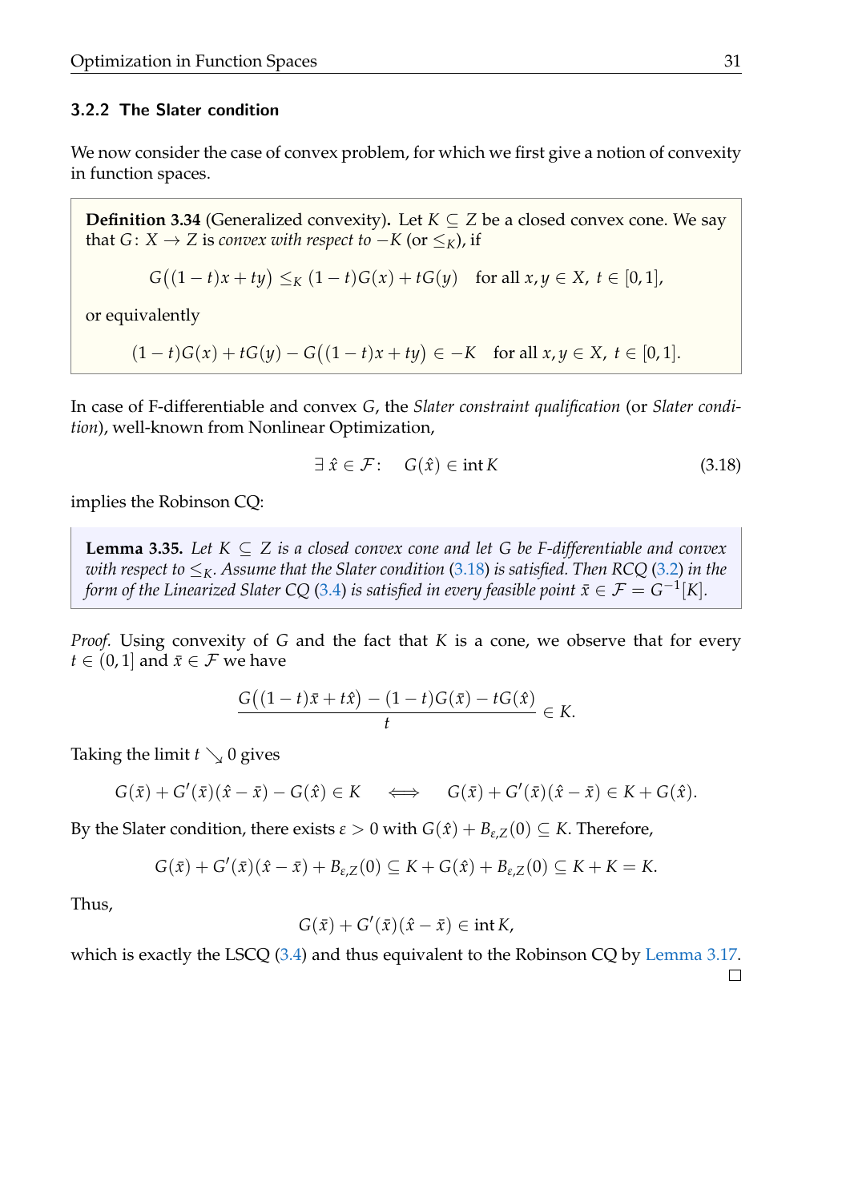### 3.2.2 The Slater condition

We now consider the case of convex problem, for which we first give a notion of convexity in function spaces.

**Definition 3.34** (Generalized convexity)**.** Let $K \subseteq Z$ be a closed convex cone. We say that $G\colon X \to Z$ is *convex with respect to* $-K$ (or $\leq_K$), if

$$G\big((1-t)x + ty\big) \leq_K (1-t)G(x) + tG(y) \quad \text{for all } x, y \in X,\ t \in [0,1],$$

or equivalently

$$(1-t)G(x) + tG(y) - G\big((1-t)x + ty\big) \in -K \quad \text{for all } x, y \in X,\ t \in [0,1].$$

In case of F-differentiable and convex $G$, the *Slater constraint qualification* (or *Slater condition*), well-known from Nonlinear Optimization,

$$\exists\, \hat{x} \in \mathcal{F}\colon \quad G(\hat{x}) \in \operatorname{int} K \tag{3.18}$$

implies the Robinson CQ:

**Lemma 3.35.** *Let $K \subseteq Z$ is a closed convex cone and let $G$ be F-differentiable and convex with respect to $\leq_K$. Assume that the Slater condition (3.18) is satisfied. Then RCQ (3.2) in the form of the Linearized Slater CQ (3.4) is satisfied in every feasible point $\bar{x} \in \mathcal{F} = G^{-1}[K]$.*

*Proof.* Using convexity of $G$ and the fact that $K$ is a cone, we observe that for every $t \in (0,1]$ and $\bar{x} \in \mathcal{F}$ we have

$$\frac{G\big((1-t)\bar{x} + t\hat{x}\big) - (1-t)G(\bar{x}) - tG(\hat{x})}{t} \in K.$$

Taking the limit $t \searrow 0$ gives

$$G(\bar{x}) + G'(\bar{x})(\hat{x} - \bar{x}) - G(\hat{x}) \in K \quad \iff \quad G(\bar{x}) + G'(\bar{x})(\hat{x} - \bar{x}) \in K + G(\hat{x}).$$

By the Slater condition, there exists $\varepsilon > 0$ with $G(\hat{x}) + B_{\varepsilon,Z}(0) \subseteq K$. Therefore,

$$G(\bar{x}) + G'(\bar{x})(\hat{x} - \bar{x}) + B_{\varepsilon,Z}(0) \subseteq K + G(\hat{x}) + B_{\varepsilon,Z}(0) \subseteq K + K = K.$$

Thus,

$$G(\bar{x}) + G'(\bar{x})(\hat{x} - \bar{x}) \in \operatorname{int} K,$$

which is exactly the LSCQ (3.4) and thus equivalent to the Robinson CQ by Lemma 3.17. □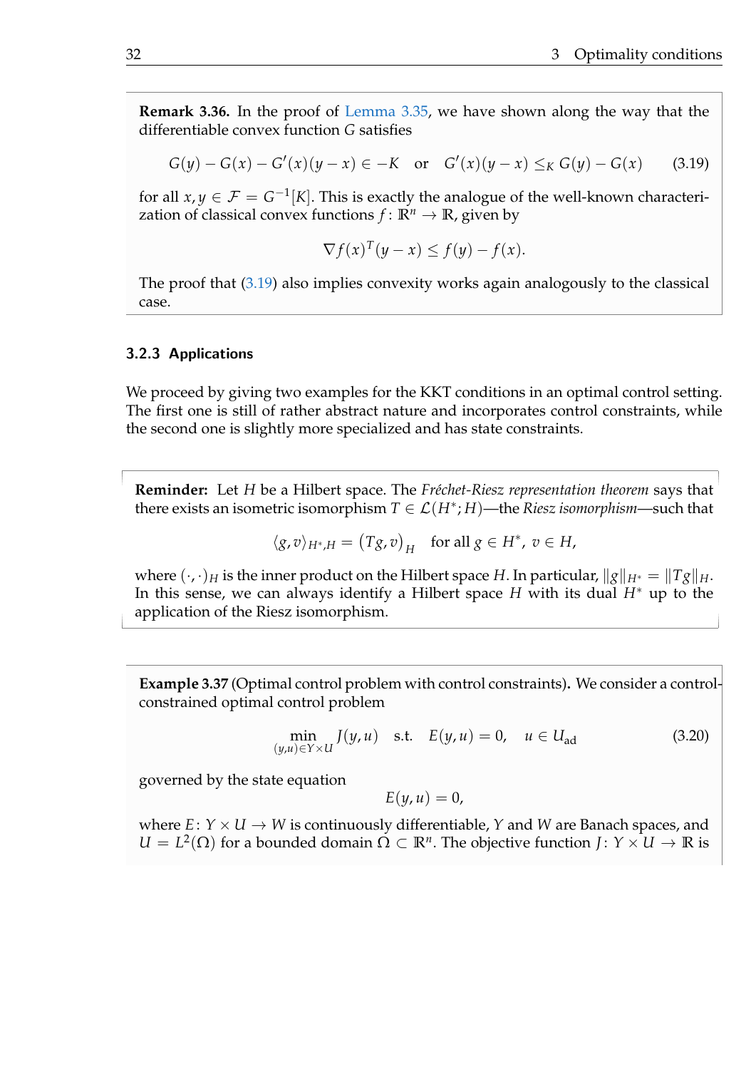**Remark 3.36.** In the proof of Lemma 3.35, we have shown along the way that the differentiable convex function $G$ satisfies

$$G(y) - G(x) - G'(x)(y-x) \in -K \quad \text{or} \quad G'(x)(y-x) \leq_K G(y) - G(x) \tag{3.19}$$

for all $x, y \in \mathcal{F} = G^{-1}[K]$. This is exactly the analogue of the well-known characterization of classical convex functions $f\colon \mathbb{R}^n \to \mathbb{R}$, given by

$$\nabla f(x)^T (y-x) \leq f(y) - f(x).$$

The proof that (3.19) also implies convexity works again analogously to the classical case.

### 3.2.3 Applications

We proceed by giving two examples for the KKT conditions in an optimal control setting. The first one is still of rather abstract nature and incorporates control constraints, while the second one is slightly more specialized and has state constraints.

**Reminder:** Let $H$ be a Hilbert space. The *Fréchet-Riesz representation theorem* says that there exists an isometric isomorphism $T \in \mathcal{L}(H^*; H)$—the *Riesz isomorphism*—such that

$$\langle g, v \rangle_{H^*,H} = \left(Tg, v\right)_H \quad \text{for all } g \in H^*,\ v \in H,$$

where $(\cdot,\cdot)_H$ is the inner product on the Hilbert space $H$. In particular, $\|g\|_{H^*} = \|Tg\|_H$. In this sense, we can always identify a Hilbert space $H$ with its dual $H^*$ up to the application of the Riesz isomorphism.

**Example 3.37** (Optimal control problem with control constraints)**.** We consider a control-constrained optimal control problem

$$\min_{(y,u) \in Y \times U} J(y,u) \quad \text{s.t.} \quad E(y,u) = 0, \quad u \in U_{\text{ad}} \tag{3.20}$$

governed by the state equation

$$E(y,u) = 0,$$

where $E\colon Y \times U \to W$ is continuously differentiable, $Y$ and $W$ are Banach spaces, and $U = L^2(\Omega)$ for a bounded domain $\Omega \subset \mathbb{R}^n$. The objective function $J\colon Y \times U \to \mathbb{R}$ is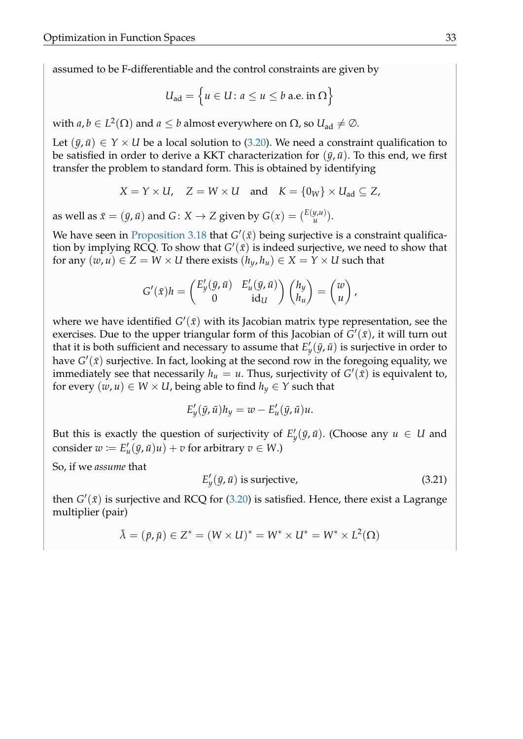assumed to be F-differentiable and the control constraints are given by

$$U_{\text{ad}} = \left\{ u \in U \colon a \le u \le b \text{ a.e. in } \Omega \right\}$$

with $a, b \in L^2(\Omega)$ and $a \le b$ almost everywhere on $\Omega$, so $U_{\text{ad}} \neq \emptyset$.

Let $(\bar{y}, \bar{u}) \in Y \times U$ be a local solution to (3.20). We need a constraint qualification to be satisfied in order to derive a KKT characterization for $(\bar{y}, \bar{u})$. To this end, we first transfer the problem to standard form. This is obtained by identifying

$$X = Y \times U, \quad Z = W \times U \quad \text{and} \quad K = \{0_W\} \times U_{\text{ad}} \subseteq Z,$$

as well as $\bar{x} = (\bar{y}, \bar{u})$ and $G \colon X \to Z$ given by $G(x) = \binom{E(y,u)}{u}$.

We have seen in Proposition 3.18 that $G'(\bar{x})$ being surjective is a constraint qualification by implying RCQ. To show that $G'(\bar{x})$ is indeed surjective, we need to show that for any $(w, u) \in Z = W \times U$ there exists $(h_y, h_u) \in X = Y \times U$ such that

$$G'(\bar{x})h = \begin{pmatrix} E_y'(\bar{y}, \bar{u}) & E_u'(\bar{y}, \bar{u}) \\ 0 & \mathrm{id}_U \end{pmatrix} \begin{pmatrix} h_y \\ h_u \end{pmatrix} = \begin{pmatrix} w \\ u \end{pmatrix},$$

where we have identified $G'(\bar{x})$ with its Jacobian matrix type representation, see the exercises. Due to the upper triangular form of this Jacobian of $G'(\bar{x})$, it will turn out that it is both sufficient and necessary to assume that $E_y'(\bar{y}, \bar{u})$ is surjective in order to have $G'(\bar{x})$ surjective. In fact, looking at the second row in the foregoing equality, we immediately see that necessarily $h_u = u$. Thus, surjectivity of $G'(\bar{x})$ is equivalent to, for every $(w, u) \in W \times U$, being able to find $h_y \in Y$ such that

$$E_y'(\bar{y}, \bar{u})h_y = w - E_u'(\bar{y}, \bar{u})u.$$

But this is exactly the question of surjectivity of $E_y'(\bar{y}, \bar{u})$. (Choose any $u \in U$ and consider $w := E_u'(\bar{y}, \bar{u})u) + v$ for arbitrary $v \in W$.)

So, if we *assume* that

$$E_y'(\bar{y}, \bar{u}) \text{ is surjective,} \tag{3.21}$$

then $G'(\bar{x})$ is surjective and RCQ for (3.20) is satisfied. Hence, there exist a Lagrange multiplier (pair)

$$\bar{\lambda} = (\bar{p}, \bar{\mu}) \in Z^* = (W \times U)^* = W^* \times U^* = W^* \times L^2(\Omega)$$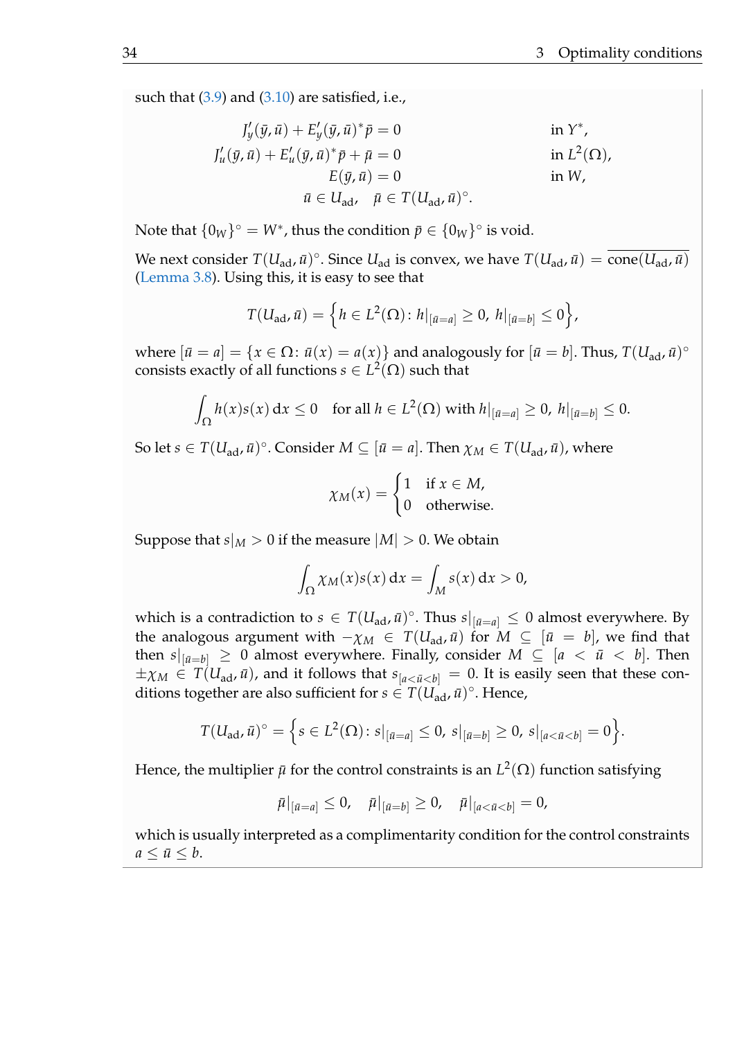such that (3.9) and (3.10) are satisfied, i.e.,

$$
\begin{aligned}
J_y'(\bar y, \bar u) + E_y'(\bar y, \bar u)^* \bar p &= 0 && \text{in } Y^*,\\
J_u'(\bar y, \bar u) + E_u'(\bar y, \bar u)^* \bar p + \bar\mu &= 0 && \text{in } L^2(\Omega),\\
E(\bar y, \bar u) &= 0 && \text{in } W,\\
\bar u \in U_{\mathrm{ad}}, \quad \bar\mu &\in T(U_{\mathrm{ad}}, \bar u)^\circ.
\end{aligned}
$$

Note that $\{0_W\}^\circ = W^*$, thus the condition $\bar p \in \{0_W\}^\circ$ is void.

We next consider $T(U_{\mathrm{ad}}, \bar u)^\circ$. Since $U_{\mathrm{ad}}$ is convex, we have $T(U_{\mathrm{ad}}, \bar u) = \overline{\operatorname{cone}(U_{\mathrm{ad}}, \bar u)}$ (Lemma 3.8). Using this, it is easy to see that

$$
T(U_{\mathrm{ad}}, \bar u) = \Big\{ h \in L^2(\Omega) \colon h|_{[\bar u = a]} \geq 0,\ h|_{[\bar u = b]} \leq 0 \Big\},
$$

where $[\bar u = a] = \{x \in \Omega \colon \bar u(x) = a(x)\}$ and analogously for $[\bar u = b]$. Thus, $T(U_{\mathrm{ad}}, \bar u)^\circ$ consists exactly of all functions $s \in L^2(\Omega)$ such that

$$
\int_\Omega h(x) s(x) \,\mathrm{d}x \leq 0 \quad \text{for all } h \in L^2(\Omega) \text{ with } h|_{[\bar u = a]} \geq 0,\ h|_{[\bar u = b]} \leq 0.
$$

So let $s \in T(U_{\mathrm{ad}}, \bar u)^\circ$. Consider $M \subseteq [\bar u = a]$. Then $\chi_M \in T(U_{\mathrm{ad}}, \bar u)$, where

$$
\chi_M(x) = \begin{cases} 1 & \text{if } x \in M,\\ 0 & \text{otherwise.} \end{cases}
$$

Suppose that $s|_M > 0$ if the measure $|M| > 0$. We obtain

$$
\int_\Omega \chi_M(x) s(x) \,\mathrm{d}x = \int_M s(x) \,\mathrm{d}x > 0,
$$

which is a contradiction to $s \in T(U_{\mathrm{ad}}, \bar u)^\circ$. Thus $s|_{[\bar u = a]} \leq 0$ almost everywhere. By the analogous argument with $-\chi_M \in T(U_{\mathrm{ad}}, \bar u)$ for $M \subseteq [\bar u = b]$, we find that then $s|_{[\bar u = b]} \geq 0$ almost everywhere. Finally, consider $M \subseteq [a < \bar u < b]$. Then $\pm\chi_M \in T(U_{\mathrm{ad}}, \bar u)$, and it follows that $s_{[a < \bar u < b]} = 0$. It is easily seen that these conditions together are also sufficient for $s \in T(U_{\mathrm{ad}}, \bar u)^\circ$. Hence,

$$
T(U_{\mathrm{ad}}, \bar u)^\circ = \Big\{ s \in L^2(\Omega) \colon s|_{[\bar u = a]} \leq 0,\ s|_{[\bar u = b]} \geq 0,\ s|_{[a < \bar u < b]} = 0 \Big\}.
$$

Hence, the multiplier $\bar\mu$ for the control constraints is an $L^2(\Omega)$ function satisfying

$$
\bar\mu|_{[\bar u = a]} \leq 0, \quad \bar\mu|_{[\bar u = b]} \geq 0, \quad \bar\mu|_{[a < \bar u < b]} = 0,
$$

which is usually interpreted as a complimentarity condition for the control constraints $a \leq \bar u \leq b$.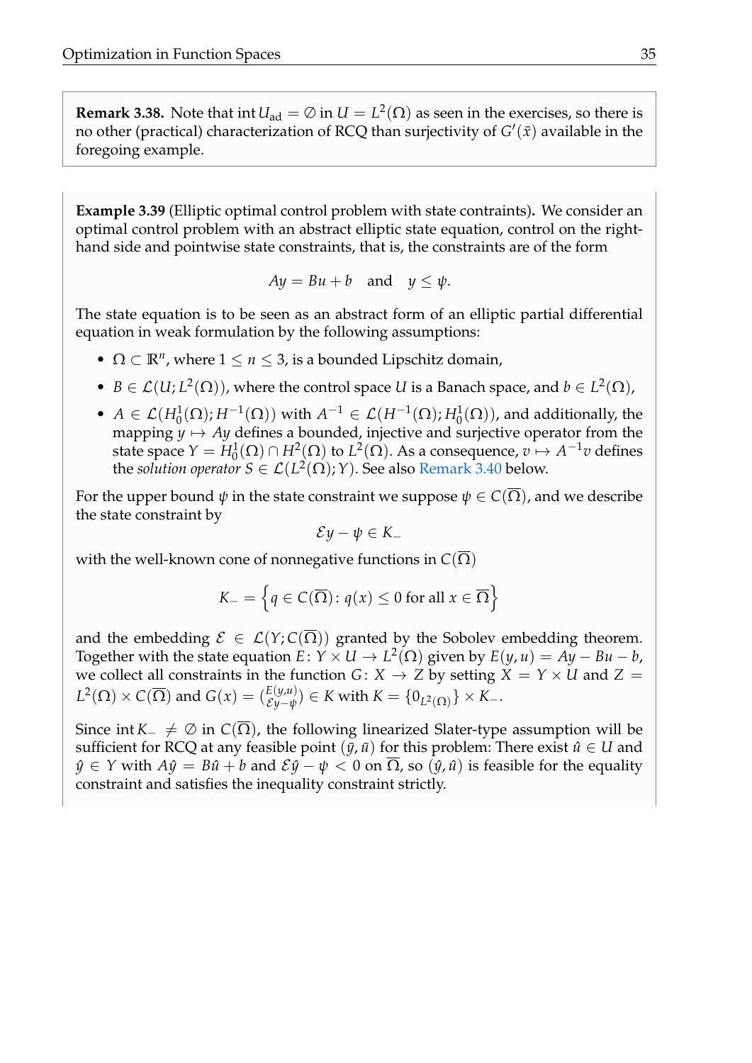**Remark 3.38.** Note that $\operatorname{int} U_{\text{ad}} = \emptyset$ in $U = L^2(\Omega)$ as seen in the exercises, so there is no other (practical) characterization of RCQ than surjectivity of $G'(\bar{x})$ available in the foregoing example.

**Example 3.39** (Elliptic optimal control problem with state contraints)**.** We consider an optimal control problem with an abstract elliptic state equation, control on the right-hand side and pointwise state constraints, that is, the constraints are of the form

$$Ay = Bu + b \quad \text{and} \quad y \leq \psi.$$

The state equation is to be seen as an abstract form of an elliptic partial differential equation in weak formulation by the following assumptions:

- $\Omega \subset \mathbb{R}^n$, where $1 \leq n \leq 3$, is a bounded Lipschitz domain,
- $B \in \mathcal{L}(U; L^2(\Omega))$, where the control space $U$ is a Banach space, and $b \in L^2(\Omega)$,
- $A \in \mathcal{L}(H_0^1(\Omega); H^{-1}(\Omega))$ with $A^{-1} \in \mathcal{L}(H^{-1}(\Omega); H_0^1(\Omega))$, and additionally, the mapping $y \mapsto Ay$ defines a bounded, injective and surjective operator from the state space $Y = H_0^1(\Omega) \cap H^2(\Omega)$ to $L^2(\Omega)$. As a consequence, $v \mapsto A^{-1}v$ defines the *solution operator* $S \in \mathcal{L}(L^2(\Omega); Y)$. See also Remark 3.40 below.

For the upper bound $\psi$ in the state constraint we suppose $\psi \in C(\overline{\Omega})$, and we describe the state constraint by

$$\mathcal{E}y - \psi \in K_-$$

with the well-known cone of nonnegative functions in $C(\overline{\Omega})$

$$K_- = \left\{ q \in C(\overline{\Omega}) \colon q(x) \leq 0 \text{ for all } x \in \overline{\Omega} \right\}$$

and the embedding $\mathcal{E} \in \mathcal{L}(Y; C(\overline{\Omega}))$ granted by the Sobolev embedding theorem. Together with the state equation $E \colon Y \times U \to L^2(\Omega)$ given by $E(y, u) = Ay - Bu - b$, we collect all constraints in the function $G \colon X \to Z$ by setting $X = Y \times U$ and $Z = L^2(\Omega) \times C(\overline{\Omega})$ and $G(x) = \binom{E(y,u)}{\mathcal{E}y - \psi} \in K$ with $K = \{0_{L^2(\Omega)}\} \times K_-$.

Since $\operatorname{int} K_- \neq \emptyset$ in $C(\overline{\Omega})$, the following linearized Slater-type assumption will be sufficient for RCQ at any feasible point $(\bar{y}, \bar{u})$ for this problem: There exist $\hat{u} \in U$ and $\hat{y} \in Y$ with $A\hat{y} = B\hat{u} + b$ and $\mathcal{E}\hat{y} - \psi < 0$ on $\overline{\Omega}$, so $(\hat{y}, \hat{u})$ is feasible for the equality constraint and satisfies the inequality constraint strictly.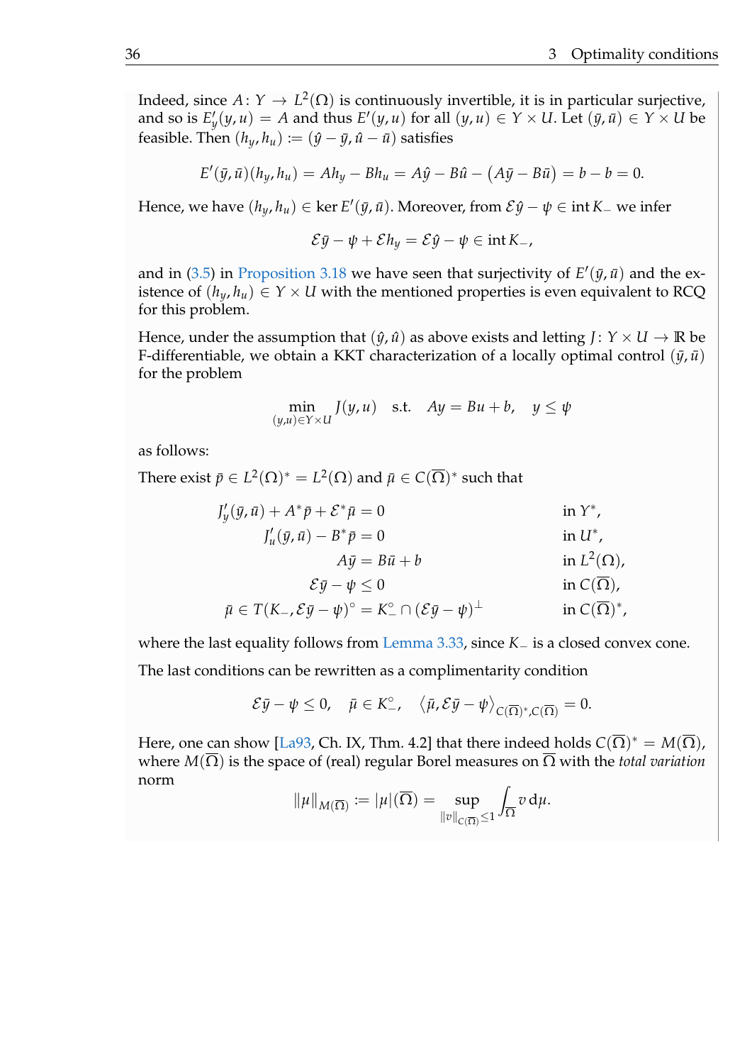Indeed, since $A\colon Y \to L^2(\Omega)$ is continuously invertible, it is in particular surjective, and so is $E'_y(y,u) = A$ and thus $E'(y,u)$ for all $(y,u) \in Y \times U$. Let $(\bar{y}, \bar{u}) \in Y \times U$ be feasible. Then $(h_y, h_u) := (\hat{y} - \bar{y}, \hat{u} - \bar{u})$ satisfies

$$E'(\bar{y}, \bar{u})(h_y, h_u) = Ah_y - Bh_u = A\hat{y} - B\hat{u} - \big(A\bar{y} - B\bar{u}\big) = b - b = 0.$$

Hence, we have $(h_y, h_u) \in \ker E'(\bar{y}, \bar{u})$. Moreover, from $\mathcal{E}\hat{y} - \psi \in \operatorname{int} K_-$ we infer

$$\mathcal{E}\bar{y} - \psi + \mathcal{E}h_y = \mathcal{E}\hat{y} - \psi \in \operatorname{int} K_-,$$

and in (3.5) in Proposition 3.18 we have seen that surjectivity of $E'(\bar{y}, \bar{u})$ and the existence of $(h_y, h_u) \in Y \times U$ with the mentioned properties is even equivalent to RCQ for this problem.

Hence, under the assumption that $(\hat{y}, \hat{u})$ as above exists and letting $J\colon Y \times U \to \mathbb{R}$ be F-differentiable, we obtain a KKT characterization of a locally optimal control $(\bar{y}, \bar{u})$ for the problem

$$\min_{(y,u) \in Y \times U} J(y,u) \quad \text{s.t.} \quad Ay = Bu + b, \quad y \leq \psi$$

as follows:

There exist $\bar{p} \in L^2(\Omega)^* = L^2(\Omega)$ and $\bar{\mu} \in C(\overline{\Omega})^*$ such that

$$\begin{aligned}
J'_y(\bar{y}, \bar{u}) + A^*\bar{p} + \mathcal{E}^*\bar{\mu} &= 0 && \text{in } Y^*,\\
J'_u(\bar{y}, \bar{u}) - B^*\bar{p} &= 0 && \text{in } U^*,\\
A\bar{y} &= B\bar{u} + b && \text{in } L^2(\Omega),\\
\mathcal{E}\bar{y} - \psi &\leq 0 && \text{in } C(\overline{\Omega}),\\
\bar{\mu} \in T(K_-, \mathcal{E}\bar{y} - \psi)^\circ &= K_-^\circ \cap (\mathcal{E}\bar{y} - \psi)^\perp && \text{in } C(\overline{\Omega})^*,
\end{aligned}$$

where the last equality follows from Lemma 3.33, since $K_-$ is a closed convex cone.

The last conditions can be rewritten as a complimentarity condition

$$\mathcal{E}\bar{y} - \psi \leq 0, \quad \bar{\mu} \in K_-^\circ, \quad \langle \bar{\mu}, \mathcal{E}\bar{y} - \psi \rangle_{C(\overline{\Omega})^*, C(\overline{\Omega})} = 0.$$

Here, one can show [La93, Ch. IX, Thm. 4.2] that there indeed holds $C(\overline{\Omega})^* = M(\overline{\Omega})$, where $M(\overline{\Omega})$ is the space of (real) regular Borel measures on $\overline{\Omega}$ with the *total variation* norm

$$\|\mu\|_{M(\overline{\Omega})} := |\mu|(\overline{\Omega}) = \sup_{\|v\|_{C(\overline{\Omega})} \leq 1} \int_{\overline{\Omega}} v \, \mathrm{d}\mu.$$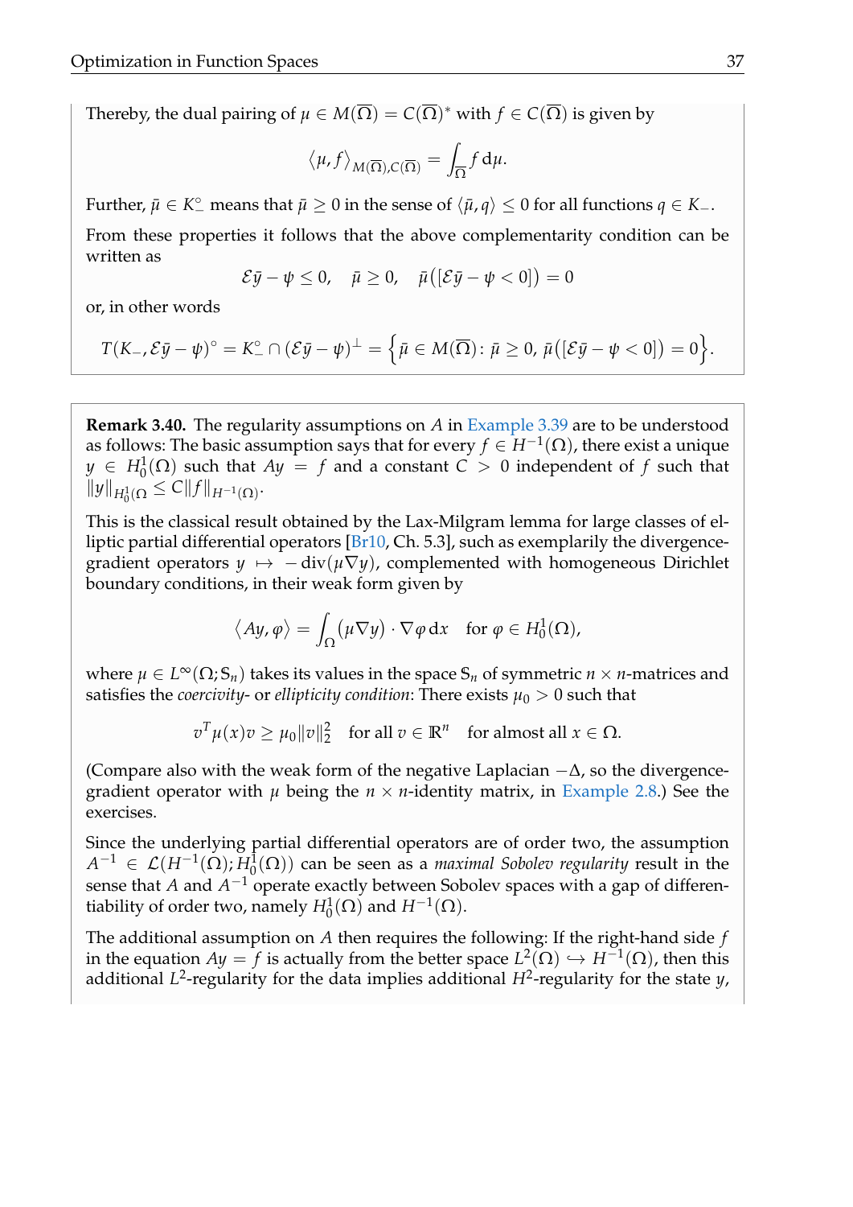Thereby, the dual pairing of $\mu \in M(\overline{\Omega}) = C(\overline{\Omega})^*$ with $f \in C(\overline{\Omega})$ is given by

$$\langle \mu, f \rangle_{M(\overline{\Omega}),C(\overline{\Omega})} = \int_{\overline{\Omega}} f \, \mathrm{d}\mu.$$

Further, $\bar{\mu} \in K_-^\circ$ means that $\bar{\mu} \geq 0$ in the sense of $\langle \bar{\mu}, q \rangle \leq 0$ for all functions $q \in K_-$.

From these properties it follows that the above complementarity condition can be written as

$$\mathcal{E}\bar{y} - \psi \leq 0, \quad \bar{\mu} \geq 0, \quad \bar{\mu}\big([\mathcal{E}\bar{y} - \psi < 0]\big) = 0$$

or, in other words

$$T(K_-, \mathcal{E}\bar{y} - \psi)^\circ = K_-^\circ \cap (\mathcal{E}\bar{y} - \psi)^\perp = \Big\{ \bar{\mu} \in M(\overline{\Omega}) \colon \bar{\mu} \geq 0,\, \bar{\mu}\big([\mathcal{E}\bar{y} - \psi < 0]\big) = 0 \Big\}.$$

**Remark 3.40.** The regularity assumptions on $A$ in Example 3.39 are to be understood as follows: The basic assumption says that for every $f \in H^{-1}(\Omega)$, there exist a unique $y \in H_0^1(\Omega)$ such that $Ay = f$ and a constant $C > 0$ independent of $f$ such that $\|y\|_{H_0^1(\Omega} \leq C\|f\|_{H^{-1}(\Omega)}$.

This is the classical result obtained by the Lax-Milgram lemma for large classes of elliptic partial differential operators [Br10, Ch. 5.3], such as exemplarily the divergence-gradient operators $y \mapsto -\operatorname{div}(\mu \nabla y)$, complemented with homogeneous Dirichlet boundary conditions, in their weak form given by

$$\langle Ay, \varphi \rangle = \int_\Omega (\mu \nabla y) \cdot \nabla \varphi \, \mathrm{d}x \quad \text{for } \varphi \in H_0^1(\Omega),$$

where $\mu \in L^\infty(\Omega; \mathbb{S}_n)$ takes its values in the space $\mathbb{S}_n$ of symmetric $n \times n$-matrices and satisfies the *coercivity*- or *ellipticity condition*: There exists $\mu_0 > 0$ such that

$$v^T \mu(x) v \geq \mu_0 \|v\|_2^2 \quad \text{for all } v \in \mathbb{R}^n \quad \text{for almost all } x \in \Omega.$$

(Compare also with the weak form of the negative Laplacian $-\Delta$, so the divergence-gradient operator with $\mu$ being the $n \times n$-identity matrix, in Example 2.8.) See the exercises.

Since the underlying partial differential operators are of order two, the assumption $A^{-1} \in \mathcal{L}(H^{-1}(\Omega); H_0^1(\Omega))$ can be seen as a *maximal Sobolev regularity* result in the sense that $A$ and $A^{-1}$ operate exactly between Sobolev spaces with a gap of differentiability of order two, namely $H_0^1(\Omega)$ and $H^{-1}(\Omega)$.

The additional assumption on $A$ then requires the following: If the right-hand side $f$ in the equation $Ay = f$ is actually from the better space $L^2(\Omega) \hookrightarrow H^{-1}(\Omega)$, then this additional $L^2$-regularity for the data implies additional $H^2$-regularity for the state $y$,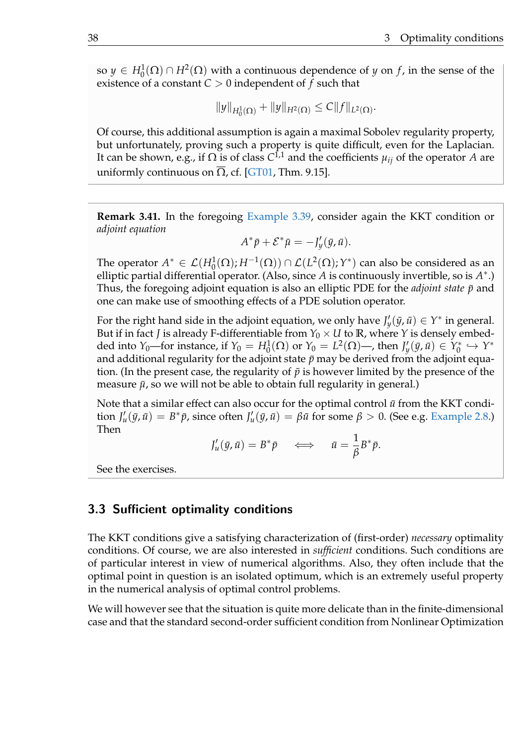so $y \in H_0^1(\Omega) \cap H^2(\Omega)$ with a continuous dependence of $y$ on $f$, in the sense of the existence of a constant $C > 0$ independent of $f$ such that

$$\|y\|_{H_0^1(\Omega)} + \|y\|_{H^2(\Omega)} \leq C\|f\|_{L^2(\Omega)}.$$

Of course, this additional assumption is again a maximal Sobolev regularity property, but unfortunately, proving such a property is quite difficult, even for the Laplacian. It can be shown, e.g., if $\Omega$ is of class $C^{1,1}$ and the coefficients $\mu_{ij}$ of the operator $A$ are uniformly continuous on $\overline{\Omega}$, cf. [GT01, Thm. 9.15].

**Remark 3.41.** In the foregoing Example 3.39, consider again the KKT condition or *adjoint equation*

$$A^*\bar{p} + \mathcal{E}^*\bar{\mu} = -J_y'(\bar{y}, \bar{u}).$$

The operator $A^* \in \mathcal{L}(H_0^1(\Omega); H^{-1}(\Omega)) \cap \mathcal{L}(L^2(\Omega); Y^*)$ can also be considered as an elliptic partial differential operator. (Also, since $A$ is continuously invertible, so is $A^*$.) Thus, the foregoing adjoint equation is also an elliptic PDE for the *adjoint state* $\bar{p}$ and one can make use of smoothing effects of a PDE solution operator.

For the right hand side in the adjoint equation, we only have $J_y'(\bar{y}, \bar{u}) \in Y^*$ in general. But if in fact $J$ is already F-differentiable from $Y_0 \times U$ to $\mathbb{R}$, where $Y$ is densely embedded into $Y_0$—for instance, if $Y_0 = H_0^1(\Omega)$ or $Y_0 = L^2(\Omega)$—, then $J_y'(\bar{y}, \bar{u}) \in Y_0^* \hookrightarrow Y^*$ and additional regularity for the adjoint state $\bar{p}$ may be derived from the adjoint equation. (In the present case, the regularity of $\bar{p}$ is however limited by the presence of the measure $\bar{\mu}$, so we will not be able to obtain full regularity in general.)

Note that a similar effect can also occur for the optimal control $\bar{u}$ from the KKT condition $J_u'(\bar{y}, \bar{u}) = B^*\bar{p}$, since often $J_u'(\bar{y}, \bar{u}) = \beta\bar{u}$ for some $\beta > 0$. (See e.g. Example 2.8.) Then

$$J_u'(\bar{y}, \bar{u}) = B^*\bar{p} \quad \iff \quad \bar{u} = \frac{1}{\beta}B^*\bar{p}.$$

See the exercises.

## 3.3 Sufficient optimality conditions

The KKT conditions give a satisfying characterization of (first-order) *necessary* optimality conditions. Of course, we are also interested in *sufficient* conditions. Such conditions are of particular interest in view of numerical algorithms. Also, they often include that the optimal point in question is an isolated optimum, which is an extremely useful property in the numerical analysis of optimal control problems.

We will however see that the situation is quite more delicate than in the finite-dimensional case and that the standard second-order sufficient condition from Nonlinear Optimization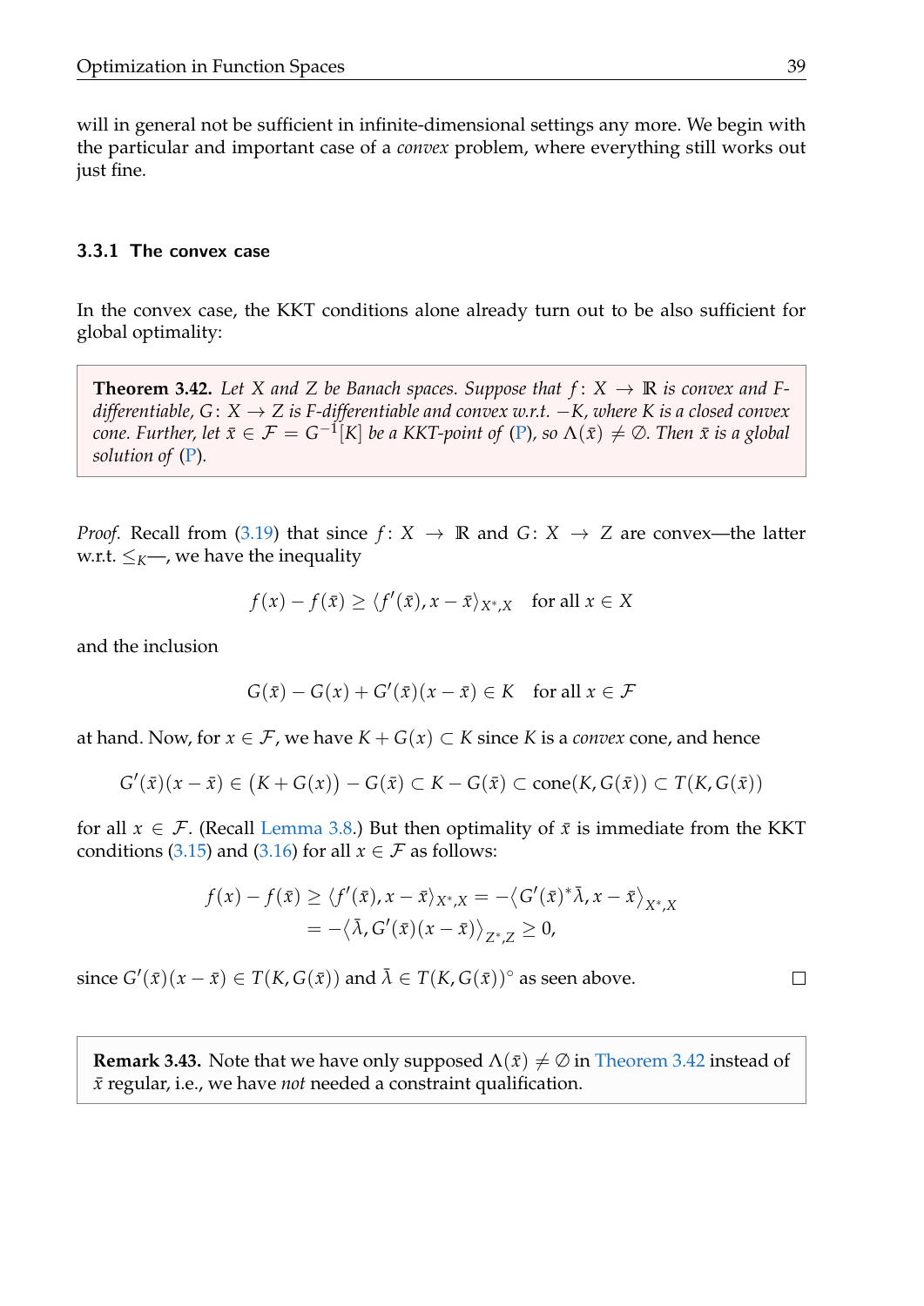will in general not be sufficient in infinite-dimensional settings any more. We begin with the particular and important case of a *convex* problem, where everything still works out just fine.

### 3.3.1 The convex case

In the convex case, the KKT conditions alone already turn out to be also sufficient for global optimality:

**Theorem 3.42.** *Let $X$ and $Z$ be Banach spaces. Suppose that $f\colon X \to \mathbb{R}$ is convex and F-differentiable, $G\colon X \to Z$ is F-differentiable and convex w.r.t. $-K$, where $K$ is a closed convex cone. Further, let $\bar{x} \in \mathcal{F} = G^{-1}[K]$ be a KKT-point of (P), so $\Lambda(\bar{x}) \neq \emptyset$. Then $\bar{x}$ is a global solution of (P).*

*Proof.* Recall from (3.19) that since $f\colon X \to \mathbb{R}$ and $G\colon X \to Z$ are convex—the latter w.r.t. $\leq_K$—, we have the inequality

$$f(x) - f(\bar{x}) \geq \langle f'(\bar{x}), x - \bar{x}\rangle_{X^*,X} \quad \text{for all } x \in X$$

and the inclusion

$$G(\bar{x}) - G(x) + G'(\bar{x})(x - \bar{x}) \in K \quad \text{for all } x \in \mathcal{F}$$

at hand. Now, for $x \in \mathcal{F}$, we have $K + G(x) \subset K$ since $K$ is a *convex* cone, and hence

$$G'(\bar{x})(x - \bar{x}) \in \big(K + G(x)\big) - G(\bar{x}) \subset K - G(\bar{x}) \subset \operatorname{cone}(K, G(\bar{x})) \subset T(K, G(\bar{x}))$$

for all $x \in \mathcal{F}$. (Recall Lemma 3.8.) But then optimality of $\bar{x}$ is immediate from the KKT conditions (3.15) and (3.16) for all $x \in \mathcal{F}$ as follows:

$$\begin{aligned} f(x) - f(\bar{x}) &\geq \langle f'(\bar{x}), x - \bar{x}\rangle_{X^*,X} = -\big\langle G'(\bar{x})^*\bar{\lambda}, x - \bar{x}\big\rangle_{X^*,X} \\ &= -\big\langle \bar{\lambda}, G'(\bar{x})(x - \bar{x})\big\rangle_{Z^*,Z} \geq 0, \end{aligned}$$

since $G'(\bar{x})(x - \bar{x}) \in T(K, G(\bar{x}))$ and $\bar{\lambda} \in T(K, G(\bar{x}))^\circ$ as seen above. □

**Remark 3.43.** Note that we have only supposed $\Lambda(\bar{x}) \neq \emptyset$ in Theorem 3.42 instead of $\bar{x}$ regular, i.e., we have *not* needed a constraint qualification.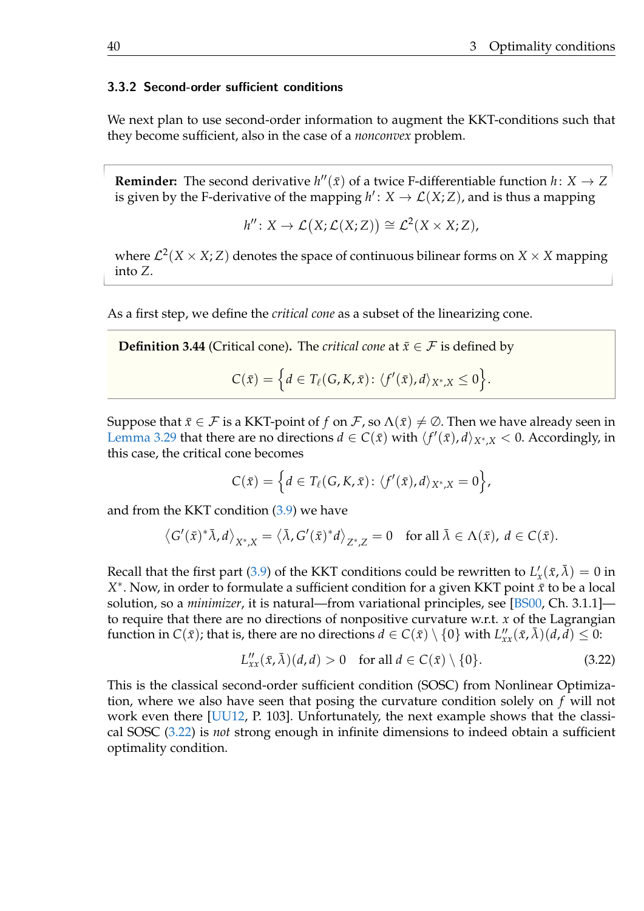### 3.3.2 Second-order sufficient conditions

We next plan to use second-order information to augment the KKT-conditions such that they become sufficient, also in the case of a *nonconvex* problem.

**Reminder:** The second derivative $h''(\bar{x})$ of a twice F-differentiable function $h\colon X \to Z$ is given by the F-derivative of the mapping $h'\colon X \to \mathcal{L}(X;Z)$, and is thus a mapping

$$h''\colon X \to \mathcal{L}\big(X;\mathcal{L}(X;Z)\big) \cong \mathcal{L}^2(X \times X;Z),$$

where $\mathcal{L}^2(X \times X;Z)$ denotes the space of continuous bilinear forms on $X \times X$ mapping into $Z$.

As a first step, we define the *critical cone* as a subset of the linearizing cone.

**Definition 3.44** (Critical cone)**.** The *critical cone* at $\bar{x} \in \mathcal{F}$ is defined by

$$C(\bar{x}) = \Big\{ d \in T_\ell(G,K,\bar{x})\colon \langle f'(\bar{x}), d\rangle_{X^*,X} \le 0 \Big\}.$$

Suppose that $\bar{x} \in \mathcal{F}$ is a KKT-point of $f$ on $\mathcal{F}$, so $\Lambda(\bar{x}) \neq \emptyset$. Then we have already seen in Lemma 3.29 that there are no directions $d \in C(\bar{x})$ with $\langle f'(\bar{x}), d\rangle_{X^*,X} < 0$. Accordingly, in this case, the critical cone becomes

$$C(\bar{x}) = \Big\{ d \in T_\ell(G,K,\bar{x})\colon \langle f'(\bar{x}), d\rangle_{X^*,X} = 0 \Big\},$$

and from the KKT condition (3.9) we have

$$\big\langle G'(\bar{x})^*\bar{\lambda}, d\big\rangle_{X^*,X} = \big\langle \bar{\lambda}, G'(\bar{x})^* d\big\rangle_{Z^*,Z} = 0 \quad \text{for all } \bar{\lambda} \in \Lambda(\bar{x}),\ d \in C(\bar{x}).$$

Recall that the first part (3.9) of the KKT conditions could be rewritten to $L'_x(\bar{x},\bar{\lambda}) = 0$ in $X^*$. Now, in order to formulate a sufficient condition for a given KKT point $\bar{x}$ to be a local solution, so a *minimizer*, it is natural—from variational principles, see [BS00, Ch. 3.1.1]—to require that there are no directions of nonpositive curvature w.r.t. $x$ of the Lagrangian function in $C(\bar{x})$; that is, there are no directions $d \in C(\bar{x}) \setminus \{0\}$ with $L''_{xx}(\bar{x},\bar{\lambda})(d,d) \le 0$:

$$L''_{xx}(\bar{x},\bar{\lambda})(d,d) > 0 \quad \text{for all } d \in C(\bar{x}) \setminus \{0\}. \tag{3.22}$$

This is the classical second-order sufficient condition (SOSC) from Nonlinear Optimization, where we also have seen that posing the curvature condition solely on $f$ will not work even there [UU12, P. 103]. Unfortunately, the next example shows that the classical SOSC (3.22) is *not* strong enough in infinite dimensions to indeed obtain a sufficient optimality condition.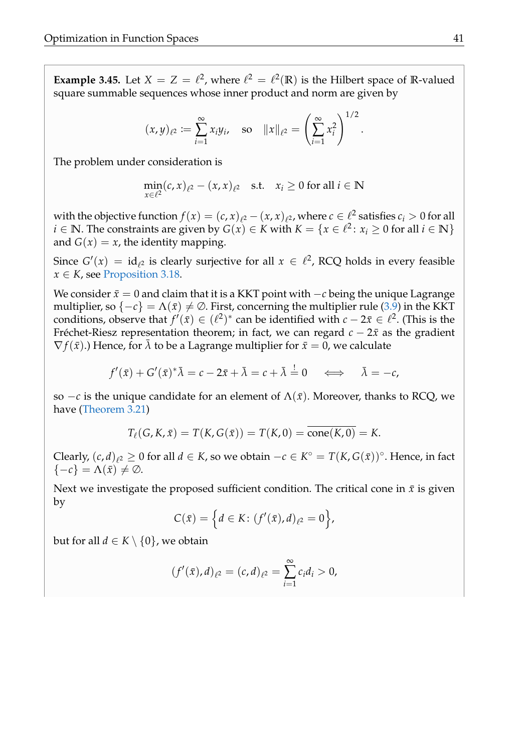**Example 3.45.** Let $X = Z = \ell^2$, where $\ell^2 = \ell^2(\mathbb{R})$ is the Hilbert space of $\mathbb{R}$-valued square summable sequences whose inner product and norm are given by

$$(x,y)_{\ell^2} := \sum_{i=1}^{\infty} x_i y_i, \quad \text{so} \quad \|x\|_{\ell^2} = \left(\sum_{i=1}^{\infty} x_i^2\right)^{1/2}.$$

The problem under consideration is

$$\min_{x \in \ell^2} (c,x)_{\ell^2} - (x,x)_{\ell^2} \quad \text{s.t.} \quad x_i \ge 0 \text{ for all } i \in \mathbb{N}$$

with the objective function $f(x) = (c,x)_{\ell^2} - (x,x)_{\ell^2}$, where $c \in \ell^2$ satisfies $c_i > 0$ for all $i \in \mathbb{N}$. The constraints are given by $G(x) \in K$ with $K = \{x \in \ell^2 \colon x_i \ge 0 \text{ for all } i \in \mathbb{N}\}$ and $G(x) = x$, the identity mapping.

Since $G'(x) = \mathrm{id}_{\ell^2}$ is clearly surjective for all $x \in \ell^2$, RCQ holds in every feasible $x \in K$, see Proposition 3.18.

We consider $\bar{x} = 0$ and claim that it is a KKT point with $-c$ being the unique Lagrange multiplier, so $\{-c\} = \Lambda(\bar{x}) \neq \emptyset$. First, concerning the multiplier rule (3.9) in the KKT conditions, observe that $f'(\bar{x}) \in (\ell^2)^*$ can be identified with $c - 2\bar{x} \in \ell^2$. (This is the Fréchet-Riesz representation theorem; in fact, we can regard $c - 2\bar{x}$ as the gradient $\nabla f(\bar{x})$.) Hence, for $\bar{\lambda}$ to be a Lagrange multiplier for $\bar{x} = 0$, we calculate

$$f'(\bar{x}) + G'(\bar{x})^* \bar{\lambda} = c - 2\bar{x} + \bar{\lambda} = c + \bar{\lambda} \stackrel{!}{=} 0 \quad \Longleftrightarrow \quad \bar{\lambda} = -c,$$

so $-c$ is the unique candidate for an element of $\Lambda(\bar{x})$. Moreover, thanks to RCQ, we have (Theorem 3.21)

$$T_\ell(G,K,\bar{x}) = T(K,G(\bar{x})) = T(K,0) = \overline{\operatorname{cone}(K,0)} = K.$$

Clearly, $(c,d)_{\ell^2} \ge 0$ for all $d \in K$, so we obtain $-c \in K^\circ = T(K,G(\bar{x}))^\circ$. Hence, in fact $\{-c\} = \Lambda(\bar{x}) \neq \emptyset$.

Next we investigate the proposed sufficient condition. The critical cone in $\bar{x}$ is given by

$$C(\bar{x}) = \left\{ d \in K \colon (f'(\bar{x}), d)_{\ell^2} = 0 \right\},$$

but for all $d \in K \setminus \{0\}$, we obtain

$$(f'(\bar{x}), d)_{\ell^2} = (c,d)_{\ell^2} = \sum_{i=1}^{\infty} c_i d_i > 0,$$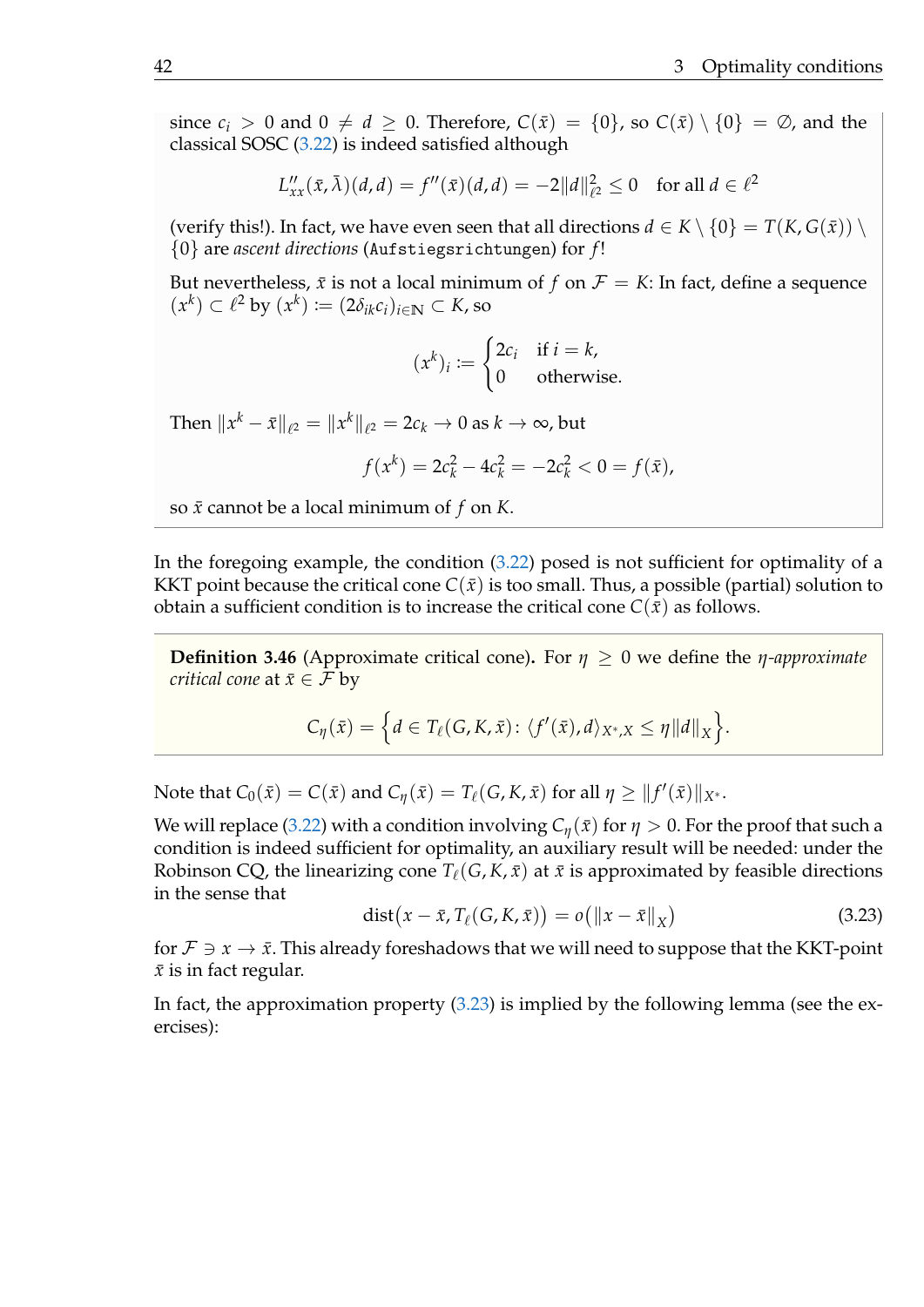since $c_i > 0$ and $0 \neq d \geq 0$. Therefore, $C(\bar{x}) = \{0\}$, so $C(\bar{x}) \setminus \{0\} = \emptyset$, and the classical SOSC (3.22) is indeed satisfied although

$$L''_{xx}(\bar{x}, \bar{\lambda})(d, d) = f''(\bar{x})(d, d) = -2\|d\|^2_{\ell^2} \leq 0 \quad \text{for all } d \in \ell^2$$

(verify this!). In fact, we have even seen that all directions $d \in K \setminus \{0\} = T(K, G(\bar{x})) \setminus \{0\}$ are *ascent directions* (`Aufstiegsrichtungen`) for $f$!

But nevertheless, $\bar{x}$ is not a local minimum of $f$ on $\mathcal{F} = K$: In fact, define a sequence $(x^k) \subset \ell^2$ by $(x^k) := (2\delta_{ik} c_i)_{i \in \mathbb{N}} \subset K$, so

$$(x^k)_i := \begin{cases} 2c_i & \text{if } i = k, \\ 0 & \text{otherwise.} \end{cases}$$

Then $\|x^k - \bar{x}\|_{\ell^2} = \|x^k\|_{\ell^2} = 2c_k \to 0$ as $k \to \infty$, but

$$f(x^k) = 2c_k^2 - 4c_k^2 = -2c_k^2 < 0 = f(\bar{x}),$$

so $\bar{x}$ cannot be a local minimum of $f$ on $K$.

In the foregoing example, the condition (3.22) posed is not sufficient for optimality of a KKT point because the critical cone $C(\bar{x})$ is too small. Thus, a possible (partial) solution to obtain a sufficient condition is to increase the critical cone $C(\bar{x})$ as follows.

**Definition 3.46** (Approximate critical cone)**.** For $\eta \geq 0$ we define the *$\eta$-approximate critical cone* at $\bar{x} \in \mathcal{F}$ by

$$C_\eta(\bar{x}) = \Big\{ d \in T_\ell(G, K, \bar{x}) \colon \langle f'(\bar{x}), d \rangle_{X^*, X} \leq \eta \|d\|_X \Big\}.$$

Note that $C_0(\bar{x}) = C(\bar{x})$ and $C_\eta(\bar{x}) = T_\ell(G, K, \bar{x})$ for all $\eta \geq \|f'(\bar{x})\|_{X^*}$.

We will replace (3.22) with a condition involving $C_\eta(\bar{x})$ for $\eta > 0$. For the proof that such a condition is indeed sufficient for optimality, an auxiliary result will be needed: under the Robinson CQ, the linearizing cone $T_\ell(G, K, \bar{x})$ at $\bar{x}$ is approximated by feasible directions in the sense that

$$\operatorname{dist}\big(x - \bar{x}, T_\ell(G, K, \bar{x})\big) = o\big(\|x - \bar{x}\|_X\big) \tag{3.23}$$

for $\mathcal{F} \ni x \to \bar{x}$. This already foreshadows that we will need to suppose that the KKT-point $\bar{x}$ is in fact regular.

In fact, the approximation property (3.23) is implied by the following lemma (see the exercises):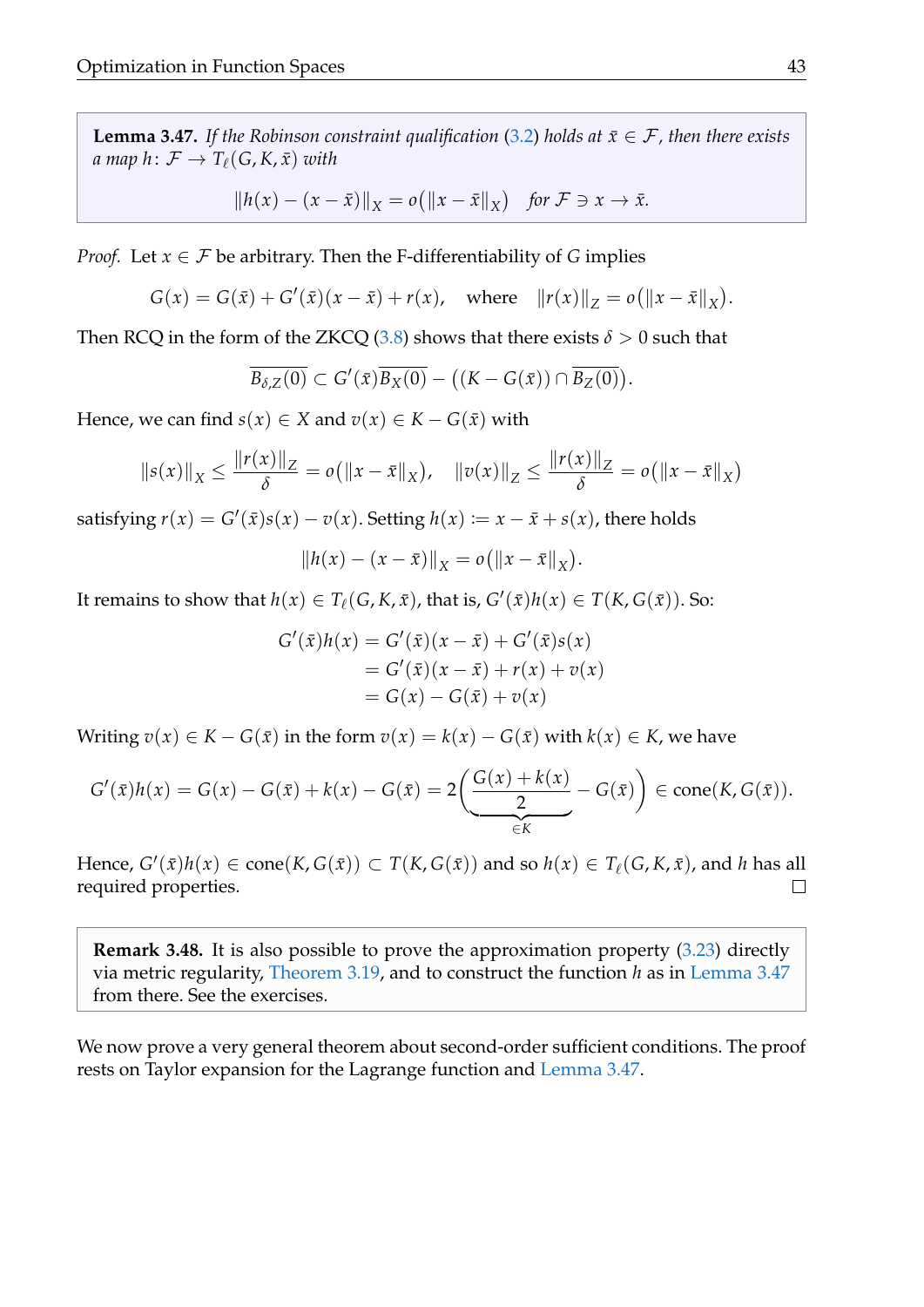**Lemma 3.47.** *If the Robinson constraint qualification (3.2) holds at $\bar{x} \in \mathcal{F}$, then there exists a map $h\colon \mathcal{F} \to T_\ell(G, K, \bar{x})$ with*

$$\|h(x) - (x - \bar{x})\|_X = o\big(\|x - \bar{x}\|_X\big) \quad \text{for } \mathcal{F} \ni x \to \bar{x}.$$

*Proof.* Let $x \in \mathcal{F}$ be arbitrary. Then the F-differentiability of $G$ implies

$$G(x) = G(\bar{x}) + G'(\bar{x})(x - \bar{x}) + r(x), \quad \text{where} \quad \|r(x)\|_Z = o\big(\|x - \bar{x}\|_X\big).$$

Then RCQ in the form of the ZKCQ (3.8) shows that there exists $\delta > 0$ such that

$$\overline{B_{\delta,Z}(0)} \subset G'(\bar{x})\overline{B_X(0)} - \big((K - G(\bar{x})) \cap \overline{B_Z(0)}\big).$$

Hence, we can find $s(x) \in X$ and $v(x) \in K - G(\bar{x})$ with

$$\|s(x)\|_X \le \frac{\|r(x)\|_Z}{\delta} = o\big(\|x - \bar{x}\|_X\big), \quad \|v(x)\|_Z \le \frac{\|r(x)\|_Z}{\delta} = o\big(\|x - \bar{x}\|_X\big)$$

satisfying $r(x) = G'(\bar{x})s(x) - v(x)$. Setting $h(x) := x - \bar{x} + s(x)$, there holds

$$\|h(x) - (x - \bar{x})\|_X = o\big(\|x - \bar{x}\|_X\big).$$

It remains to show that $h(x) \in T_\ell(G, K, \bar{x})$, that is, $G'(\bar{x})h(x) \in T(K, G(\bar{x}))$. So:

$$\begin{aligned}
G'(\bar{x})h(x) &= G'(\bar{x})(x - \bar{x}) + G'(\bar{x})s(x) \\
&= G'(\bar{x})(x - \bar{x}) + r(x) + v(x) \\
&= G(x) - G(\bar{x}) + v(x)
\end{aligned}$$

Writing $v(x) \in K - G(\bar{x})$ in the form $v(x) = k(x) - G(\bar{x})$ with $k(x) \in K$, we have

$$G'(\bar{x})h(x) = G(x) - G(\bar{x}) + k(x) - G(\bar{x}) = 2\Big(\underbrace{\frac{G(x) + k(x)}{2}}_{\in K} - G(\bar{x})\Big) \in \operatorname{cone}(K, G(\bar{x})).$$

Hence, $G'(\bar{x})h(x) \in \operatorname{cone}(K, G(\bar{x})) \subset T(K, G(\bar{x}))$ and so $h(x) \in T_\ell(G, K, \bar{x})$, and $h$ has all required properties. □

**Remark 3.48.** It is also possible to prove the approximation property (3.23) directly via metric regularity, Theorem 3.19, and to construct the function $h$ as in Lemma 3.47 from there. See the exercises.

We now prove a very general theorem about second-order sufficient conditions. The proof rests on Taylor expansion for the Lagrange function and Lemma 3.47.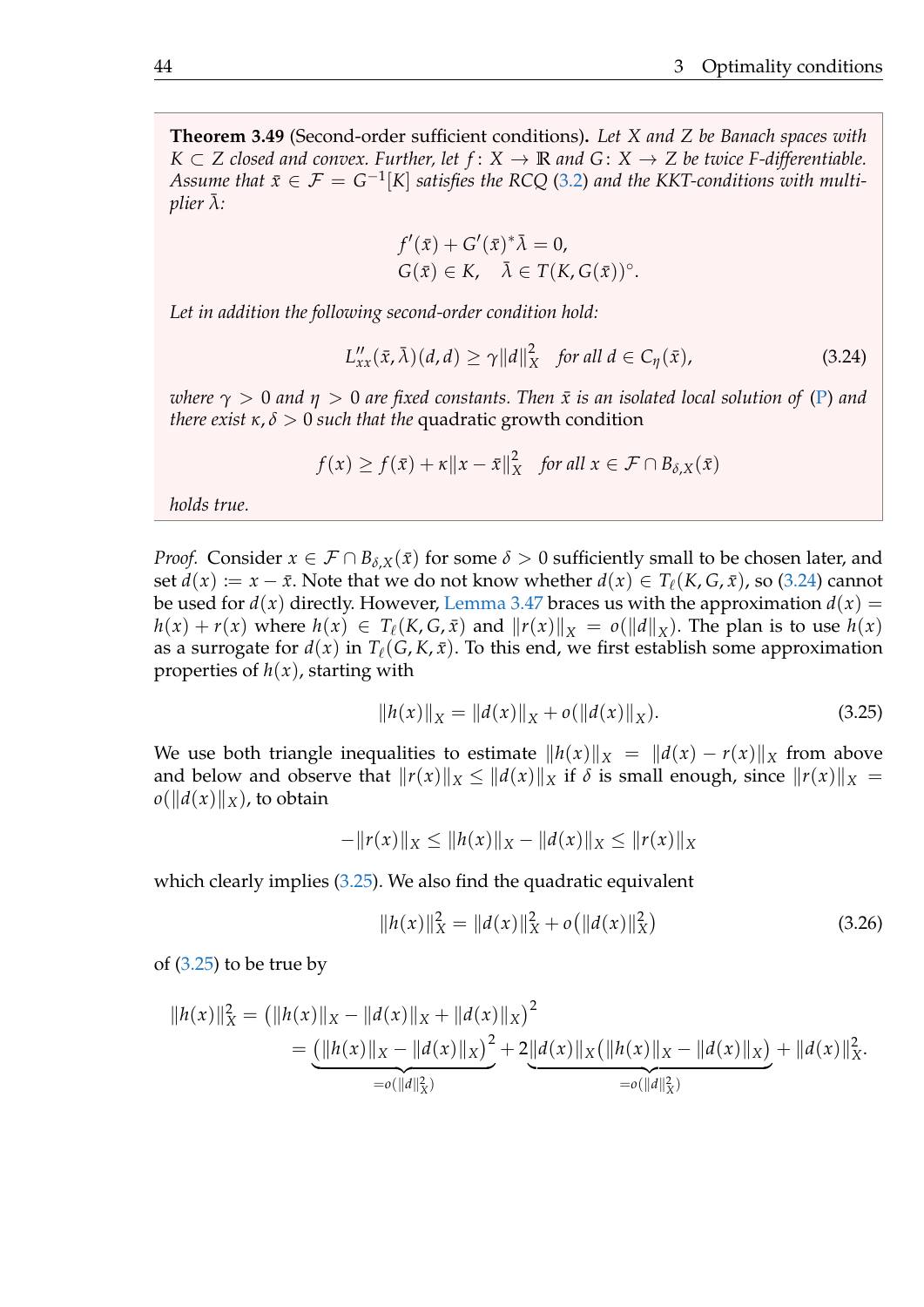**Theorem 3.49** (Second-order sufficient conditions)**.** *Let $X$ and $Z$ be Banach spaces with $K \subset Z$ closed and convex. Further, let $f\colon X \to \mathbb{R}$ and $G\colon X \to Z$ be twice F-differentiable. Assume that $\bar{x} \in \mathcal{F} = G^{-1}[K]$ satisfies the RCQ (3.2) and the KKT-conditions with multiplier $\bar{\lambda}$:*

$$
\begin{aligned}
&f'(\bar{x}) + G'(\bar{x})^* \bar{\lambda} = 0,\\
&G(\bar{x}) \in K, \quad \bar{\lambda} \in T(K, G(\bar{x}))^\circ.
\end{aligned}
$$

*Let in addition the following second-order condition hold:*

$$
L''_{xx}(\bar{x}, \bar{\lambda})(d, d) \geq \gamma \|d\|_X^2 \quad \text{for all } d \in C_\eta(\bar{x}), \tag{3.24}
$$

*where $\gamma > 0$ and $\eta > 0$ are fixed constants. Then $\bar{x}$ is an isolated local solution of (P) and there exist $\kappa, \delta > 0$ such that the* quadratic growth condition

$$
f(x) \geq f(\bar{x}) + \kappa \|x - \bar{x}\|_X^2 \quad \text{for all } x \in \mathcal{F} \cap B_{\delta,X}(\bar{x})
$$

*holds true.*

*Proof.* Consider $x \in \mathcal{F} \cap B_{\delta,X}(\bar{x})$ for some $\delta > 0$ sufficiently small to be chosen later, and set $d(x) := x - \bar{x}$. Note that we do not know whether $d(x) \in T_\ell(K, G, \bar{x})$, so (3.24) cannot be used for $d(x)$ directly. However, Lemma 3.47 braces us with the approximation $d(x) = h(x) + r(x)$ where $h(x) \in T_\ell(K, G, \bar{x})$ and $\|r(x)\|_X = o(\|d\|_X)$. The plan is to use $h(x)$ as a surrogate for $d(x)$ in $T_\ell(G, K, \bar{x})$. To this end, we first establish some approximation properties of $h(x)$, starting with

$$
\|h(x)\|_X = \|d(x)\|_X + o(\|d(x)\|_X). \tag{3.25}
$$

We use both triangle inequalities to estimate $\|h(x)\|_X = \|d(x) - r(x)\|_X$ from above and below and observe that $\|r(x)\|_X \leq \|d(x)\|_X$ if $\delta$ is small enough, since $\|r(x)\|_X = o(\|d(x)\|_X)$, to obtain

$$
-\|r(x)\|_X \leq \|h(x)\|_X - \|d(x)\|_X \leq \|r(x)\|_X
$$

which clearly implies (3.25). We also find the quadratic equivalent

$$
\|h(x)\|_X^2 = \|d(x)\|_X^2 + o\big(\|d(x)\|_X^2\big) \tag{3.26}
$$

of (3.25) to be true by

$$
\begin{aligned}
\|h(x)\|_X^2 &= \big(\|h(x)\|_X - \|d(x)\|_X + \|d(x)\|_X\big)^2\\
&= \underbrace{\big(\|h(x)\|_X - \|d(x)\|_X\big)^2}_{=o(\|d\|_X^2)} + 2\underbrace{\|d(x)\|_X\big(\|h(x)\|_X - \|d(x)\|_X\big)}_{=o(\|d\|_X^2)} + \|d(x)\|_X^2.
\end{aligned}
$$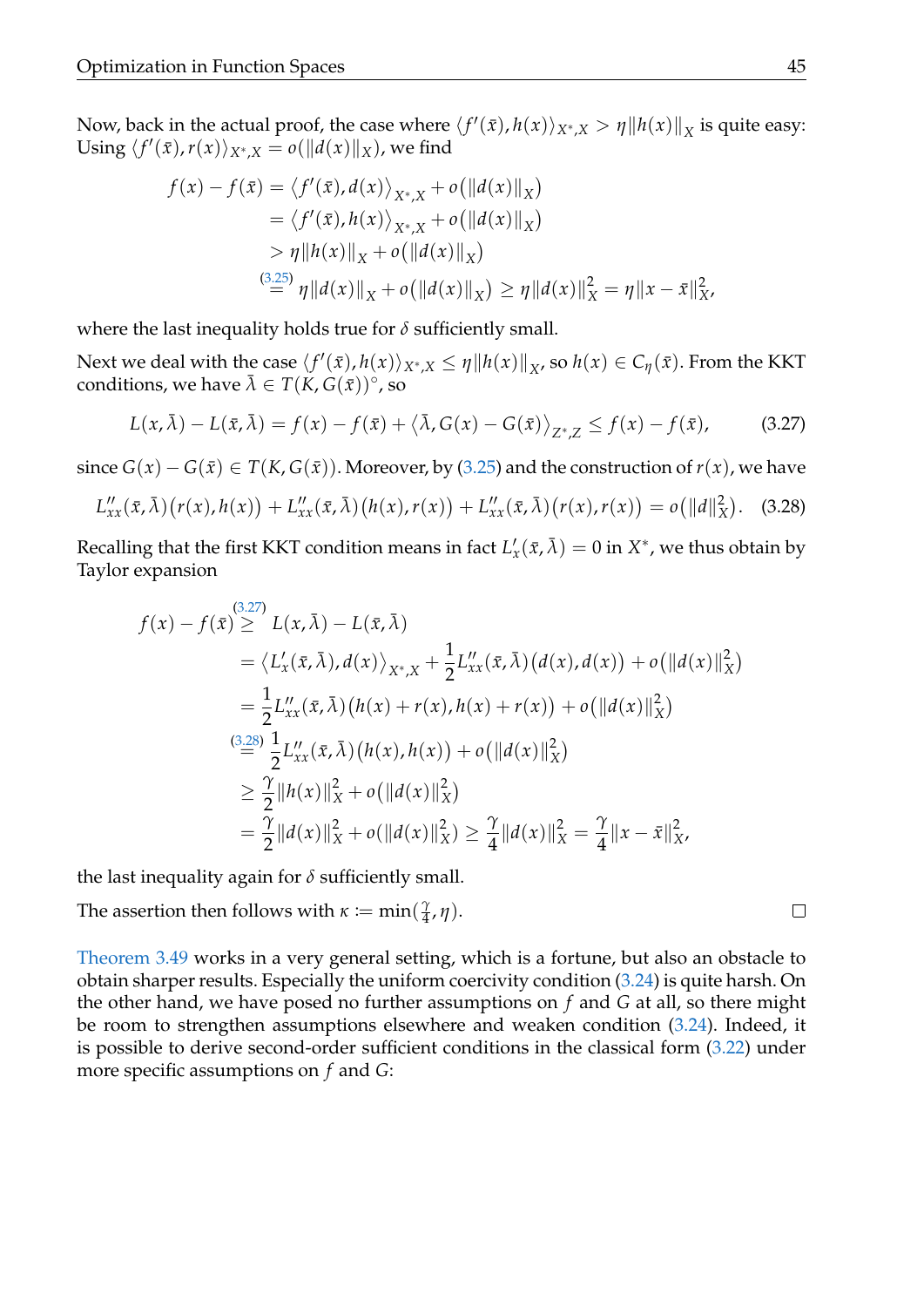Now, back in the actual proof, the case where $\langle f'(\bar{x}), h(x)\rangle_{X^*,X} > \eta \|h(x)\|_X$ is quite easy: Using $\langle f'(\bar{x}), r(x)\rangle_{X^*,X} = o(\|d(x)\|_X)$, we find

$$
\begin{aligned}
f(x) - f(\bar{x}) &= \big\langle f'(\bar{x}), d(x)\big\rangle_{X^*,X} + o\big(\|d(x)\|_X\big) \\
&= \big\langle f'(\bar{x}), h(x)\big\rangle_{X^*,X} + o\big(\|d(x)\|_X\big) \\
&> \eta \|h(x)\|_X + o\big(\|d(x)\|_X\big) \\
&\overset{(3.25)}{=} \eta \|d(x)\|_X + o\big(\|d(x)\|_X\big) \geq \eta \|d(x)\|_X^2 = \eta \|x - \bar{x}\|_X^2,
\end{aligned}
$$

where the last inequality holds true for $\delta$ sufficiently small.

Next we deal with the case $\langle f'(\bar{x}), h(x)\rangle_{X^*,X} \leq \eta \|h(x)\|_X$, so $h(x) \in C_\eta(\bar{x})$. From the KKT conditions, we have $\bar{\lambda} \in T(K, G(\bar{x}))^\circ$, so

$$
L(x, \bar{\lambda}) - L(\bar{x}, \bar{\lambda}) = f(x) - f(\bar{x}) + \big\langle \bar{\lambda}, G(x) - G(\bar{x})\big\rangle_{Z^*,Z} \leq f(x) - f(\bar{x}), \tag{3.27}
$$

since $G(x) - G(\bar{x}) \in T(K, G(\bar{x}))$. Moreover, by (3.25) and the construction of $r(x)$, we have

$$
L''_{xx}(\bar{x}, \bar{\lambda})\big(r(x), h(x)\big) + L''_{xx}(\bar{x}, \bar{\lambda})\big(h(x), r(x)\big) + L''_{xx}(\bar{x}, \bar{\lambda})\big(r(x), r(x)\big) = o\big(\|d\|_X^2\big). \tag{3.28}
$$

Recalling that the first KKT condition means in fact $L'_x(\bar{x}, \bar{\lambda}) = 0$ in $X^*$, we thus obtain by Taylor expansion

$$
\begin{aligned}
f(x) - f(\bar{x}) &\overset{(3.27)}{\geq} L(x, \bar{\lambda}) - L(\bar{x}, \bar{\lambda}) \\
&= \big\langle L'_x(\bar{x}, \bar{\lambda}), d(x)\big\rangle_{X^*,X} + \frac{1}{2} L''_{xx}(\bar{x}, \bar{\lambda})\big(d(x), d(x)\big) + o\big(\|d(x)\|_X^2\big) \\
&= \frac{1}{2} L''_{xx}(\bar{x}, \bar{\lambda})\big(h(x) + r(x), h(x) + r(x)\big) + o\big(\|d(x)\|_X^2\big) \\
&\overset{(3.28)}{=} \frac{1}{2} L''_{xx}(\bar{x}, \bar{\lambda})\big(h(x), h(x)\big) + o\big(\|d(x)\|_X^2\big) \\
&\geq \frac{\gamma}{2} \|h(x)\|_X^2 + o\big(\|d(x)\|_X^2\big) \\
&= \frac{\gamma}{2} \|d(x)\|_X^2 + o(\|d(x)\|_X^2) \geq \frac{\gamma}{4} \|d(x)\|_X^2 = \frac{\gamma}{4} \|x - \bar{x}\|_X^2,
\end{aligned}
$$

the last inequality again for $\delta$ sufficiently small.

The assertion then follows with $\kappa := \min(\frac{\gamma}{4}, \eta)$. ◻

Theorem 3.49 works in a very general setting, which is a fortune, but also an obstacle to obtain sharper results. Especially the uniform coercivity condition (3.24) is quite harsh. On the other hand, we have posed no further assumptions on $f$ and $G$ at all, so there might be room to strengthen assumptions elsewhere and weaken condition (3.24). Indeed, it is possible to derive second-order sufficient conditions in the classical form (3.22) under more specific assumptions on $f$ and $G$: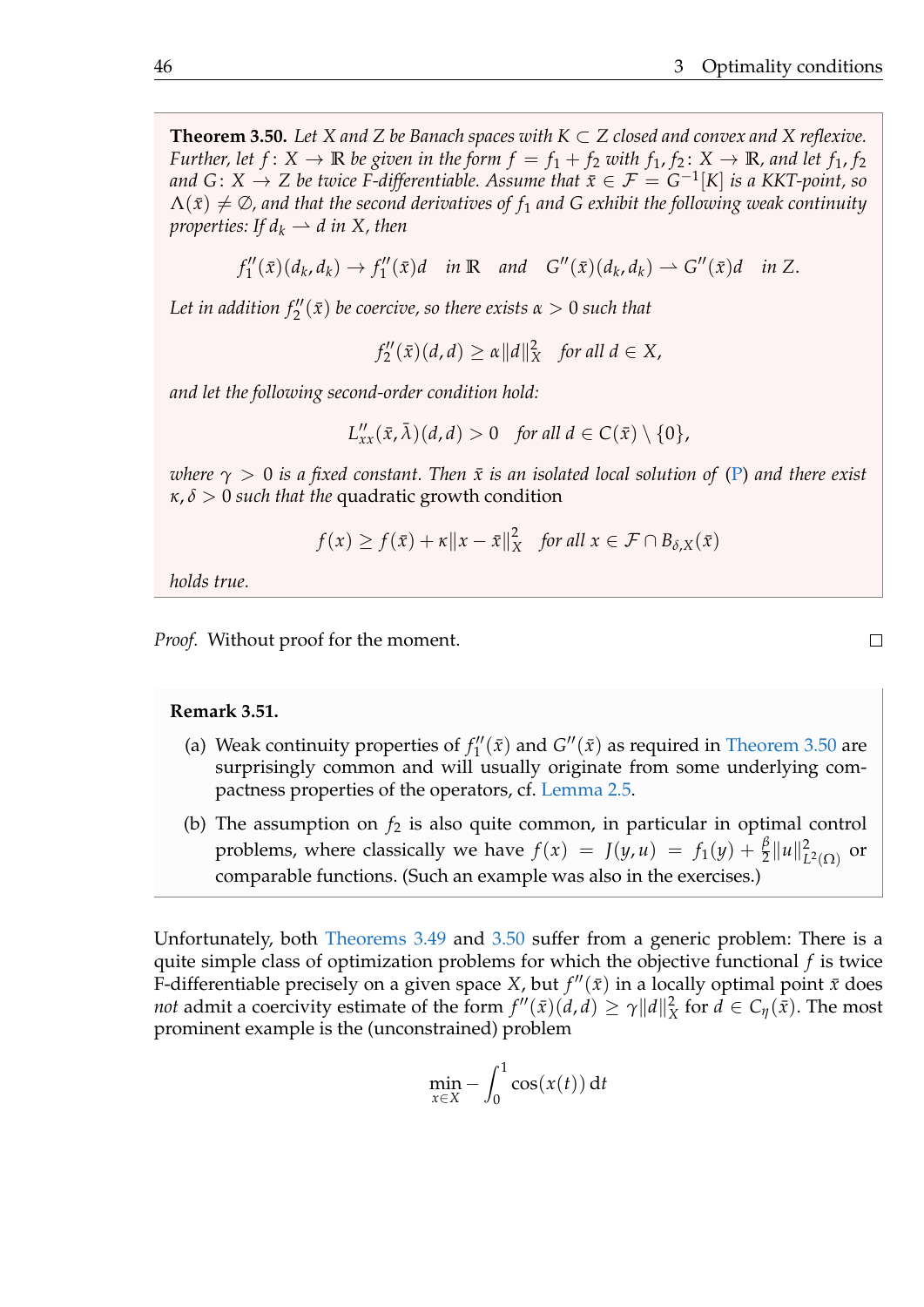**Theorem 3.50.** *Let $X$ and $Z$ be Banach spaces with $K \subset Z$ closed and convex and $X$ reflexive. Further, let $f\colon X \to \mathbb{R}$ be given in the form $f = f_1 + f_2$ with $f_1, f_2\colon X \to \mathbb{R}$, and let $f_1, f_2$ and $G\colon X \to Z$ be twice F-differentiable. Assume that $\bar{x} \in \mathcal{F} = G^{-1}[K]$ is a KKT-point, so $\Lambda(\bar{x}) \neq \emptyset$, and that the second derivatives of $f_1$ and $G$ exhibit the following weak continuity properties: If $d_k \rightharpoonup d$ in $X$, then*

$$f_1''(\bar{x})(d_k, d_k) \to f_1''(\bar{x})d \quad \text{in } \mathbb{R} \quad \text{and} \quad G''(\bar{x})(d_k, d_k) \rightharpoonup G''(\bar{x})d \quad \text{in } Z.$$

*Let in addition $f_2''(\bar{x})$ be coercive, so there exists $\alpha > 0$ such that*

$$f_2''(\bar{x})(d,d) \geq \alpha \|d\|_X^2 \quad \text{for all } d \in X,$$

*and let the following second-order condition hold:*

$$L_{xx}''(\bar{x}, \bar{\lambda})(d,d) > 0 \quad \text{for all } d \in C(\bar{x}) \setminus \{0\},$$

*where $\gamma > 0$ is a fixed constant. Then $\bar{x}$ is an isolated local solution of (P) and there exist $\kappa, \delta > 0$ such that the* quadratic growth condition

$$f(x) \geq f(\bar{x}) + \kappa \|x - \bar{x}\|_X^2 \quad \text{for all } x \in \mathcal{F} \cap B_{\delta,X}(\bar{x})$$

*holds true.*

*Proof.* Without proof for the moment. □

**Remark 3.51.**

(a) Weak continuity properties of $f_1''(\bar{x})$ and $G''(\bar{x})$ as required in Theorem 3.50 are surprisingly common and will usually originate from some underlying compactness properties of the operators, cf. Lemma 2.5.

(b) The assumption on $f_2$ is also quite common, in particular in optimal control problems, where classically we have $f(x) = J(y,u) = f_1(y) + \frac{\beta}{2}\|u\|_{L^2(\Omega)}^2$ or comparable functions. (Such an example was also in the exercises.)

Unfortunately, both Theorems 3.49 and 3.50 suffer from a generic problem: There is a quite simple class of optimization problems for which the objective functional $f$ is twice F-differentiable precisely on a given space $X$, but $f''(\bar{x})$ in a locally optimal point $\bar{x}$ does *not* admit a coercivity estimate of the form $f''(\bar{x})(d,d) \geq \gamma \|d\|_X^2$ for $d \in C_\eta(\bar{x})$. The most prominent example is the (unconstrained) problem

$$\min_{x \in X} -\int_0^1 \cos(x(t))\,\mathrm{d}t$$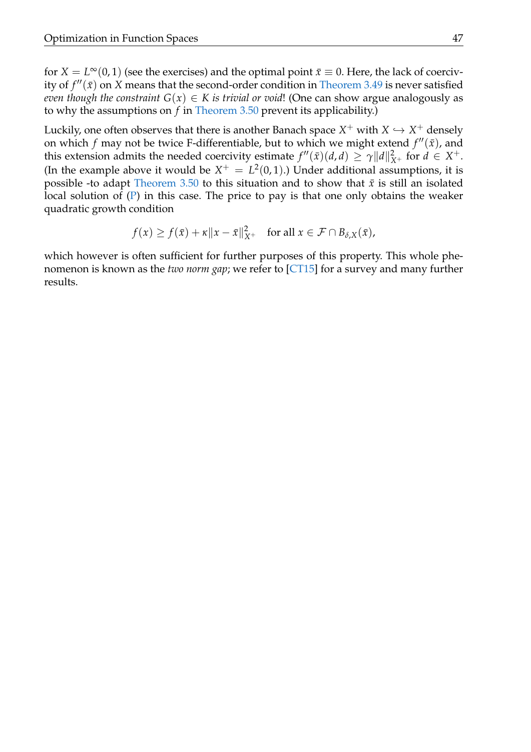for $X = L^\infty(0,1)$ (see the exercises) and the optimal point $\bar{x} \equiv 0$. Here, the lack of coercivity of $f''(\bar{x})$ on $X$ means that the second-order condition in Theorem 3.49 is never satisfied *even though the constraint $G(x) \in K$ is trivial or void*! (One can show argue analogously as to why the assumptions on $f$ in Theorem 3.50 prevent its applicability.)

Luckily, one often observes that there is another Banach space $X^+$ with $X \hookrightarrow X^+$ densely on which $f$ may not be twice F-differentiable, but to which we might extend $f''(\bar{x})$, and this extension admits the needed coercivity estimate $f''(\bar{x})(d,d) \geq \gamma \|d\|_{X^+}^2$ for $d \in X^+$. (In the example above it would be $X^+ = L^2(0,1)$.) Under additional assumptions, it is possible -to adapt Theorem 3.50 to this situation and to show that $\bar{x}$ is still an isolated local solution of (P) in this case. The price to pay is that one only obtains the weaker quadratic growth condition

$$f(x) \geq f(\bar{x}) + \kappa \|x - \bar{x}\|_{X^+}^2 \quad \text{for all } x \in \mathcal{F} \cap B_{\delta,X}(\bar{x}),$$

which however is often sufficient for further purposes of this property. This whole phenomenon is known as the *two norm gap*; we refer to [CT15] for a survey and many further results.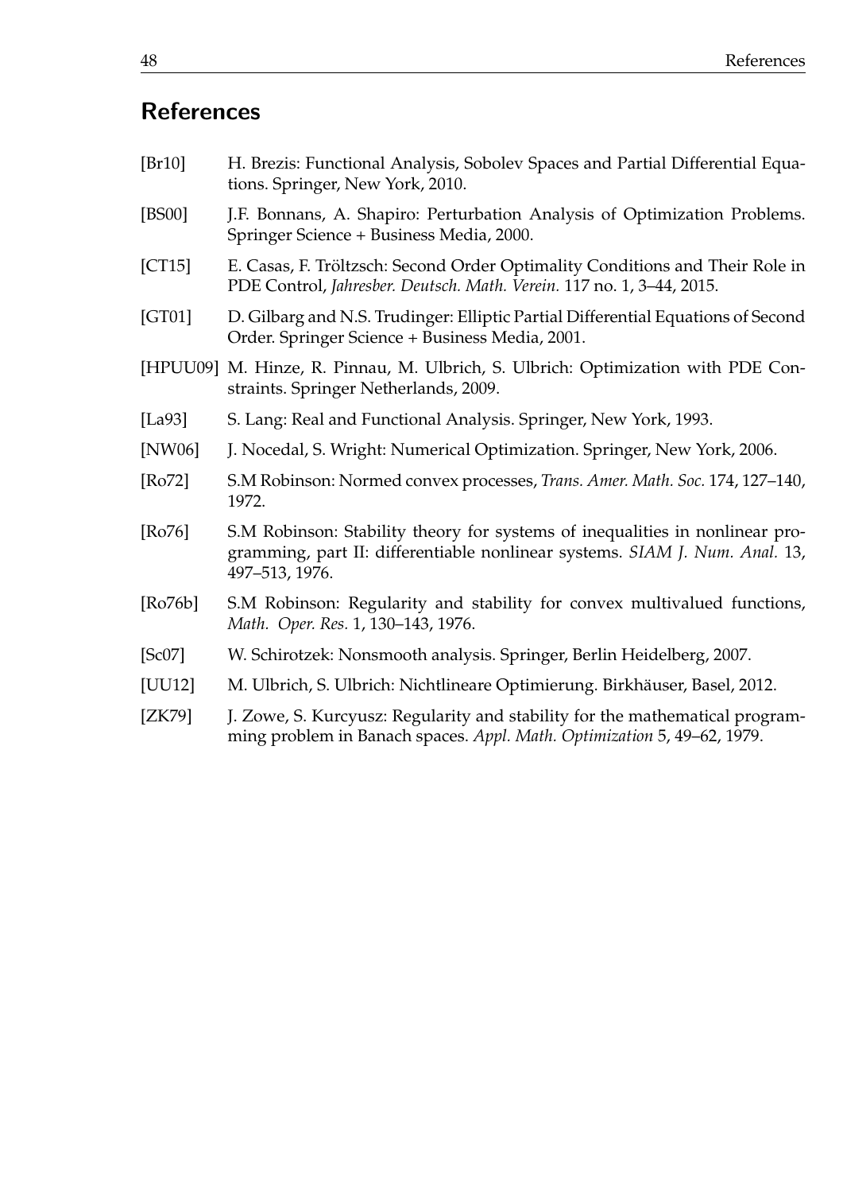# References

[Br10] H. Brezis: Functional Analysis, Sobolev Spaces and Partial Differential Equations. Springer, New York, 2010.

[BS00] J.F. Bonnans, A. Shapiro: Perturbation Analysis of Optimization Problems. Springer Science + Business Media, 2000.

[CT15] E. Casas, F. Tröltzsch: Second Order Optimality Conditions and Their Role in PDE Control, *Jahresber. Deutsch. Math. Verein.* 117 no. 1, 3–44, 2015.

[GT01] D. Gilbarg and N.S. Trudinger: Elliptic Partial Differential Equations of Second Order. Springer Science + Business Media, 2001.

[HPUU09] M. Hinze, R. Pinnau, M. Ulbrich, S. Ulbrich: Optimization with PDE Constraints. Springer Netherlands, 2009.

[La93] S. Lang: Real and Functional Analysis. Springer, New York, 1993.

[NW06] J. Nocedal, S. Wright: Numerical Optimization. Springer, New York, 2006.

[Ro72] S.M Robinson: Normed convex processes, *Trans. Amer. Math. Soc.* 174, 127–140, 1972.

[Ro76] S.M Robinson: Stability theory for systems of inequalities in nonlinear programming, part II: differentiable nonlinear systems. *SIAM J. Num. Anal.* 13, 497–513, 1976.

[Ro76b] S.M Robinson: Regularity and stability for convex multivalued functions, *Math. Oper. Res.* 1, 130–143, 1976.

[Sc07] W. Schirotzek: Nonsmooth analysis. Springer, Berlin Heidelberg, 2007.

[UU12] M. Ulbrich, S. Ulbrich: Nichtlineare Optimierung. Birkhäuser, Basel, 2012.

[ZK79] J. Zowe, S. Kurcyusz: Regularity and stability for the mathematical programming problem in Banach spaces. *Appl. Math. Optimization* 5, 49–62, 1979.